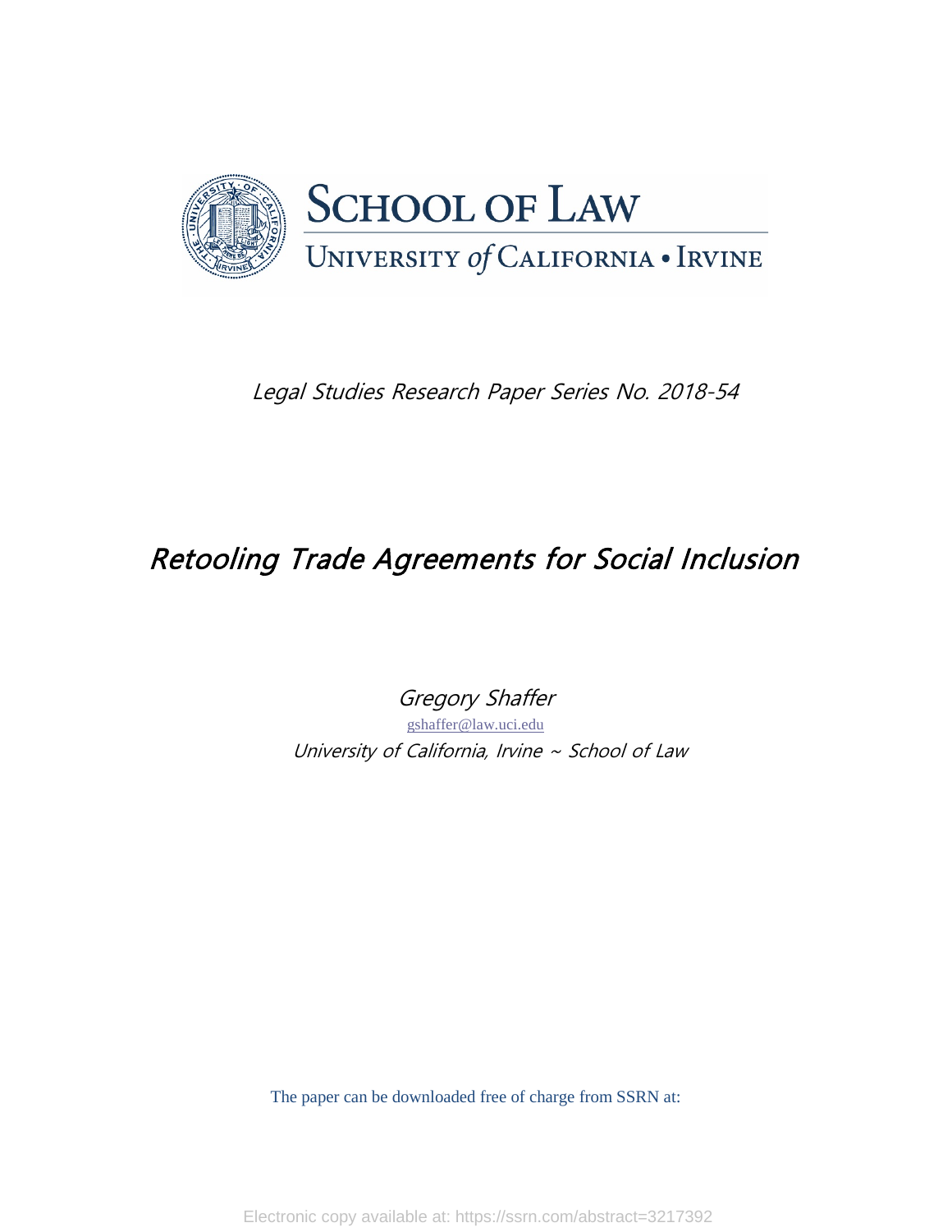# SCHOOL OF LAW

UNIVERSITY of CALIFORNIA • IRVINE

*Legal Studies Research Paper Series No. 2018-54*

# *Retooling Trade Agreements for Social Inclusion*

*Gregory Shaffer*

gshaffer@law.uci.edu

*University of California, Irvine ~ School of Law*

The paper can be downloaded free of charge from SSRN at:

Electronic copy available at: https://ssrn.com/abstract=3217392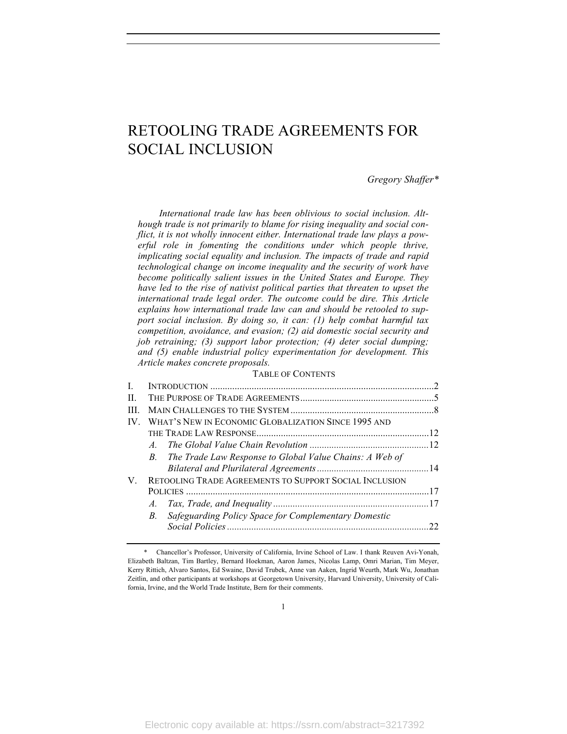# RETOOLING TRADE AGREEMENTS FOR SOCIAL INCLUSION

*Gregory Shaffer\**

*International trade law has been oblivious to social inclusion. Although trade is not primarily to blame for rising inequality and social conflict, it is not wholly innocent either. International trade law plays a powerful role in fomenting the conditions under which people thrive, implicating social equality and inclusion. The impacts of trade and rapid technological change on income inequality and the security of work have become politically salient issues in the United States and Europe. They have led to the rise of nativist political parties that threaten to upset the international trade legal order. The outcome could be dire. This Article explains how international trade law can and should be retooled to support social inclusion. By doing so, it can: (1) help combat harmful tax competition, avoidance, and evasion; (2) aid domestic social security and job retraining; (3) support labor protection; (4) deter social dumping; and (5) enable industrial policy experimentation for development. This Article makes concrete proposals.*

TABLE OF CONTENTS

| | | |
|---|---|---|
| I. | INTRODUCTION | 2 |
| II. | THE PURPOSE OF TRADE AGREEMENTS | 5 |
| III. | MAIN CHALLENGES TO THE SYSTEM | 8 |
| IV. | WHAT'S NEW IN ECONOMIC GLOBALIZATION SINCE 1995 AND THE TRADE LAW RESPONSE | 12 |
| | *A. The Global Value Chain Revolution* | 12 |
| | *B. The Trade Law Response to Global Value Chains: A Web of Bilateral and Plurilateral Agreements* | 14 |
| V. | RETOOLING TRADE AGREEMENTS TO SUPPORT SOCIAL INCLUSION POLICIES | 17 |
| | *A. Tax, Trade, and Inequality* | 17 |
| | *B. Safeguarding Policy Space for Complementary Domestic Social Policies* | 22 |

\* Chancellor's Professor, University of California, Irvine School of Law. I thank Reuven Avi-Yonah, Elizabeth Baltzan, Tim Bartley, Bernard Hoekman, Aaron James, Nicolas Lamp, Omri Marian, Tim Meyer, Kerry Rittich, Alvaro Santos, Ed Swaine, David Trubek, Anne van Aaken, Ingrid Weurth, Mark Wu, Jonathan Zeitlin, and other participants at workshops at Georgetown University, Harvard University, University of California, Irvine, and the World Trade Institute, Bern for their comments.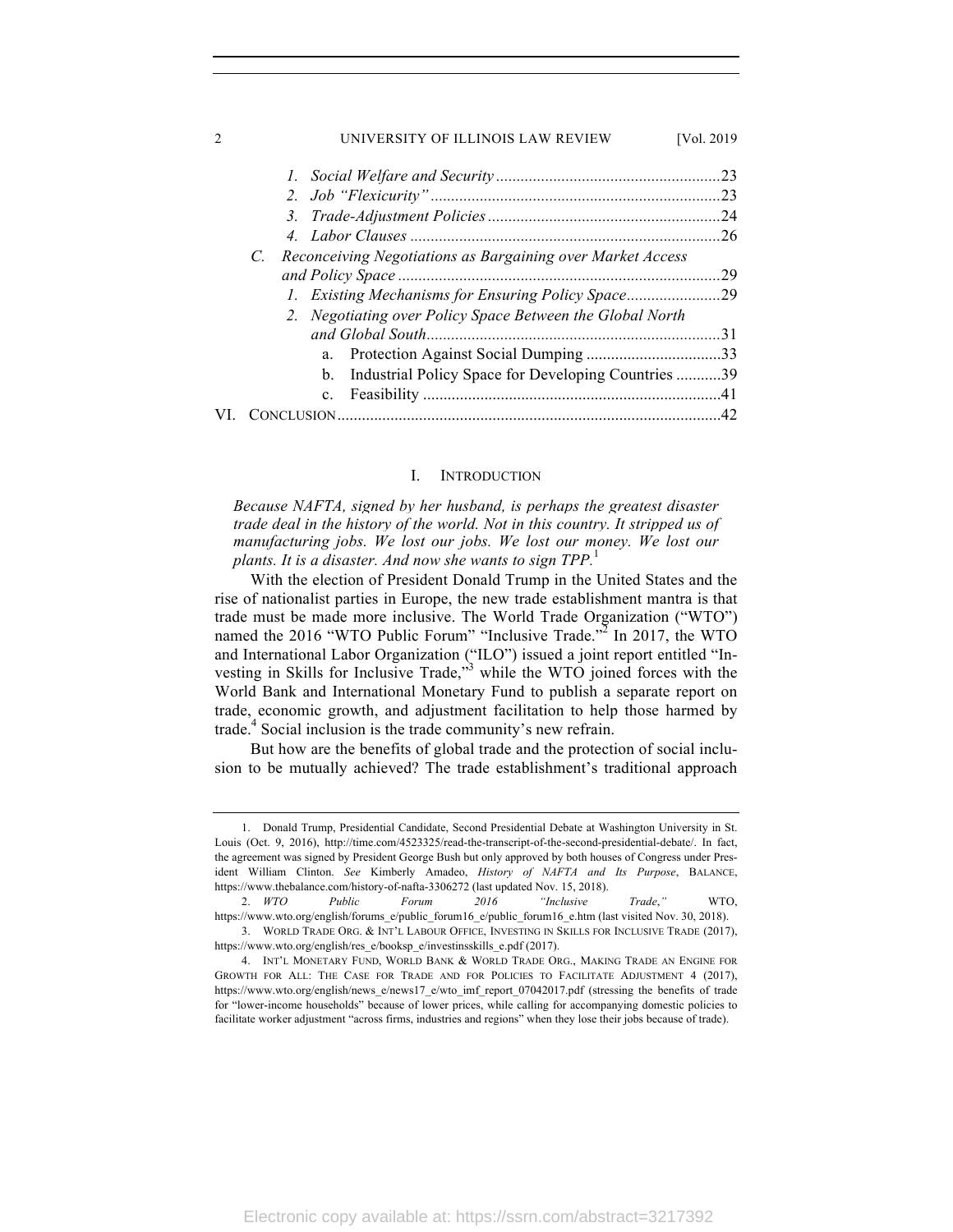1. *Social Welfare and Security* .......................................................23
2. *Job "Flexicurity"* .......................................................................23
3. *Trade-Adjustment Policies* .........................................................24
4. *Labor Clauses* ............................................................................26

C. *Reconceiving Negotiations as Bargaining over Market Access and Policy Space* ...............................................................................29

1. *Existing Mechanisms for Ensuring Policy Space*.......................29
2. *Negotiating over Policy Space Between the Global North and Global South*........................................................................31
   a. Protection Against Social Dumping .................................33
   b. Industrial Policy Space for Developing Countries ...........39
   c. Feasibility .........................................................................41

VI. CONCLUSION.............................................................................................42

# I. INTRODUCTION

*Because NAFTA, signed by her husband, is perhaps the greatest disaster trade deal in the history of the world. Not in this country. It stripped us of manufacturing jobs. We lost our jobs. We lost our money. We lost our plants. It is a disaster. And now she wants to sign TPP.*[1]

With the election of President Donald Trump in the United States and the rise of nationalist parties in Europe, the new trade establishment mantra is that trade must be made more inclusive. The World Trade Organization ("WTO") named the 2016 "WTO Public Forum" "Inclusive Trade."[2] In 2017, the WTO and International Labor Organization ("ILO") issued a joint report entitled "Investing in Skills for Inclusive Trade,"[3] while the WTO joined forces with the World Bank and International Monetary Fund to publish a separate report on trade, economic growth, and adjustment facilitation to help those harmed by trade.[4] Social inclusion is the trade community's new refrain.

But how are the benefits of global trade and the protection of social inclusion to be mutually achieved? The trade establishment's traditional approach

---

1. Donald Trump, Presidential Candidate, Second Presidential Debate at Washington University in St. Louis (Oct. 9, 2016), http://time.com/4523325/read-the-transcript-of-the-second-presidential-debate/. In fact, the agreement was signed by President George Bush but only approved by both houses of Congress under President William Clinton. *See* Kimberly Amadeo, *History of NAFTA and Its Purpose*, BALANCE, https://www.thebalance.com/history-of-nafta-3306272 (last updated Nov. 15, 2018).

2. *WTO Public Forum 2016 "Inclusive Trade*,*"* WTO, https://www.wto.org/english/forums_e/public_forum16_e/public_forum16_e.htm (last visited Nov. 30, 2018).

3. WORLD TRADE ORG. & INT'L LABOUR OFFICE, INVESTING IN SKILLS FOR INCLUSIVE TRADE (2017), https://www.wto.org/english/res_e/booksp_e/investinsskills_e.pdf (2017).

4. INT'L MONETARY FUND, WORLD BANK & WORLD TRADE ORG., MAKING TRADE AN ENGINE FOR GROWTH FOR ALL: THE CASE FOR TRADE AND FOR POLICIES TO FACILITATE ADJUSTMENT 4 (2017), https://www.wto.org/english/news_e/news17_e/wto_imf_report_07042017.pdf (stressing the benefits of trade for "lower-income households" because of lower prices, while calling for accompanying domestic policies to facilitate worker adjustment "across firms, industries and regions" when they lose their jobs because of trade).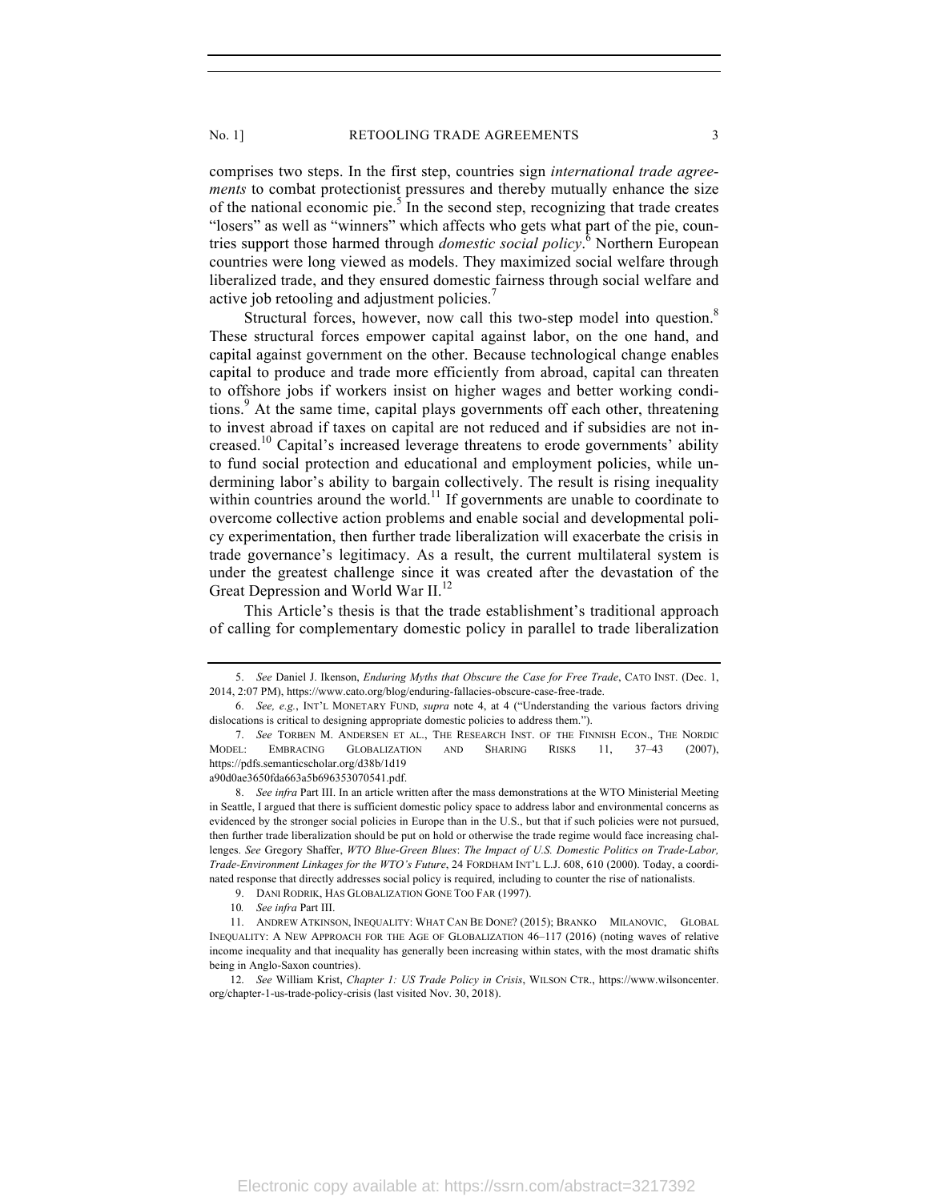comprises two steps. In the first step, countries sign *international trade agreements* to combat protectionist pressures and thereby mutually enhance the size of the national economic pie.[5] In the second step, recognizing that trade creates "losers" as well as "winners" which affects who gets what part of the pie, countries support those harmed through *domestic social policy*.[6] Northern European countries were long viewed as models. They maximized social welfare through liberalized trade, and they ensured domestic fairness through social welfare and active job retooling and adjustment policies.[7]

Structural forces, however, now call this two-step model into question.[8] These structural forces empower capital against labor, on the one hand, and capital against government on the other. Because technological change enables capital to produce and trade more efficiently from abroad, capital can threaten to offshore jobs if workers insist on higher wages and better working conditions.[9] At the same time, capital plays governments off each other, threatening to invest abroad if taxes on capital are not reduced and if subsidies are not increased.[10] Capital's increased leverage threatens to erode governments' ability to fund social protection and educational and employment policies, while undermining labor's ability to bargain collectively. The result is rising inequality within countries around the world.[11] If governments are unable to coordinate to overcome collective action problems and enable social and developmental policy experimentation, then further trade liberalization will exacerbate the crisis in trade governance's legitimacy. As a result, the current multilateral system is under the greatest challenge since it was created after the devastation of the Great Depression and World War II.[12]

This Article's thesis is that the trade establishment's traditional approach of calling for complementary domestic policy in parallel to trade liberalization

---

5. *See* Daniel J. Ikenson, *Enduring Myths that Obscure the Case for Free Trade*, CATO INST. (Dec. 1, 2014, 2:07 PM), https://www.cato.org/blog/enduring-fallacies-obscure-case-free-trade.

6. *See, e.g.*, INT'L MONETARY FUND, *supra* note 4, at 4 ("Understanding the various factors driving dislocations is critical to designing appropriate domestic policies to address them.").

7. *See* TORBEN M. ANDERSEN ET AL., THE RESEARCH INST. OF THE FINNISH ECON., THE NORDIC MODEL: EMBRACING GLOBALIZATION AND SHARING RISKS 11, 37–43 (2007), https://pdfs.semanticscholar.org/d38b/1d19a90d0ae3650fda663a5b696353070541.pdf.

8. *See infra* Part III. In an article written after the mass demonstrations at the WTO Ministerial Meeting in Seattle, I argued that there is sufficient domestic policy space to address labor and environmental concerns as evidenced by the stronger social policies in Europe than in the U.S., but that if such policies were not pursued, then further trade liberalization should be put on hold or otherwise the trade regime would face increasing challenges. *See* Gregory Shaffer, *WTO Blue-Green Blues*: *The Impact of U.S. Domestic Politics on Trade-Labor, Trade-Environment Linkages for the WTO's Future*, 24 FORDHAM INT'L L.J. 608, 610 (2000). Today, a coordinated response that directly addresses social policy is required, including to counter the rise of nationalists.

9. DANI RODRIK, HAS GLOBALIZATION GONE TOO FAR (1997).

10. *See infra* Part III.

11. ANDREW ATKINSON, INEQUALITY: WHAT CAN BE DONE? (2015); BRANKO MILANOVIC, GLOBAL INEQUALITY: A NEW APPROACH FOR THE AGE OF GLOBALIZATION 46–117 (2016) (noting waves of relative income inequality and that inequality has generally been increasing within states, with the most dramatic shifts being in Anglo-Saxon countries).

12. *See* William Krist, *Chapter 1: US Trade Policy in Crisis*, WILSON CTR., https://www.wilsoncenter.org/chapter-1-us-trade-policy-crisis (last visited Nov. 30, 2018).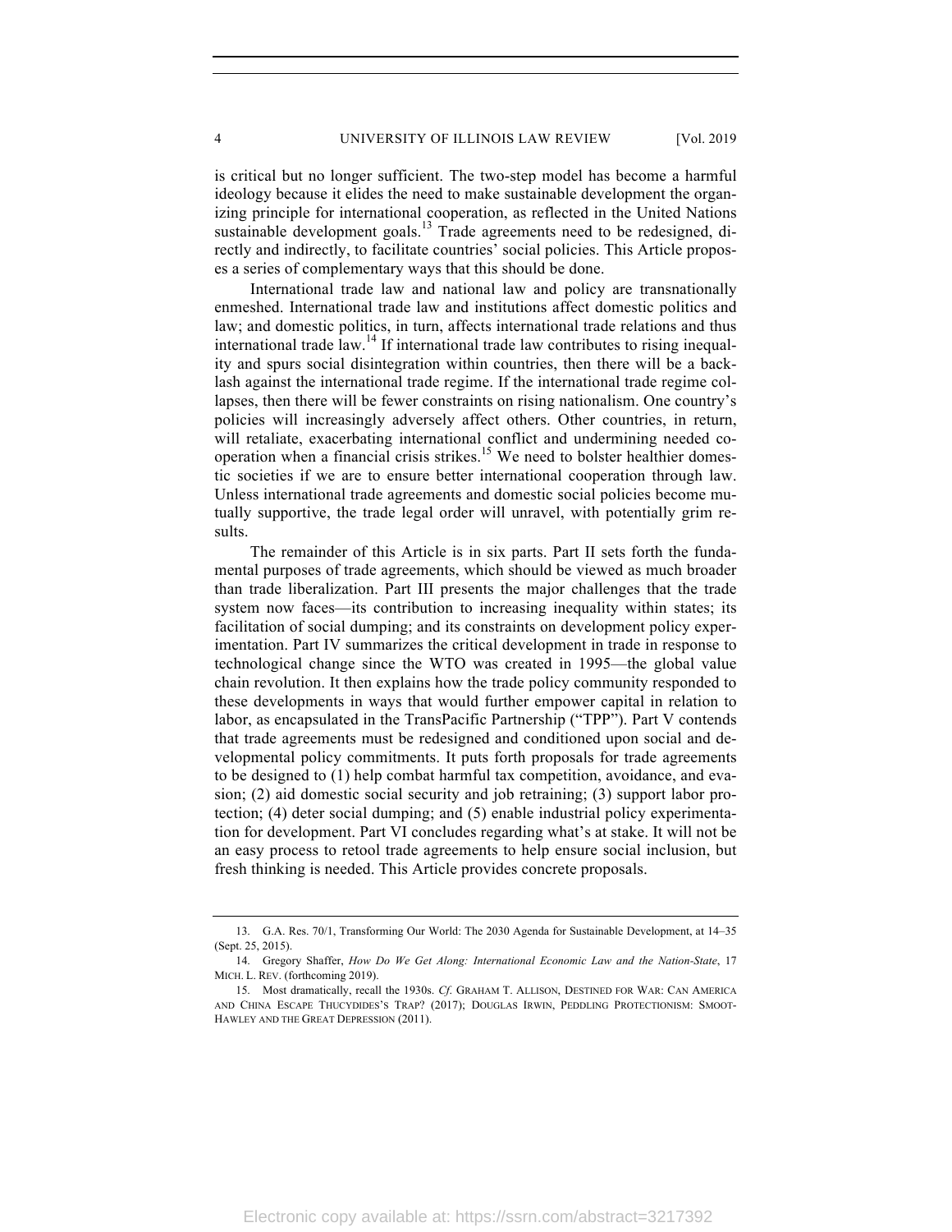is critical but no longer sufficient. The two-step model has become a harmful ideology because it elides the need to make sustainable development the organizing principle for international cooperation, as reflected in the United Nations sustainable development goals.[13] Trade agreements need to be redesigned, directly and indirectly, to facilitate countries' social policies. This Article proposes a series of complementary ways that this should be done.

International trade law and national law and policy are transnationally enmeshed. International trade law and institutions affect domestic politics and law; and domestic politics, in turn, affects international trade relations and thus international trade law.[14] If international trade law contributes to rising inequality and spurs social disintegration within countries, then there will be a backlash against the international trade regime. If the international trade regime collapses, then there will be fewer constraints on rising nationalism. One country's policies will increasingly adversely affect others. Other countries, in return, will retaliate, exacerbating international conflict and undermining needed cooperation when a financial crisis strikes.[15] We need to bolster healthier domestic societies if we are to ensure better international cooperation through law. Unless international trade agreements and domestic social policies become mutually supportive, the trade legal order will unravel, with potentially grim results.

The remainder of this Article is in six parts. Part II sets forth the fundamental purposes of trade agreements, which should be viewed as much broader than trade liberalization. Part III presents the major challenges that the trade system now faces—its contribution to increasing inequality within states; its facilitation of social dumping; and its constraints on development policy experimentation. Part IV summarizes the critical development in trade in response to technological change since the WTO was created in 1995—the global value chain revolution. It then explains how the trade policy community responded to these developments in ways that would further empower capital in relation to labor, as encapsulated in the TransPacific Partnership ("TPP"). Part V contends that trade agreements must be redesigned and conditioned upon social and developmental policy commitments. It puts forth proposals for trade agreements to be designed to (1) help combat harmful tax competition, avoidance, and evasion; (2) aid domestic social security and job retraining; (3) support labor protection; (4) deter social dumping; and (5) enable industrial policy experimentation for development. Part VI concludes regarding what's at stake. It will not be an easy process to retool trade agreements to help ensure social inclusion, but fresh thinking is needed. This Article provides concrete proposals.

---

13. G.A. Res. 70/1, Transforming Our World: The 2030 Agenda for Sustainable Development, at 14–35 (Sept. 25, 2015).

14. Gregory Shaffer, *How Do We Get Along: International Economic Law and the Nation-State*, 17 MICH. L. REV. (forthcoming 2019).

15. Most dramatically, recall the 1930s. *Cf*. GRAHAM T. ALLISON, DESTINED FOR WAR: CAN AMERICA AND CHINA ESCAPE THUCYDIDES'S TRAP? (2017); DOUGLAS IRWIN, PEDDLING PROTECTIONISM: SMOOT-HAWLEY AND THE GREAT DEPRESSION (2011).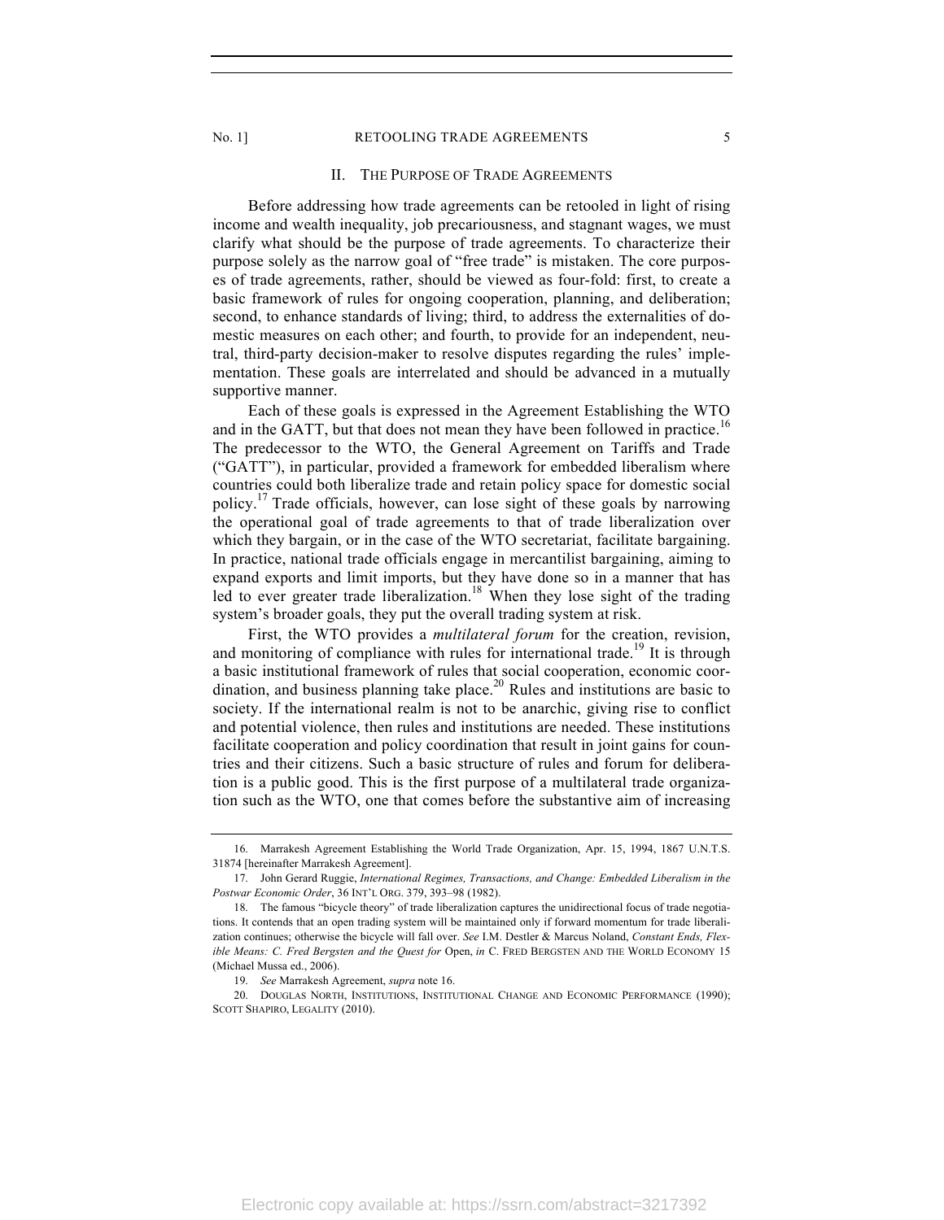## II. The Purpose of Trade Agreements

Before addressing how trade agreements can be retooled in light of rising income and wealth inequality, job precariousness, and stagnant wages, we must clarify what should be the purpose of trade agreements. To characterize their purpose solely as the narrow goal of "free trade" is mistaken. The core purposes of trade agreements, rather, should be viewed as four-fold: first, to create a basic framework of rules for ongoing cooperation, planning, and deliberation; second, to enhance standards of living; third, to address the externalities of domestic measures on each other; and fourth, to provide for an independent, neutral, third-party decision-maker to resolve disputes regarding the rules' implementation. These goals are interrelated and should be advanced in a mutually supportive manner.

Each of these goals is expressed in the Agreement Establishing the WTO and in the GATT, but that does not mean they have been followed in practice.[16] The predecessor to the WTO, the General Agreement on Tariffs and Trade ("GATT"), in particular, provided a framework for embedded liberalism where countries could both liberalize trade and retain policy space for domestic social policy.[17] Trade officials, however, can lose sight of these goals by narrowing the operational goal of trade agreements to that of trade liberalization over which they bargain, or in the case of the WTO secretariat, facilitate bargaining. In practice, national trade officials engage in mercantilist bargaining, aiming to expand exports and limit imports, but they have done so in a manner that has led to ever greater trade liberalization.[18] When they lose sight of the trading system's broader goals, they put the overall trading system at risk.

First, the WTO provides a *multilateral forum* for the creation, revision, and monitoring of compliance with rules for international trade.[19] It is through a basic institutional framework of rules that social cooperation, economic coordination, and business planning take place.[20] Rules and institutions are basic to society. If the international realm is not to be anarchic, giving rise to conflict and potential violence, then rules and institutions are needed. These institutions facilitate cooperation and policy coordination that result in joint gains for countries and their citizens. Such a basic structure of rules and forum for deliberation is a public good. This is the first purpose of a multilateral trade organization such as the WTO, one that comes before the substantive aim of increasing

---

16. Marrakesh Agreement Establishing the World Trade Organization, Apr. 15, 1994, 1867 U.N.T.S. 31874 [hereinafter Marrakesh Agreement].

17. John Gerard Ruggie, *International Regimes, Transactions, and Change: Embedded Liberalism in the Postwar Economic Order*, 36 INT'L ORG. 379, 393–98 (1982).

18. The famous "bicycle theory" of trade liberalization captures the unidirectional focus of trade negotiations. It contends that an open trading system will be maintained only if forward momentum for trade liberalization continues; otherwise the bicycle will fall over. *See* I.M. Destler & Marcus Noland, *Constant Ends, Flexible Means: C. Fred Bergsten and the Quest for* Open, *in* C. FRED BERGSTEN AND THE WORLD ECONOMY 15 (Michael Mussa ed., 2006).

19. *See* Marrakesh Agreement, *supra* note 16.

20. DOUGLAS NORTH, INSTITUTIONS, INSTITUTIONAL CHANGE AND ECONOMIC PERFORMANCE (1990); SCOTT SHAPIRO, LEGALITY (2010).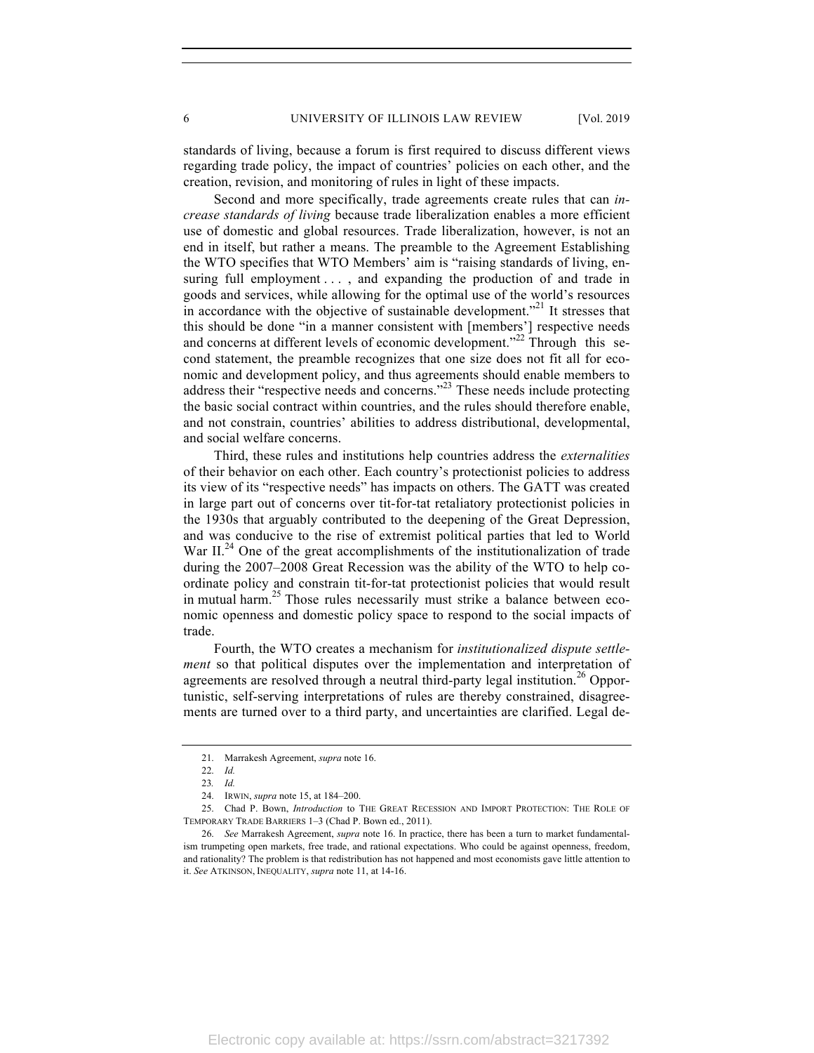standards of living, because a forum is first required to discuss different views regarding trade policy, the impact of countries' policies on each other, and the creation, revision, and monitoring of rules in light of these impacts.

Second and more specifically, trade agreements create rules that can *increase standards of living* because trade liberalization enables a more efficient use of domestic and global resources. Trade liberalization, however, is not an end in itself, but rather a means. The preamble to the Agreement Establishing the WTO specifies that WTO Members' aim is "raising standards of living, ensuring full employment . . . , and expanding the production of and trade in goods and services, while allowing for the optimal use of the world's resources in accordance with the objective of sustainable development."[21] It stresses that this should be done "in a manner consistent with [members'] respective needs and concerns at different levels of economic development."[22] Through this second statement, the preamble recognizes that one size does not fit all for economic and development policy, and thus agreements should enable members to address their "respective needs and concerns."[23] These needs include protecting the basic social contract within countries, and the rules should therefore enable, and not constrain, countries' abilities to address distributional, developmental, and social welfare concerns.

Third, these rules and institutions help countries address the *externalities* of their behavior on each other. Each country's protectionist policies to address its view of its "respective needs" has impacts on others. The GATT was created in large part out of concerns over tit-for-tat retaliatory protectionist policies in the 1930s that arguably contributed to the deepening of the Great Depression, and was conducive to the rise of extremist political parties that led to World War II.[24] One of the great accomplishments of the institutionalization of trade during the 2007–2008 Great Recession was the ability of the WTO to help coordinate policy and constrain tit-for-tat protectionist policies that would result in mutual harm.[25] Those rules necessarily must strike a balance between economic openness and domestic policy space to respond to the social impacts of trade.

Fourth, the WTO creates a mechanism for *institutionalized dispute settlement* so that political disputes over the implementation and interpretation of agreements are resolved through a neutral third-party legal institution.[26] Opportunistic, self-serving interpretations of rules are thereby constrained, disagreements are turned over to a third party, and uncertainties are clarified. Legal de-

---

21. Marrakesh Agreement, *supra* note 16.

22. *Id.*

23. *Id.*

24. IRWIN, *supra* note 15, at 184–200.

25. Chad P. Bown, *Introduction* to THE GREAT RECESSION AND IMPORT PROTECTION: THE ROLE OF TEMPORARY TRADE BARRIERS 1–3 (Chad P. Bown ed., 2011).

26. *See* Marrakesh Agreement, *supra* note 16. In practice, there has been a turn to market fundamentalism trumpeting open markets, free trade, and rational expectations. Who could be against openness, freedom, and rationality? The problem is that redistribution has not happened and most economists gave little attention to it. *See* ATKINSON, INEQUALITY, *supra* note 11, at 14-16.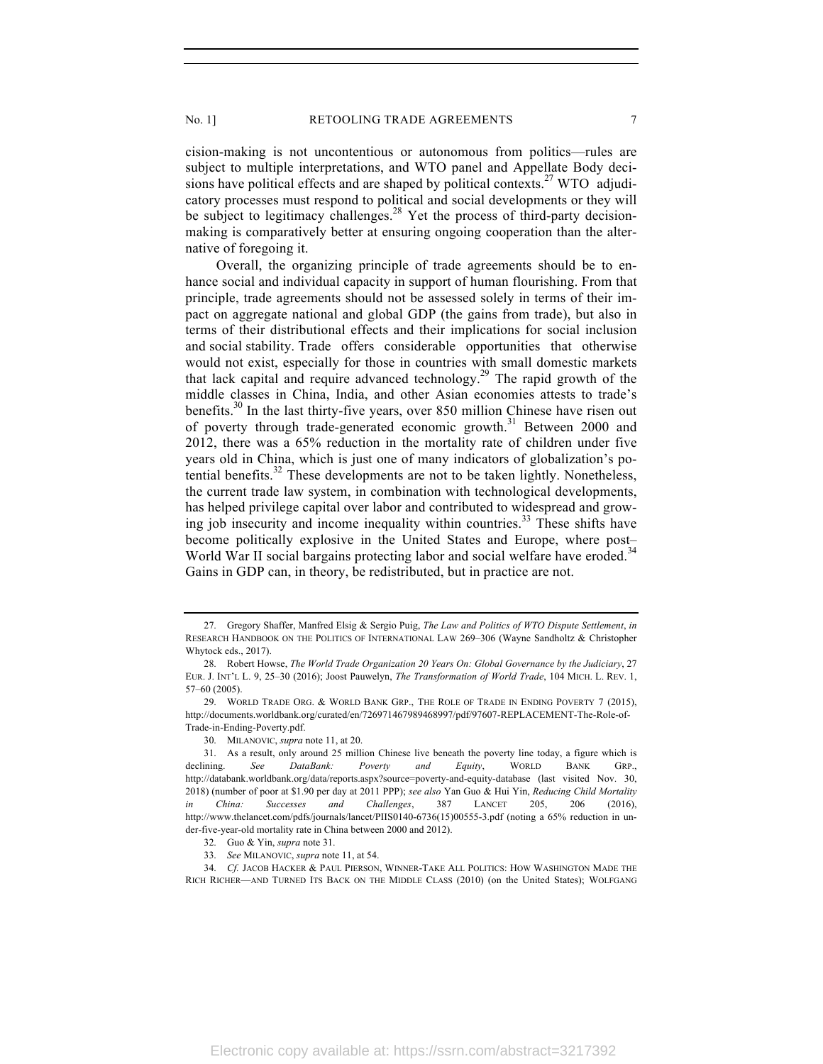cision-making is not uncontentious or autonomous from politics—rules are subject to multiple interpretations, and WTO panel and Appellate Body decisions have political effects and are shaped by political contexts.[27] WTO adjudicatory processes must respond to political and social developments or they will be subject to legitimacy challenges.[28] Yet the process of third-party decision-making is comparatively better at ensuring ongoing cooperation than the alternative of foregoing it.

Overall, the organizing principle of trade agreements should be to enhance social and individual capacity in support of human flourishing. From that principle, trade agreements should not be assessed solely in terms of their impact on aggregate national and global GDP (the gains from trade), but also in terms of their distributional effects and their implications for social inclusion and social stability. Trade offers considerable opportunities that otherwise would not exist, especially for those in countries with small domestic markets that lack capital and require advanced technology.[29] The rapid growth of the middle classes in China, India, and other Asian economies attests to trade's benefits.[30] In the last thirty-five years, over 850 million Chinese have risen out of poverty through trade-generated economic growth.[31] Between 2000 and 2012, there was a 65% reduction in the mortality rate of children under five years old in China, which is just one of many indicators of globalization's potential benefits.[32] These developments are not to be taken lightly. Nonetheless, the current trade law system, in combination with technological developments, has helped privilege capital over labor and contributed to widespread and growing job insecurity and income inequality within countries.[33] These shifts have become politically explosive in the United States and Europe, where post–World War II social bargains protecting labor and social welfare have eroded.[34] Gains in GDP can, in theory, be redistributed, but in practice are not.

---

27. Gregory Shaffer, Manfred Elsig & Sergio Puig, *The Law and Politics of WTO Dispute Settlement*, *in* RESEARCH HANDBOOK ON THE POLITICS OF INTERNATIONAL LAW 269–306 (Wayne Sandholtz & Christopher Whytock eds., 2017).

28. Robert Howse, *The World Trade Organization 20 Years On: Global Governance by the Judiciary*, 27 EUR. J. INT'L L. 9, 25–30 (2016); Joost Pauwelyn, *The Transformation of World Trade*, 104 MICH. L. REV. 1, 57–60 (2005).

29. WORLD TRADE ORG. & WORLD BANK GRP., THE ROLE OF TRADE IN ENDING POVERTY 7 (2015), http://documents.worldbank.org/curated/en/726971467989468997/pdf/97607-REPLACEMENT-The-Role-of-Trade-in-Ending-Poverty.pdf.

30. MILANOVIC, *supra* note 11, at 20.

31. As a result, only around 25 million Chinese live beneath the poverty line today, a figure which is declining. *See DataBank: Poverty and Equity*, WORLD BANK GRP., http://databank.worldbank.org/data/reports.aspx?source=poverty-and-equity-database (last visited Nov. 30, 2018) (number of poor at $1.90 per day at 2011 PPP); *see also* Yan Guo & Hui Yin, *Reducing Child Mortality in China: Successes and Challenges*, 387 LANCET 205, 206 (2016), http://www.thelancet.com/pdfs/journals/lancet/PIIS0140-6736(15)00555-3.pdf (noting a 65% reduction in under-five-year-old mortality rate in China between 2000 and 2012).

32. Guo & Yin, *supra* note 31.

33. *See* MILANOVIC, *supra* note 11, at 54.

34. *Cf.* JACOB HACKER & PAUL PIERSON, WINNER-TAKE ALL POLITICS: HOW WASHINGTON MADE THE RICH RICHER—AND TURNED ITS BACK ON THE MIDDLE CLASS (2010) (on the United States); WOLFGANG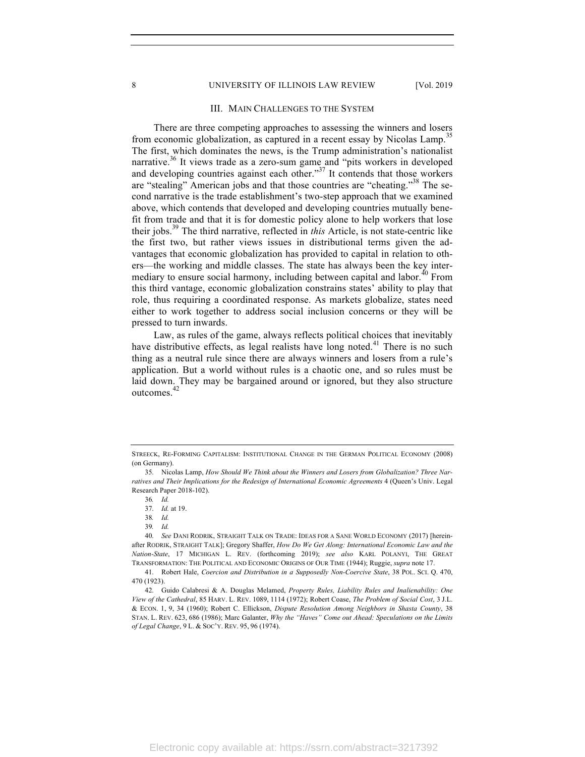### III. MAIN CHALLENGES TO THE SYSTEM

There are three competing approaches to assessing the winners and losers from economic globalization, as captured in a recent essay by Nicolas Lamp.[35] The first, which dominates the news, is the Trump administration's nationalist narrative.[36] It views trade as a zero-sum game and "pits workers in developed and developing countries against each other."[37] It contends that those workers are "stealing" American jobs and that those countries are "cheating."[38] The second narrative is the trade establishment's two-step approach that we examined above, which contends that developed and developing countries mutually benefit from trade and that it is for domestic policy alone to help workers that lose their jobs.[39] The third narrative, reflected in *this* Article, is not state-centric like the first two, but rather views issues in distributional terms given the advantages that economic globalization has provided to capital in relation to others—the working and middle classes. The state has always been the key intermediary to ensure social harmony, including between capital and labor.[40] From this third vantage, economic globalization constrains states' ability to play that role, thus requiring a coordinated response. As markets globalize, states need either to work together to address social inclusion concerns or they will be pressed to turn inwards.

Law, as rules of the game, always reflects political choices that inevitably have distributive effects, as legal realists have long noted.[41] There is no such thing as a neutral rule since there are always winners and losers from a rule's application. But a world without rules is a chaotic one, and so rules must be laid down. They may be bargained around or ignored, but they also structure outcomes.[42]

---

STREECK, RE-FORMING CAPITALISM: INSTITUTIONAL CHANGE IN THE GERMAN POLITICAL ECONOMY (2008) (on Germany).

35. Nicolas Lamp, *How Should We Think about the Winners and Losers from Globalization? Three Narratives and Their Implications for the Redesign of International Economic Agreements* 4 (Queen's Univ. Legal Research Paper 2018-102).

36. *Id.*

37. *Id.* at 19.

38. *Id.*

39. *Id.*

40. *See* DANI RODRIK, STRAIGHT TALK ON TRADE: IDEAS FOR A SANE WORLD ECONOMY (2017) [hereinafter RODRIK, STRAIGHT TALK]; Gregory Shaffer, *How Do We Get Along: International Economic Law and the Nation-State*, 17 MICHIGAN L. REV. (forthcoming 2019); *see also* KARL POLANYI, THE GREAT TRANSFORMATION: THE POLITICAL AND ECONOMIC ORIGINS OF OUR TIME (1944); Ruggie, *supra* note 17.

41. Robert Hale, *Coercion and Distribution in a Supposedly Non-Coercive State*, 38 POL. SCI. Q. 470, 470 (1923).

42. Guido Calabresi & A. Douglas Melamed, *Property Rules, Liability Rules and Inalienability: One View of the Cathedral*, 85 HARV. L. REV. 1089, 1114 (1972); Robert Coase, *The Problem of Social Cost*, 3 J.L. & ECON. 1, 9, 34 (1960); Robert C. Ellickson, *Dispute Resolution Among Neighbors in Shasta County*, 38 STAN. L. REV. 623, 686 (1986); Marc Galanter, *Why the "Haves" Come out Ahead: Speculations on the Limits of Legal Change*, 9 L. & SOC'Y. REV. 95, 96 (1974).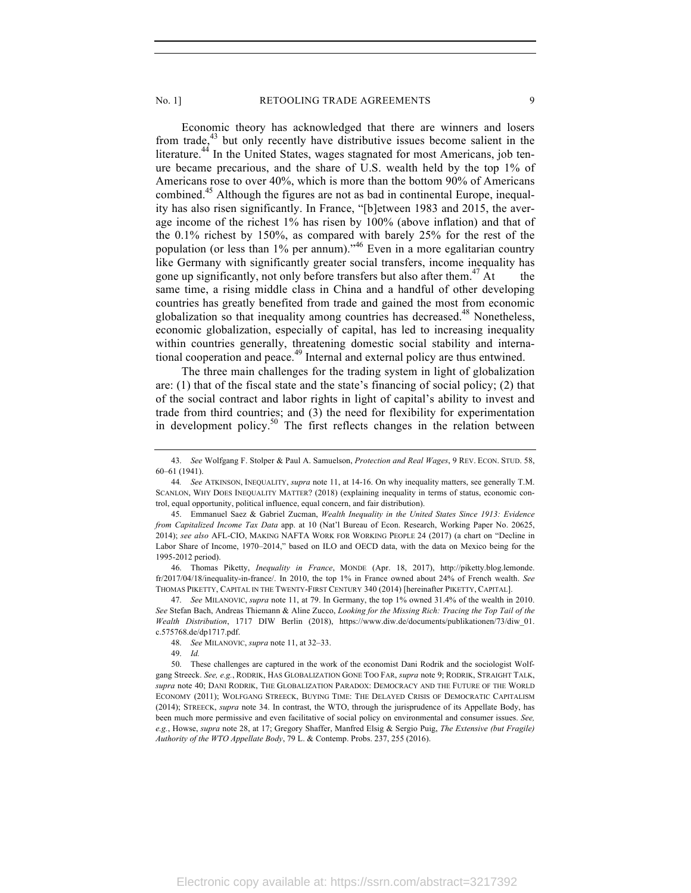Economic theory has acknowledged that there are winners and losers from trade,[43] but only recently have distributive issues become salient in the literature.[44] In the United States, wages stagnated for most Americans, job tenure became precarious, and the share of U.S. wealth held by the top 1% of Americans rose to over 40%, which is more than the bottom 90% of Americans combined.[45] Although the figures are not as bad in continental Europe, inequality has also risen significantly. In France, "[b]etween 1983 and 2015, the average income of the richest 1% has risen by 100% (above inflation) and that of the 0.1% richest by 150%, as compared with barely 25% for the rest of the population (or less than 1% per annum)."[46] Even in a more egalitarian country like Germany with significantly greater social transfers, income inequality has gone up significantly, not only before transfers but also after them.[47] At the same time, a rising middle class in China and a handful of other developing countries has greatly benefited from trade and gained the most from economic globalization so that inequality among countries has decreased.[48] Nonetheless, economic globalization, especially of capital, has led to increasing inequality within countries generally, threatening domestic social stability and international cooperation and peace.[49] Internal and external policy are thus entwined.

The three main challenges for the trading system in light of globalization are: (1) that of the fiscal state and the state's financing of social policy; (2) that of the social contract and labor rights in light of capital's ability to invest and trade from third countries; and (3) the need for flexibility for experimentation in development policy.[50] The first reflects changes in the relation between

---

43. *See* Wolfgang F. Stolper & Paul A. Samuelson, *Protection and Real Wages*, 9 REV. ECON. STUD. 58, 60–61 (1941).

44. *See* ATKINSON, INEQUALITY, *supra* note 11, at 14-16. On why inequality matters, see generally T.M. SCANLON, WHY DOES INEQUALITY MATTER? (2018) (explaining inequality in terms of status, economic control, equal opportunity, political influence, equal concern, and fair distribution).

45. Emmanuel Saez & Gabriel Zucman, *Wealth Inequality in the United States Since 1913: Evidence from Capitalized Income Tax Data* app. at 10 (Nat'l Bureau of Econ. Research, Working Paper No. 20625, 2014); *see also* AFL-CIO, MAKING NAFTA WORK FOR WORKING PEOPLE 24 (2017) (a chart on "Decline in Labor Share of Income, 1970–2014," based on ILO and OECD data, with the data on Mexico being for the 1995-2012 period).

46. Thomas Piketty, *Inequality in France*, MONDE (Apr. 18, 2017), http://piketty.blog.lemonde.fr/2017/04/18/inequality-in-france/. In 2010, the top 1% in France owned about 24% of French wealth. *See* THOMAS PIKETTY, CAPITAL IN THE TWENTY-FIRST CENTURY 340 (2014) [hereinafter PIKETTY, CAPITAL].

47. *See* MILANOVIC, *supra* note 11, at 79. In Germany, the top 1% owned 31.4% of the wealth in 2010. *See* Stefan Bach, Andreas Thiemann & Aline Zucco, *Looking for the Missing Rich: Tracing the Top Tail of the Wealth Distribution*, 1717 DIW Berlin (2018), https://www.diw.de/documents/publikationen/73/diw_01.c.575768.de/dp1717.pdf.

48. *See* MILANOVIC, *supra* note 11, at 32–33.

49. *Id.*

50. These challenges are captured in the work of the economist Dani Rodrik and the sociologist Wolfgang Streeck. *See, e.g.*, RODRIK, HAS GLOBALIZATION GONE TOO FAR, *supra* note 9; RODRIK, STRAIGHT TALK, *supra* note 40; DANI RODRIK, THE GLOBALIZATION PARADOX: DEMOCRACY AND THE FUTURE OF THE WORLD ECONOMY (2011); WOLFGANG STREECK, BUYING TIME: THE DELAYED CRISIS OF DEMOCRATIC CAPITALISM (2014); STREECK, *supra* note 34. In contrast, the WTO, through the jurisprudence of its Appellate Body, has been much more permissive and even facilitative of social policy on environmental and consumer issues. *See, e.g.*, Howse, *supra* note 28, at 17; Gregory Shaffer, Manfred Elsig & Sergio Puig, *The Extensive (but Fragile) Authority of the WTO Appellate Body*, 79 L. & Contemp. Probs. 237, 255 (2016).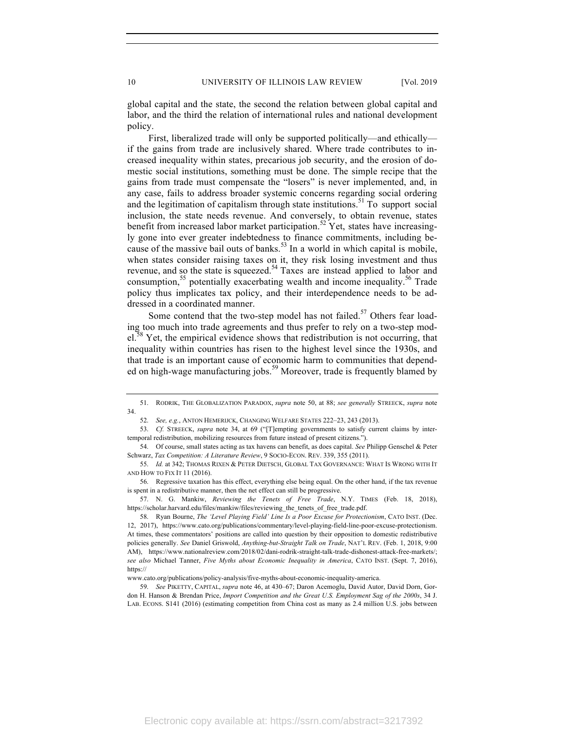global capital and the state, the second the relation between global capital and labor, and the third the relation of international rules and national development policy.

First, liberalized trade will only be supported politically—and ethically—if the gains from trade are inclusively shared. Where trade contributes to increased inequality within states, precarious job security, and the erosion of domestic social institutions, something must be done. The simple recipe that the gains from trade must compensate the "losers" is never implemented, and, in any case, fails to address broader systemic concerns regarding social ordering and the legitimation of capitalism through state institutions.[51] To support social inclusion, the state needs revenue. And conversely, to obtain revenue, states benefit from increased labor market participation.[52] Yet, states have increasingly gone into ever greater indebtedness to finance commitments, including because of the massive bail outs of banks.[53] In a world in which capital is mobile, when states consider raising taxes on it, they risk losing investment and thus revenue, and so the state is squeezed.[54] Taxes are instead applied to labor and consumption,[55] potentially exacerbating wealth and income inequality.[56] Trade policy thus implicates tax policy, and their interdependence needs to be addressed in a coordinated manner.

Some contend that the two-step model has not failed.[57] Others fear loading too much into trade agreements and thus prefer to rely on a two-step model.[58] Yet, the empirical evidence shows that redistribution is not occurring, that inequality within countries has risen to the highest level since the 1930s, and that trade is an important cause of economic harm to communities that depended on high-wage manufacturing jobs.[59] Moreover, trade is frequently blamed by

---

51. RODRIK, THE GLOBALIZATION PARADOX, *supra* note 50, at 88; *see generally* STREECK, *supra* note 34.

52. *See, e.g.*, ANTON HEMERIJCK, CHANGING WELFARE STATES 222–23, 243 (2013).

53. *Cf.* STREECK, *supra* note 34, at 69 ("[T]empting governments to satisfy current claims by intertemporal redistribution, mobilizing resources from future instead of present citizens.").

54. Of course, small states acting as tax havens can benefit, as does capital. *See* Philipp Genschel & Peter Schwarz, *Tax Competition: A Literature Review*, 9 SOCIO-ECON. REV. 339, 355 (2011).

55. *Id.* at 342; THOMAS RIXEN & PETER DIETSCH, GLOBAL TAX GOVERNANCE: WHAT IS WRONG WITH IT AND HOW TO FIX IT 11 (2016).

56. Regressive taxation has this effect, everything else being equal. On the other hand, if the tax revenue is spent in a redistributive manner, then the net effect can still be progressive.

57. N. G. Mankiw, *Reviewing the Tenets of Free Trade*, N.Y. TIMES (Feb. 18, 2018), https://scholar.harvard.edu/files/mankiw/files/reviewing_the_tenets_of_free_trade.pdf.

58. Ryan Bourne, *The 'Level Playing Field' Line Is a Poor Excuse for Protectionism*, CATO INST. (Dec. 12, 2017), https://www.cato.org/publications/commentary/level-playing-field-line-poor-excuse-protectionism. At times, these commentators' positions are called into question by their opposition to domestic redistributive policies generally. *See* Daniel Griswold, *Anything-but-Straight Talk on Trade*, NAT'L REV. (Feb. 1, 2018, 9:00 AM), https://www.nationalreview.com/2018/02/dani-rodrik-straight-talk-trade-dishonest-attack-free-markets/; *see also* Michael Tanner, *Five Myths about Economic Inequality in America*, CATO INST. (Sept. 7, 2016), https://www.cato.org/publications/policy-analysis/five-myths-about-economic-inequality-america.

59. *See* PIKETTY, CAPITAL, *supra* note 46, at 430–67; Daron Acemoglu, David Autor, David Dorn, Gordon H. Hanson & Brendan Price, *Import Competition and the Great U.S. Employment Sag of the 2000s*, 34 J. LAB. ECONS. S141 (2016) (estimating competition from China cost as many as 2.4 million U.S. jobs between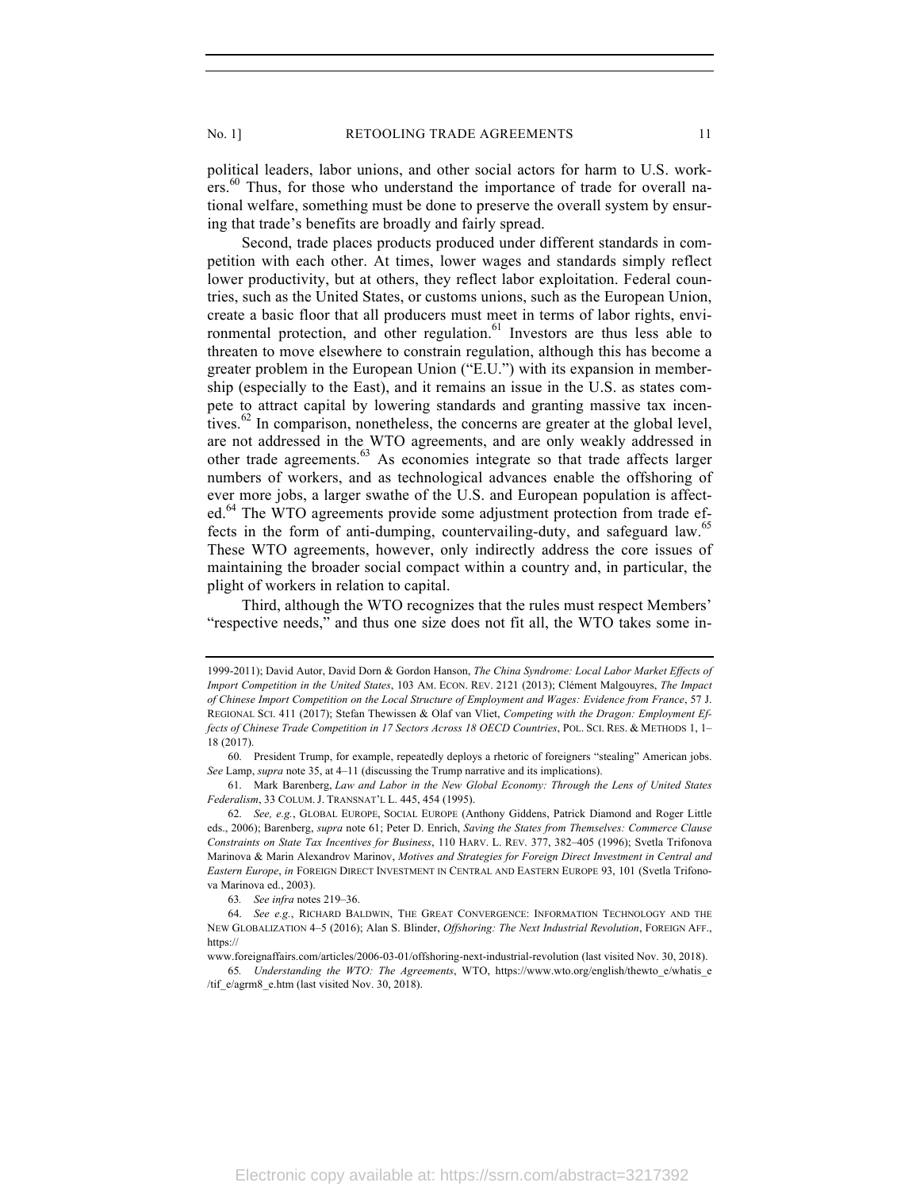political leaders, labor unions, and other social actors for harm to U.S. workers.[60] Thus, for those who understand the importance of trade for overall national welfare, something must be done to preserve the overall system by ensuring that trade's benefits are broadly and fairly spread.

Second, trade places products produced under different standards in competition with each other. At times, lower wages and standards simply reflect lower productivity, but at others, they reflect labor exploitation. Federal countries, such as the United States, or customs unions, such as the European Union, create a basic floor that all producers must meet in terms of labor rights, environmental protection, and other regulation.[61] Investors are thus less able to threaten to move elsewhere to constrain regulation, although this has become a greater problem in the European Union ("E.U.") with its expansion in membership (especially to the East), and it remains an issue in the U.S. as states compete to attract capital by lowering standards and granting massive tax incentives.[62] In comparison, nonetheless, the concerns are greater at the global level, are not addressed in the WTO agreements, and are only weakly addressed in other trade agreements.[63] As economies integrate so that trade affects larger numbers of workers, and as technological advances enable the offshoring of ever more jobs, a larger swathe of the U.S. and European population is affected.[64] The WTO agreements provide some adjustment protection from trade effects in the form of anti-dumping, countervailing-duty, and safeguard law.[65] These WTO agreements, however, only indirectly address the core issues of maintaining the broader social compact within a country and, in particular, the plight of workers in relation to capital.

Third, although the WTO recognizes that the rules must respect Members' "respective needs," and thus one size does not fit all, the WTO takes some in-

---

1999-2011); David Autor, David Dorn & Gordon Hanson, *The China Syndrome: Local Labor Market Effects of Import Competition in the United States*, 103 AM. ECON. REV. 2121 (2013); Clément Malgouyres, *The Impact of Chinese Import Competition on the Local Structure of Employment and Wages: Evidence from France*, 57 J. REGIONAL SCI. 411 (2017); Stefan Thewissen & Olaf van Vliet, *Competing with the Dragon: Employment Effects of Chinese Trade Competition in 17 Sectors Across 18 OECD Countries*, POL. SCI. RES. & METHODS 1, 1–18 (2017).

60. President Trump, for example, repeatedly deploys a rhetoric of foreigners "stealing" American jobs. *See* Lamp, *supra* note 35, at 4–11 (discussing the Trump narrative and its implications).

61. Mark Barenberg, *Law and Labor in the New Global Economy: Through the Lens of United States Federalism*, 33 COLUM. J. TRANSNAT'L L. 445, 454 (1995).

62. *See, e.g.*, GLOBAL EUROPE, SOCIAL EUROPE (Anthony Giddens, Patrick Diamond and Roger Little eds., 2006); Barenberg, *supra* note 61; Peter D. Enrich, *Saving the States from Themselves: Commerce Clause Constraints on State Tax Incentives for Business*, 110 HARV. L. REV. 377, 382–405 (1996); Svetla Trifonova Marinova & Marin Alexandrov Marinov, *Motives and Strategies for Foreign Direct Investment in Central and Eastern Europe*, *in* FOREIGN DIRECT INVESTMENT IN CENTRAL AND EASTERN EUROPE 93, 101 (Svetla Trifonova Marinova ed., 2003).

63. *See infra* notes 219–36.

64. *See e.g.*, RICHARD BALDWIN, THE GREAT CONVERGENCE: INFORMATION TECHNOLOGY AND THE NEW GLOBALIZATION 4–5 (2016); Alan S. Blinder, *Offshoring: The Next Industrial Revolution*, FOREIGN AFF., https://www.foreignaffairs.com/articles/2006-03-01/offshoring-next-industrial-revolution (last visited Nov. 30, 2018).

65. *Understanding the WTO: The Agreements*, WTO, https://www.wto.org/english/thewto_e/whatis_e/tif_e/agrm8_e.htm (last visited Nov. 30, 2018).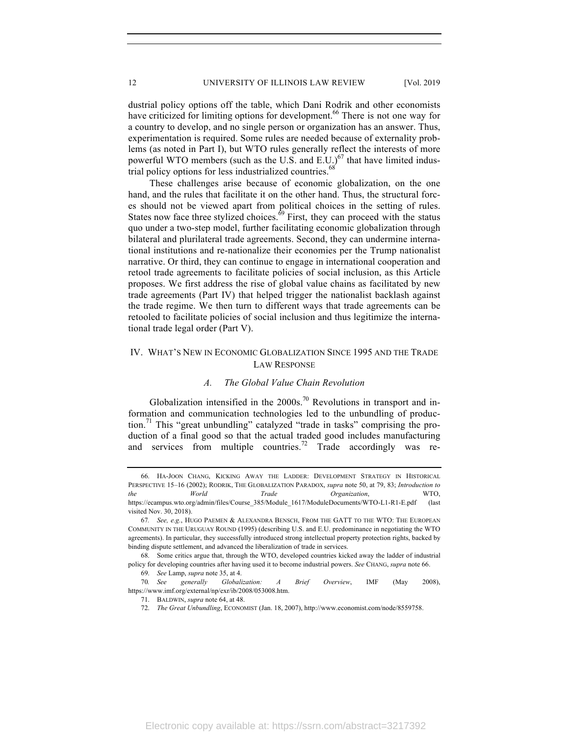dustrial policy options off the table, which Dani Rodrik and other economists have criticized for limiting options for development.[66] There is not one way for a country to develop, and no single person or organization has an answer. Thus, experimentation is required. Some rules are needed because of externality problems (as noted in Part I), but WTO rules generally reflect the interests of more powerful WTO members (such as the U.S. and E.U.)[67] that have limited industrial policy options for less industrialized countries.[68]

These challenges arise because of economic globalization, on the one hand, and the rules that facilitate it on the other hand. Thus, the structural forces should not be viewed apart from political choices in the setting of rules. States now face three stylized choices.[69] First, they can proceed with the status quo under a two-step model, further facilitating economic globalization through bilateral and plurilateral trade agreements. Second, they can undermine international institutions and re-nationalize their economies per the Trump nationalist narrative. Or third, they can continue to engage in international cooperation and retool trade agreements to facilitate policies of social inclusion, as this Article proposes. We first address the rise of global value chains as facilitated by new trade agreements (Part IV) that helped trigger the nationalist backlash against the trade regime. We then turn to different ways that trade agreements can be retooled to facilitate policies of social inclusion and thus legitimize the international trade legal order (Part V).

## IV. WHAT'S NEW IN ECONOMIC GLOBALIZATION SINCE 1995 AND THE TRADE LAW RESPONSE

### *A. The Global Value Chain Revolution*

Globalization intensified in the 2000s.[70] Revolutions in transport and information and communication technologies led to the unbundling of production.[71] This "great unbundling" catalyzed "trade in tasks" comprising the production of a final good so that the actual traded good includes manufacturing and services from multiple countries.[72] Trade accordingly was re-

---

66. HA-JOON CHANG, KICKING AWAY THE LADDER: DEVELOPMENT STRATEGY IN HISTORICAL PERSPECTIVE 15–16 (2002); RODRIK, THE GLOBALIZATION PARADOX, *supra* note 50, at 79, 83; *Introduction to the World Trade Organization*, WTO, https://ecampus.wto.org/admin/files/Course_385/Module_1617/ModuleDocuments/WTO-L1-R1-E.pdf (last visited Nov. 30, 2018).

67. *See, e.g.*, HUGO PAEMEN & ALEXANDRA BENSCH, FROM THE GATT TO THE WTO: THE EUROPEAN COMMUNITY IN THE URUGUAY ROUND (1995) (describing U.S. and E.U. predominance in negotiating the WTO agreements). In particular, they successfully introduced strong intellectual property protection rights, backed by binding dispute settlement, and advanced the liberalization of trade in services.

68. Some critics argue that, through the WTO, developed countries kicked away the ladder of industrial policy for developing countries after having used it to become industrial powers. *See* CHANG, *supra* note 66.

69. *See* Lamp, *supra* note 35, at 4.

70. *See generally Globalization: A Brief Overview*, IMF (May 2008), https://www.imf.org/external/np/exr/ib/2008/053008.htm.

71. BALDWIN, *supra* note 64, at 48.

72. *The Great Unbundling*, ECONOMIST (Jan. 18, 2007), http://www.economist.com/node/8559758.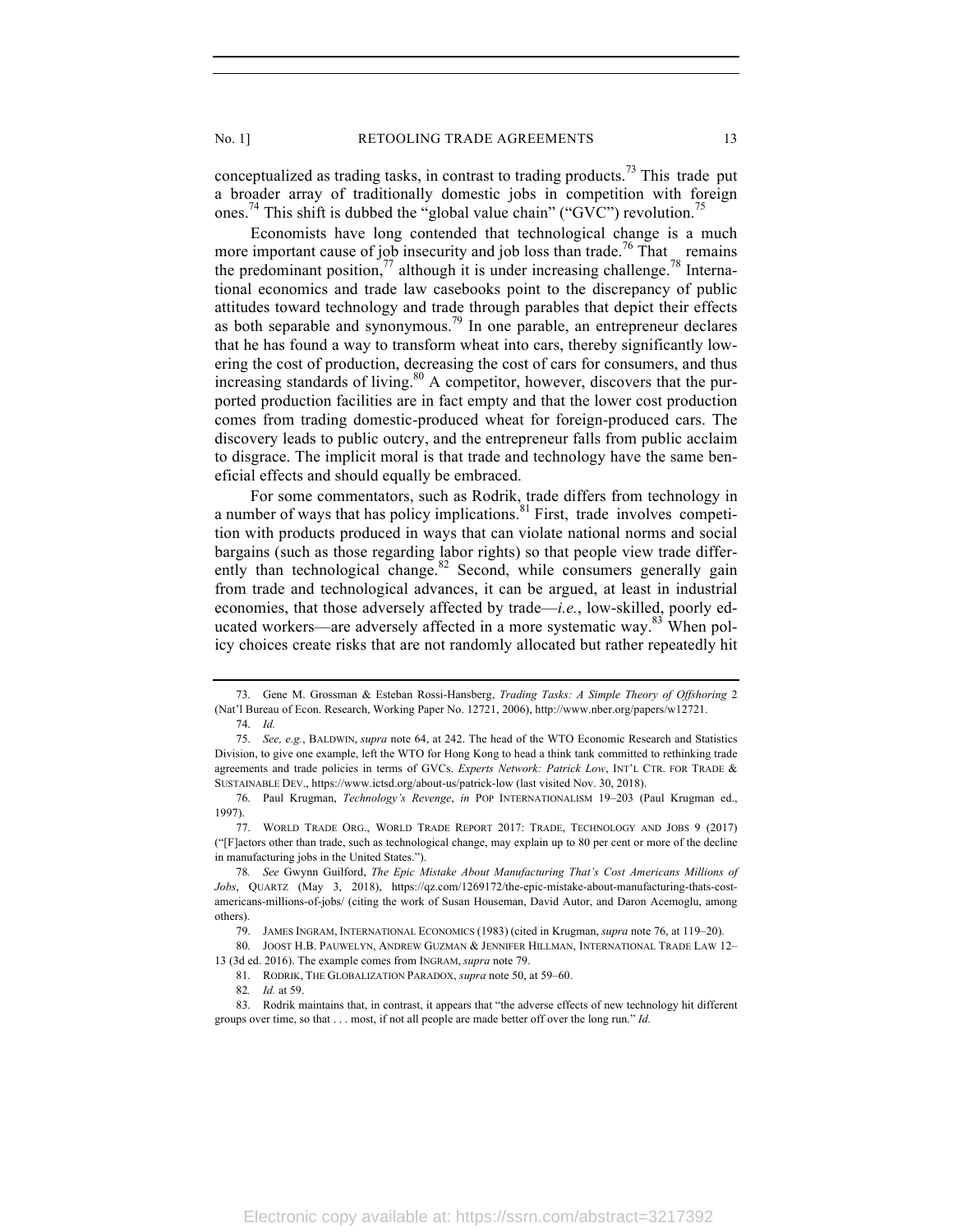conceptualized as trading tasks, in contrast to trading products.[73] This trade put a broader array of traditionally domestic jobs in competition with foreign ones.[74] This shift is dubbed the "global value chain" ("GVC") revolution.[75]

Economists have long contended that technological change is a much more important cause of job insecurity and job loss than trade.[76] That remains the predominant position,[77] although it is under increasing challenge.[78] International economics and trade law casebooks point to the discrepancy of public attitudes toward technology and trade through parables that depict their effects as both separable and synonymous.[79] In one parable, an entrepreneur declares that he has found a way to transform wheat into cars, thereby significantly lowering the cost of production, decreasing the cost of cars for consumers, and thus increasing standards of living.[80] A competitor, however, discovers that the purported production facilities are in fact empty and that the lower cost production comes from trading domestic-produced wheat for foreign-produced cars. The discovery leads to public outcry, and the entrepreneur falls from public acclaim to disgrace. The implicit moral is that trade and technology have the same beneficial effects and should equally be embraced.

For some commentators, such as Rodrik, trade differs from technology in a number of ways that has policy implications.[81] First, trade involves competition with products produced in ways that can violate national norms and social bargains (such as those regarding labor rights) so that people view trade differently than technological change.[82] Second, while consumers generally gain from trade and technological advances, it can be argued, at least in industrial economies, that those adversely affected by trade—*i.e.*, low-skilled, poorly educated workers—are adversely affected in a more systematic way.[83] When policy choices create risks that are not randomly allocated but rather repeatedly hit

---

73. Gene M. Grossman & Esteban Rossi-Hansberg, *Trading Tasks: A Simple Theory of Offshoring* 2 (Nat'l Bureau of Econ. Research, Working Paper No. 12721, 2006), http://www.nber.org/papers/w12721.

74. *Id.*

75. *See, e.g.*, BALDWIN, *supra* note 64, at 242. The head of the WTO Economic Research and Statistics Division, to give one example, left the WTO for Hong Kong to head a think tank committed to rethinking trade agreements and trade policies in terms of GVCs. *Experts Network: Patrick Low*, INT'L CTR. FOR TRADE & SUSTAINABLE DEV., https://www.ictsd.org/about-us/patrick-low (last visited Nov. 30, 2018).

76. Paul Krugman, *Technology's Revenge*, *in* POP INTERNATIONALISM 19–203 (Paul Krugman ed., 1997).

77. WORLD TRADE ORG., WORLD TRADE REPORT 2017: TRADE, TECHNOLOGY AND JOBS 9 (2017) ("[F]actors other than trade, such as technological change, may explain up to 80 per cent or more of the decline in manufacturing jobs in the United States.").

78. *See* Gwynn Guilford, *The Epic Mistake About Manufacturing That's Cost Americans Millions of Jobs*, QUARTZ (May 3, 2018), https://qz.com/1269172/the-epic-mistake-about-manufacturing-thats-cost-americans-millions-of-jobs/ (citing the work of Susan Houseman, David Autor, and Daron Acemoglu, among others).

79. JAMES INGRAM, INTERNATIONAL ECONOMICS (1983) (cited in Krugman, *supra* note 76, at 119–20).

80. JOOST H.B. PAUWELYN, ANDREW GUZMAN & JENNIFER HILLMAN, INTERNATIONAL TRADE LAW 12–13 (3d ed. 2016). The example comes from INGRAM, *supra* note 79.

81. RODRIK, THE GLOBALIZATION PARADOX, *supra* note 50, at 59–60.

82. *Id.* at 59.

83. Rodrik maintains that, in contrast, it appears that "the adverse effects of new technology hit different groups over time, so that . . . most, if not all people are made better off over the long run." *Id.*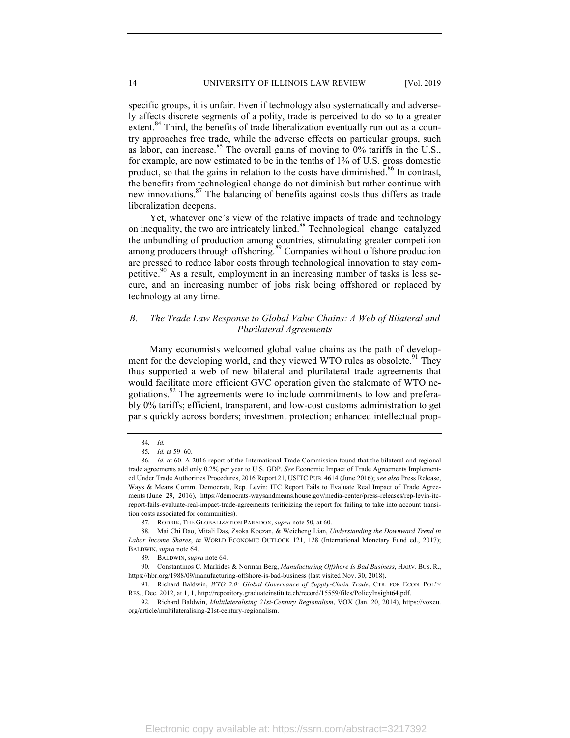specific groups, it is unfair. Even if technology also systematically and adversely affects discrete segments of a polity, trade is perceived to do so to a greater extent.[84] Third, the benefits of trade liberalization eventually run out as a country approaches free trade, while the adverse effects on particular groups, such as labor, can increase.[85] The overall gains of moving to 0% tariffs in the U.S., for example, are now estimated to be in the tenths of 1% of U.S. gross domestic product, so that the gains in relation to the costs have diminished.[86] In contrast, the benefits from technological change do not diminish but rather continue with new innovations.[87] The balancing of benefits against costs thus differs as trade liberalization deepens.

Yet, whatever one's view of the relative impacts of trade and technology on inequality, the two are intricately linked.[88] Technological change catalyzed the unbundling of production among countries, stimulating greater competition among producers through offshoring.[89] Companies without offshore production are pressed to reduce labor costs through technological innovation to stay competitive.[90] As a result, employment in an increasing number of tasks is less secure, and an increasing number of jobs risk being offshored or replaced by technology at any time.

### *B. The Trade Law Response to Global Value Chains: A Web of Bilateral and Plurilateral Agreements*

Many economists welcomed global value chains as the path of development for the developing world, and they viewed WTO rules as obsolete.[91] They thus supported a web of new bilateral and plurilateral trade agreements that would facilitate more efficient GVC operation given the stalemate of WTO negotiations.[92] The agreements were to include commitments to low and preferably 0% tariffs; efficient, transparent, and low-cost customs administration to get parts quickly across borders; investment protection; enhanced intellectual prop-

---

84. *Id.*

85. *Id.* at 59–60.

86. *Id.* at 60. A 2016 report of the International Trade Commission found that the bilateral and regional trade agreements add only 0.2% per year to U.S. GDP. *See* Economic Impact of Trade Agreements Implemented Under Trade Authorities Procedures, 2016 Report 21, USITC PUB. 4614 (June 2016); *see also* Press Release, Ways & Means Comm. Democrats, Rep. Levin: ITC Report Fails to Evaluate Real Impact of Trade Agreements (June 29, 2016), https://democrats-waysandmeans.house.gov/media-center/press-releases/rep-levin-itc-report-fails-evaluate-real-impact-trade-agreements (criticizing the report for failing to take into account transition costs associated for communities).

87. RODRIK, THE GLOBALIZATION PARADOX, *supra* note 50, at 60.

88. Mai Chi Dao, Mitali Das, Zsoka Koczan, & Weicheng Lian, *Understanding the Downward Trend in Labor Income Shares*, *in* WORLD ECONOMIC OUTLOOK 121, 128 (International Monetary Fund ed., 2017); BALDWIN, *supra* note 64.

89. BALDWIN, *supra* note 64.

90. Constantinos C. Markides & Norman Berg, *Manufacturing Offshore Is Bad Business*, HARV. BUS. R., https://hbr.org/1988/09/manufacturing-offshore-is-bad-business (last visited Nov. 30, 2018).

91. Richard Baldwin, *WTO 2.0: Global Governance of Supply-Chain Trade*, CTR. FOR ECON. POL'Y RES., Dec. 2012, at 1, 1, http://repository.graduateinstitute.ch/record/15559/files/PolicyInsight64.pdf.

92. Richard Baldwin, *Multilateralising 21st-Century Regionalism*, VOX (Jan. 20, 2014), https://voxeu.org/article/multilateralising-21st-century-regionalism.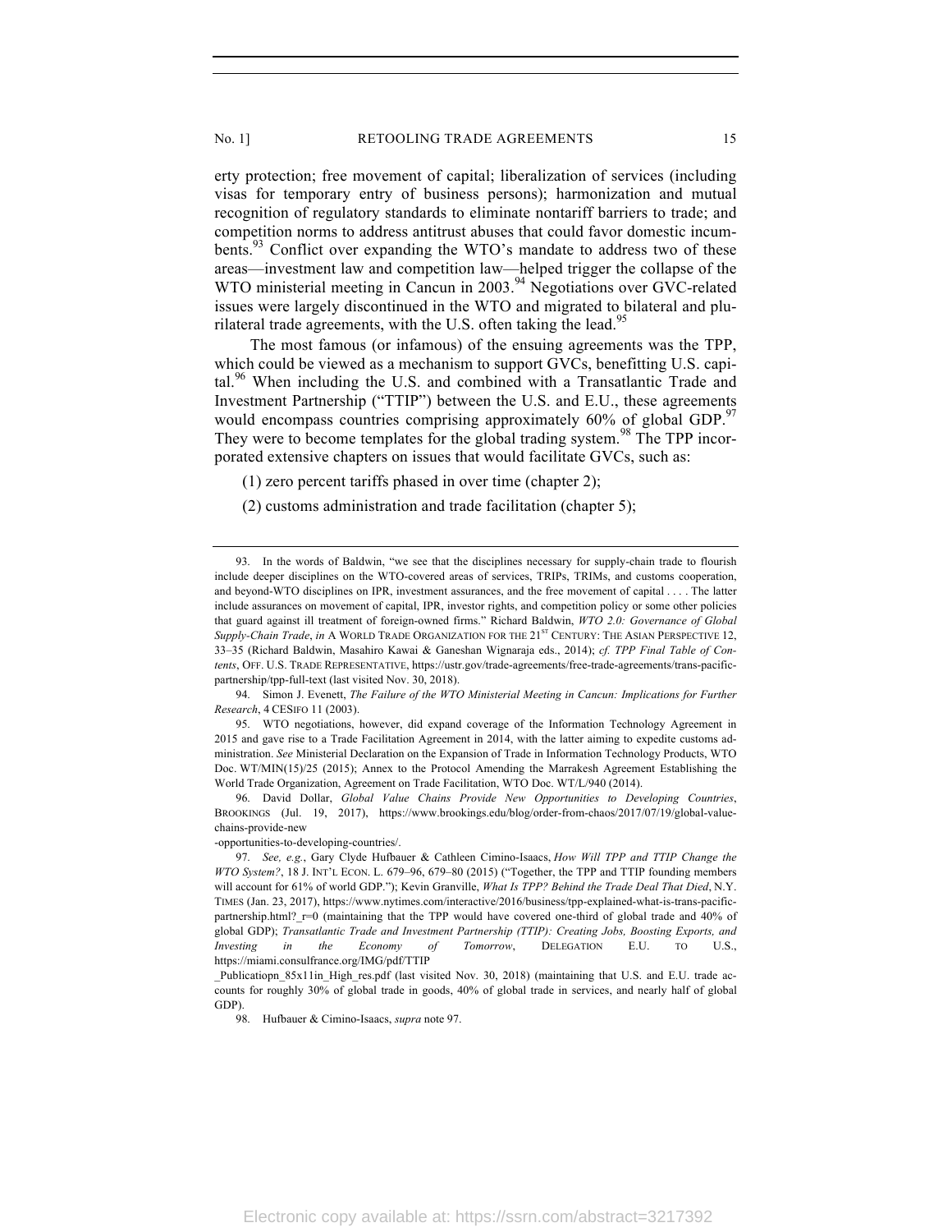erty protection; free movement of capital; liberalization of services (including visas for temporary entry of business persons); harmonization and mutual recognition of regulatory standards to eliminate nontariff barriers to trade; and competition norms to address antitrust abuses that could favor domestic incumbents.[93] Conflict over expanding the WTO's mandate to address two of these areas—investment law and competition law—helped trigger the collapse of the WTO ministerial meeting in Cancun in 2003.[94] Negotiations over GVC-related issues were largely discontinued in the WTO and migrated to bilateral and plurilateral trade agreements, with the U.S. often taking the lead.[95]

The most famous (or infamous) of the ensuing agreements was the TPP, which could be viewed as a mechanism to support GVCs, benefitting U.S. capital.[96] When including the U.S. and combined with a Transatlantic Trade and Investment Partnership ("TTIP") between the U.S. and E.U., these agreements would encompass countries comprising approximately 60% of global GDP.[97] They were to become templates for the global trading system.[98] The TPP incorporated extensive chapters on issues that would facilitate GVCs, such as:

(1) zero percent tariffs phased in over time (chapter 2);

(2) customs administration and trade facilitation (chapter 5);

---

93. In the words of Baldwin, "we see that the disciplines necessary for supply-chain trade to flourish include deeper disciplines on the WTO-covered areas of services, TRIPs, TRIMs, and customs cooperation, and beyond-WTO disciplines on IPR, investment assurances, and the free movement of capital . . . . The latter include assurances on movement of capital, IPR, investor rights, and competition policy or some other policies that guard against ill treatment of foreign-owned firms." Richard Baldwin, *WTO 2.0: Governance of Global Supply-Chain Trade*, *in* A WORLD TRADE ORGANIZATION FOR THE 21ST CENTURY: THE ASIAN PERSPECTIVE 12, 33–35 (Richard Baldwin, Masahiro Kawai & Ganeshan Wignaraja eds., 2014); *cf. TPP Final Table of Contents*, OFF. U.S. TRADE REPRESENTATIVE, https://ustr.gov/trade-agreements/free-trade-agreements/trans-pacific-partnership/tpp-full-text (last visited Nov. 30, 2018).

94. Simon J. Evenett, *The Failure of the WTO Ministerial Meeting in Cancun: Implications for Further Research*, 4 CESIFO 11 (2003).

95. WTO negotiations, however, did expand coverage of the Information Technology Agreement in 2015 and gave rise to a Trade Facilitation Agreement in 2014, with the latter aiming to expedite customs administration. *See* Ministerial Declaration on the Expansion of Trade in Information Technology Products, WTO Doc. WT/MIN(15)/25 (2015); Annex to the Protocol Amending the Marrakesh Agreement Establishing the World Trade Organization, Agreement on Trade Facilitation, WTO Doc. WT/L/940 (2014).

96. David Dollar, *Global Value Chains Provide New Opportunities to Developing Countries*, BROOKINGS (Jul. 19, 2017), https://www.brookings.edu/blog/order-from-chaos/2017/07/19/global-value-chains-provide-new-opportunities-to-developing-countries/.

97. *See, e.g.*, Gary Clyde Hufbauer & Cathleen Cimino-Isaacs, *How Will TPP and TTIP Change the WTO System?*, 18 J. INT'L ECON. L. 679–96, 679–80 (2015) ("Together, the TPP and TTIP founding members will account for 61% of world GDP."); Kevin Granville, *What Is TPP? Behind the Trade Deal That Died*, N.Y. TIMES (Jan. 23, 2017), https://www.nytimes.com/interactive/2016/business/tpp-explained-what-is-trans-pacific-partnership.html?_r=0 (maintaining that the TPP would have covered one-third of global trade and 40% of global GDP); *Transatlantic Trade and Investment Partnership (TTIP): Creating Jobs, Boosting Exports, and Investing in the Economy of Tomorrow*, DELEGATION E.U. TO U.S., https://miami.consulfrance.org/IMG/pdf/TTIP_Publicatiopn_85x11in_High_res.pdf (last visited Nov. 30, 2018) (maintaining that U.S. and E.U. trade accounts for roughly 30% of global trade in goods, 40% of global trade in services, and nearly half of global GDP).

98. Hufbauer & Cimino-Isaacs, *supra* note 97.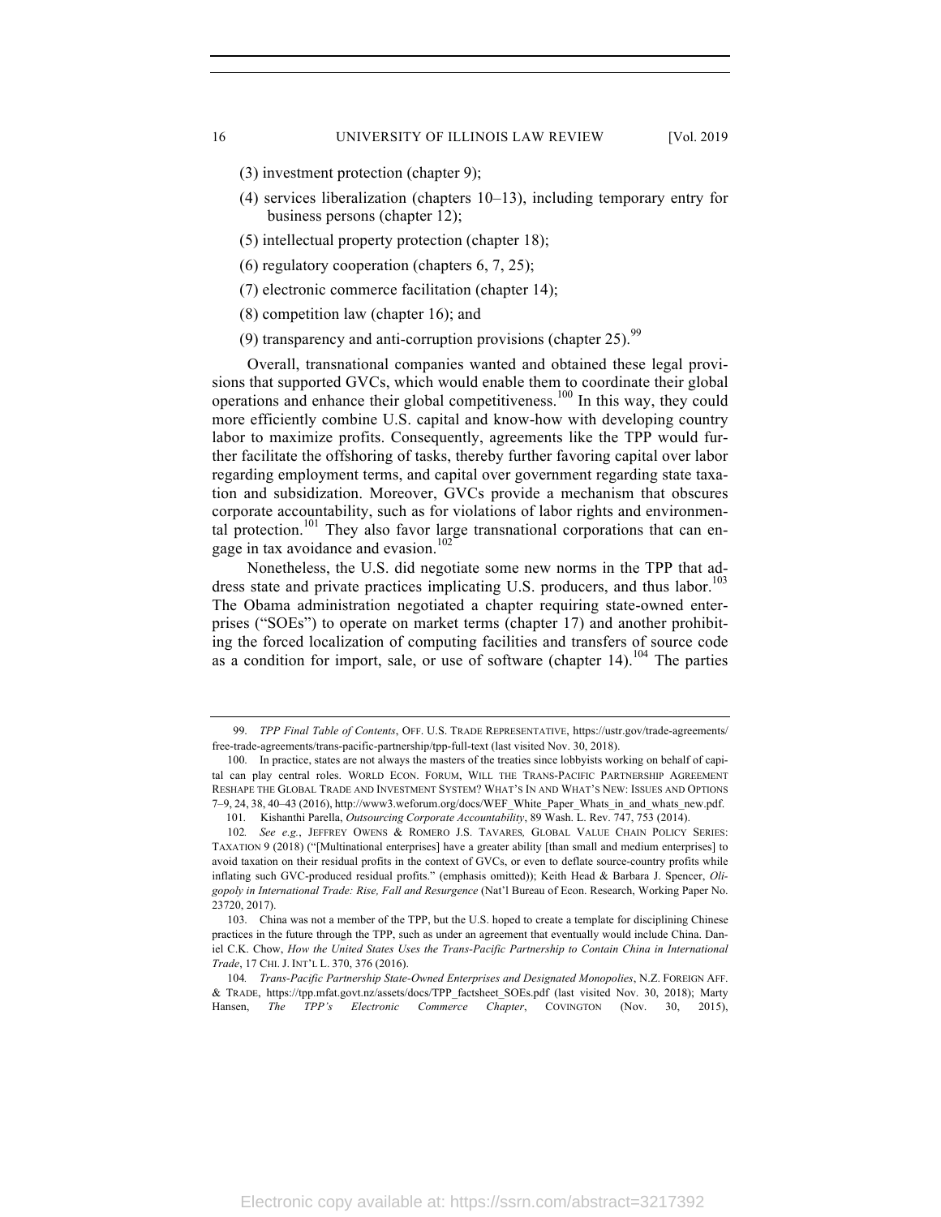(3) investment protection (chapter 9);

(4) services liberalization (chapters 10–13), including temporary entry for business persons (chapter 12);

(5) intellectual property protection (chapter 18);

(6) regulatory cooperation (chapters 6, 7, 25);

(7) electronic commerce facilitation (chapter 14);

(8) competition law (chapter 16); and

(9) transparency and anti-corruption provisions (chapter 25).[99]

Overall, transnational companies wanted and obtained these legal provisions that supported GVCs, which would enable them to coordinate their global operations and enhance their global competitiveness.[100] In this way, they could more efficiently combine U.S. capital and know-how with developing country labor to maximize profits. Consequently, agreements like the TPP would further facilitate the offshoring of tasks, thereby further favoring capital over labor regarding employment terms, and capital over government regarding state taxation and subsidization. Moreover, GVCs provide a mechanism that obscures corporate accountability, such as for violations of labor rights and environmental protection.[101] They also favor large transnational corporations that can engage in tax avoidance and evasion.[102]

Nonetheless, the U.S. did negotiate some new norms in the TPP that address state and private practices implicating U.S. producers, and thus labor.[103] The Obama administration negotiated a chapter requiring state-owned enterprises ("SOEs") to operate on market terms (chapter 17) and another prohibiting the forced localization of computing facilities and transfers of source code as a condition for import, sale, or use of software (chapter 14).[104] The parties

---

99. *TPP Final Table of Contents*, OFF. U.S. TRADE REPRESENTATIVE, https://ustr.gov/trade-agreements/free-trade-agreements/trans-pacific-partnership/tpp-full-text (last visited Nov. 30, 2018).

100. In practice, states are not always the masters of the treaties since lobbyists working on behalf of capital can play central roles. WORLD ECON. FORUM, WILL THE TRANS-PACIFIC PARTNERSHIP AGREEMENT RESHAPE THE GLOBAL TRADE AND INVESTMENT SYSTEM? WHAT'S IN AND WHAT'S NEW: ISSUES AND OPTIONS 7–9, 24, 38, 40–43 (2016), http://www3.weforum.org/docs/WEF_White_Paper_Whats_in_and_whats_new.pdf.

101. Kishanthi Parella, *Outsourcing Corporate Accountability*, 89 Wash. L. Rev. 747, 753 (2014).

102. *See e.g.*, JEFFREY OWENS & ROMERO J.S. TAVARES, GLOBAL VALUE CHAIN POLICY SERIES: TAXATION 9 (2018) ("[Multinational enterprises] have a greater ability [than small and medium enterprises] to avoid taxation on their residual profits in the context of GVCs, or even to deflate source-country profits while inflating such GVC-produced residual profits." (emphasis omitted)); Keith Head & Barbara J. Spencer, *Oligopoly in International Trade: Rise, Fall and Resurgence* (Nat'l Bureau of Econ. Research, Working Paper No. 23720, 2017).

103. China was not a member of the TPP, but the U.S. hoped to create a template for disciplining Chinese practices in the future through the TPP, such as under an agreement that eventually would include China. Daniel C.K. Chow, *How the United States Uses the Trans-Pacific Partnership to Contain China in International Trade*, 17 CHI. J. INT'L L. 370, 376 (2016).

104. *Trans-Pacific Partnership State-Owned Enterprises and Designated Monopolies*, N.Z. FOREIGN AFF. & TRADE, https://tpp.mfat.govt.nz/assets/docs/TPP_factsheet_SOEs.pdf (last visited Nov. 30, 2018); Marty Hansen, *The TPP's Electronic Commerce Chapter*, COVINGTON (Nov. 30, 2015),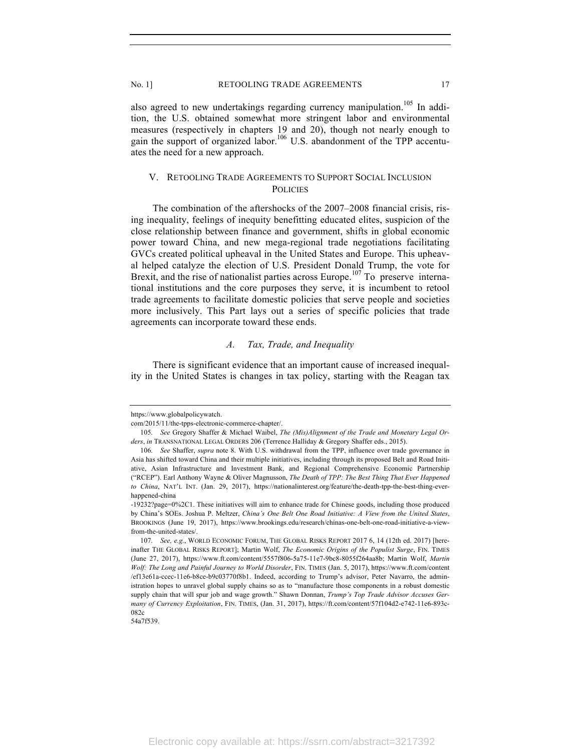also agreed to new undertakings regarding currency manipulation.[105] In addition, the U.S. obtained somewhat more stringent labor and environmental measures (respectively in chapters 19 and 20), though not nearly enough to gain the support of organized labor.[106] U.S. abandonment of the TPP accentuates the need for a new approach.

## V. Retooling Trade Agreements to Support Social Inclusion Policies

The combination of the aftershocks of the 2007–2008 financial crisis, rising inequality, feelings of inequity benefitting educated elites, suspicion of the close relationship between finance and government, shifts in global economic power toward China, and new mega-regional trade negotiations facilitating GVCs created political upheaval in the United States and Europe. This upheaval helped catalyze the election of U.S. President Donald Trump, the vote for Brexit, and the rise of nationalist parties across Europe.[107] To preserve international institutions and the core purposes they serve, it is incumbent to retool trade agreements to facilitate domestic policies that serve people and societies more inclusively. This Part lays out a series of specific policies that trade agreements can incorporate toward these ends.

### *A. Tax, Trade, and Inequality*

There is significant evidence that an important cause of increased inequality in the United States is changes in tax policy, starting with the Reagan tax

---

https://www.globalpolicywatch.com/2015/11/the-tpps-electronic-commerce-chapter/.

105. *See* Gregory Shaffer & Michael Waibel, *The (Mis)Alignment of the Trade and Monetary Legal Orders*, *in* TRANSNATIONAL LEGAL ORDERS 206 (Terrence Halliday & Gregory Shaffer eds., 2015).

106. *See* Shaffer, *supra* note 8. With U.S. withdrawal from the TPP, influence over trade governance in Asia has shifted toward China and their multiple initiatives, including through its proposed Belt and Road Initiative, Asian Infrastructure and Investment Bank, and Regional Comprehensive Economic Partnership ("RCEP"). Earl Anthony Wayne & Oliver Magnusson, *The Death of TPP: The Best Thing That Ever Happened to China*, NAT'L INT. (Jan. 29, 2017), https://nationalinterest.org/feature/the-death-tpp-the-best-thing-ever-happened-china-19232?page=0%2C1. These initiatives will aim to enhance trade for Chinese goods, including those produced by China's SOEs. Joshua P. Meltzer, *China's One Belt One Road Initiative: A View from the United States*, BROOKINGS (June 19, 2017), https://www.brookings.edu/research/chinas-one-belt-one-road-initiative-a-view-from-the-united-states/.

107. *See, e.g.*, WORLD ECONOMIC FORUM, THE GLOBAL RISKS REPORT 2017 6, 14 (12th ed. 2017) [hereinafter THE GLOBAL RISKS REPORT]; Martin Wolf, *The Economic Origins of the Populist Surge*, FIN. TIMES (June 27, 2017), https://www.ft.com/content/5557f806-5a75-11e7-9bc8-8055f264aa8b; Martin Wolf, *Martin Wolf: The Long and Painful Journey to World Disorder*, FIN. TIMES (Jan. 5, 2017), https://www.ft.com/content/ef13e61a-ccec-11e6-b8ce-b9c03770f8b1. Indeed, according to Trump's advisor, Peter Navarro, the administration hopes to unravel global supply chains so as to "manufacture those components in a robust domestic supply chain that will spur job and wage growth." Shawn Donnan, *Trump's Top Trade Advisor Accuses Germany of Currency Exploitation*, FIN. TIMES, (Jan. 31, 2017), https://ft.com/content/57f104d2-e742-11e6-893c-082c54a7f539.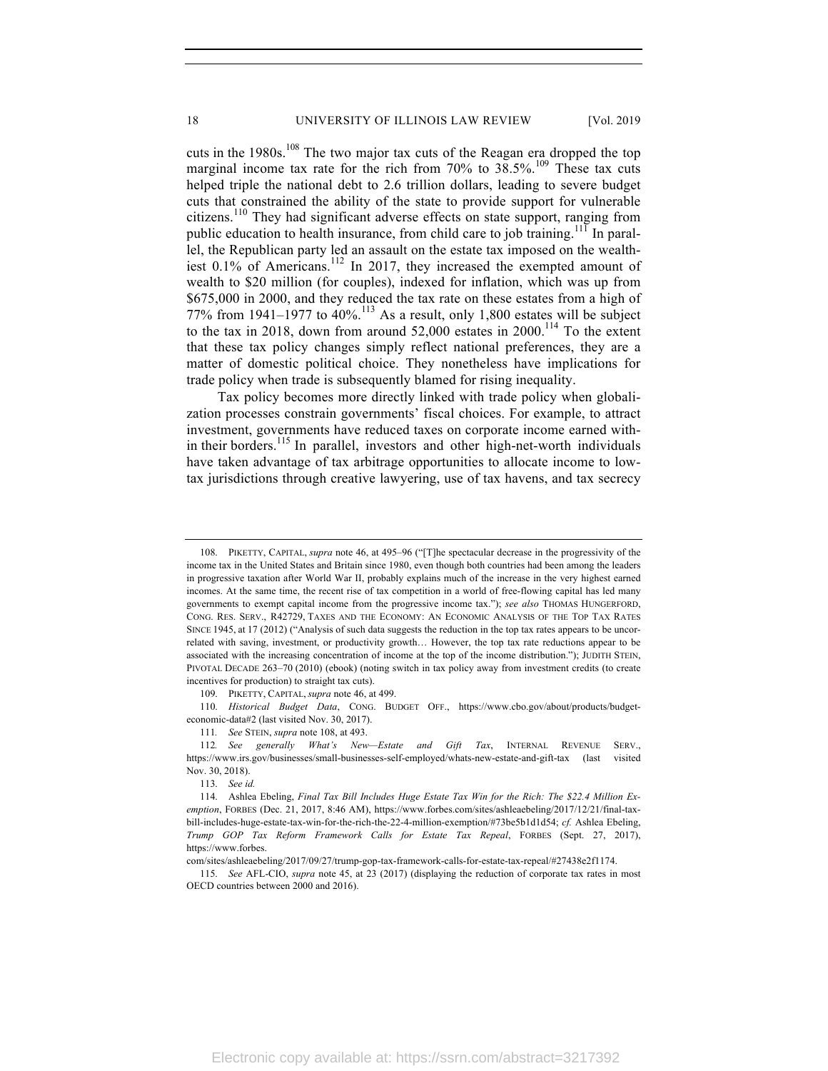cuts in the 1980s.[108] The two major tax cuts of the Reagan era dropped the top marginal income tax rate for the rich from 70% to 38.5%.[109] These tax cuts helped triple the national debt to 2.6 trillion dollars, leading to severe budget cuts that constrained the ability of the state to provide support for vulnerable citizens.[110] They had significant adverse effects on state support, ranging from public education to health insurance, from child care to job training.[111] In parallel, the Republican party led an assault on the estate tax imposed on the wealthiest 0.1% of Americans.[112] In 2017, they increased the exempted amount of wealth to $20 million (for couples), indexed for inflation, which was up from $675,000 in 2000, and they reduced the tax rate on these estates from a high of 77% from 1941–1977 to 40%.[113] As a result, only 1,800 estates will be subject to the tax in 2018, down from around 52,000 estates in 2000.[114] To the extent that these tax policy changes simply reflect national preferences, they are a matter of domestic political choice. They nonetheless have implications for trade policy when trade is subsequently blamed for rising inequality.

Tax policy becomes more directly linked with trade policy when globalization processes constrain governments' fiscal choices. For example, to attract investment, governments have reduced taxes on corporate income earned within their borders.[115] In parallel, investors and other high-net-worth individuals have taken advantage of tax arbitrage opportunities to allocate income to low-tax jurisdictions through creative lawyering, use of tax havens, and tax secrecy

---

108. PIKETTY, CAPITAL, *supra* note 46, at 495–96 ("[T]he spectacular decrease in the progressivity of the income tax in the United States and Britain since 1980, even though both countries had been among the leaders in progressive taxation after World War II, probably explains much of the increase in the very highest earned incomes. At the same time, the recent rise of tax competition in a world of free-flowing capital has led many governments to exempt capital income from the progressive income tax."); *see also* THOMAS HUNGERFORD, CONG. RES. SERV., R42729, TAXES AND THE ECONOMY: AN ECONOMIC ANALYSIS OF THE TOP TAX RATES SINCE 1945, at 17 (2012) ("Analysis of such data suggests the reduction in the top tax rates appears to be uncorrelated with saving, investment, or productivity growth… However, the top tax rate reductions appear to be associated with the increasing concentration of income at the top of the income distribution."); JUDITH STEIN, PIVOTAL DECADE 263–70 (2010) (ebook) (noting switch in tax policy away from investment credits (to create incentives for production) to straight tax cuts).

109. PIKETTY, CAPITAL, *supra* note 46, at 499.

110. *Historical Budget Data*, CONG. BUDGET OFF., https://www.cbo.gov/about/products/budget-economic-data#2 (last visited Nov. 30, 2017).

111. *See* STEIN, *supra* note 108, at 493.

112. *See generally What's New—Estate and Gift Tax*, INTERNAL REVENUE SERV., https://www.irs.gov/businesses/small-businesses-self-employed/whats-new-estate-and-gift-tax (last visited Nov. 30, 2018).

113. *See id.*

114. Ashlea Ebeling, *Final Tax Bill Includes Huge Estate Tax Win for the Rich: The $22.4 Million Exemption*, FORBES (Dec. 21, 2017, 8:46 AM), https://www.forbes.com/sites/ashleaebeling/2017/12/21/final-tax-bill-includes-huge-estate-tax-win-for-the-rich-the-22-4-million-exemption/#73be5b1d1d54; *cf.* Ashlea Ebeling, *Trump GOP Tax Reform Framework Calls for Estate Tax Repeal*, FORBES (Sept. 27, 2017), https://www.forbes.com/sites/ashleaebeling/2017/09/27/trump-gop-tax-framework-calls-for-estate-tax-repeal/#27438e2f1174.

115. *See* AFL-CIO, *supra* note 45, at 23 (2017) (displaying the reduction of corporate tax rates in most OECD countries between 2000 and 2016).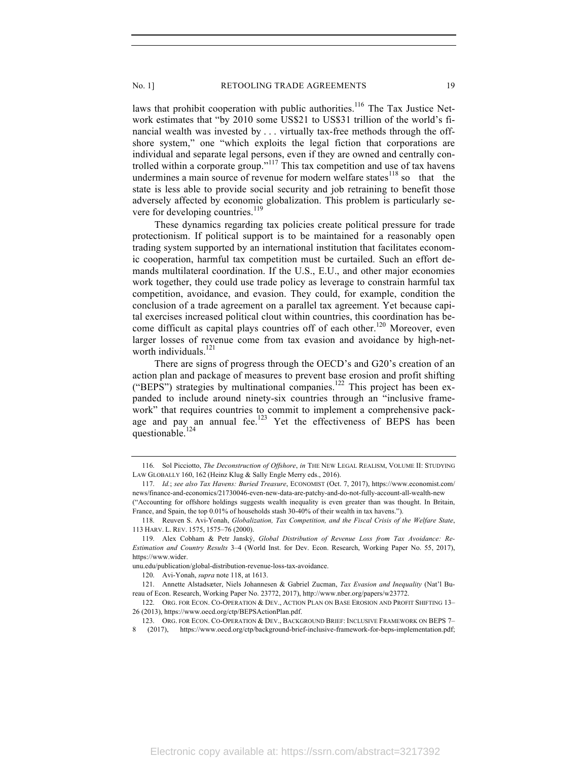laws that prohibit cooperation with public authorities.[116] The Tax Justice Network estimates that "by 2010 some US$21 to US$31 trillion of the world's financial wealth was invested by . . . virtually tax-free methods through the offshore system," one "which exploits the legal fiction that corporations are individual and separate legal persons, even if they are owned and centrally controlled within a corporate group."[117] This tax competition and use of tax havens undermines a main source of revenue for modern welfare states[118] so that the state is less able to provide social security and job retraining to benefit those adversely affected by economic globalization. This problem is particularly severe for developing countries.[119]

These dynamics regarding tax policies create political pressure for trade protectionism. If political support is to be maintained for a reasonably open trading system supported by an international institution that facilitates economic cooperation, harmful tax competition must be curtailed. Such an effort demands multilateral coordination. If the U.S., E.U., and other major economies work together, they could use trade policy as leverage to constrain harmful tax competition, avoidance, and evasion. They could, for example, condition the conclusion of a trade agreement on a parallel tax agreement. Yet because capital exercises increased political clout within countries, this coordination has become difficult as capital plays countries off of each other.[120] Moreover, even larger losses of revenue come from tax evasion and avoidance by high-net-worth individuals.[121]

There are signs of progress through the OECD's and G20's creation of an action plan and package of measures to prevent base erosion and profit shifting ("BEPS") strategies by multinational companies.[122] This project has been expanded to include around ninety-six countries through an "inclusive framework" that requires countries to commit to implement a comprehensive package and pay an annual fee.[123] Yet the effectiveness of BEPS has been questionable.[124]

---

116. Sol Picciotto, *The Deconstruction of Offshore*, *in* THE NEW LEGAL REALISM, VOLUME II: STUDYING LAW GLOBALLY 160, 162 (Heinz Klug & Sally Engle Merry eds., 2016).

117. *Id.*; *see also Tax Havens: Buried Treasure*, ECONOMIST (Oct. 7, 2017), https://www.economist.com/news/finance-and-economics/21730046-even-new-data-are-patchy-and-do-not-fully-account-all-wealth-new ("Accounting for offshore holdings suggests wealth inequality is even greater than was thought. In Britain, France, and Spain, the top 0.01% of households stash 30-40% of their wealth in tax havens.").

118. Reuven S. Avi-Yonah, *Globalization, Tax Competition, and the Fiscal Crisis of the Welfare State*, 113 HARV. L. REV. 1575, 1575–76 (2000).

119. Alex Cobham & Petr Janský, *Global Distribution of Revenue Loss from Tax Avoidance: Re-Estimation and Country Results* 3–4 (World Inst. for Dev. Econ. Research, Working Paper No. 55, 2017), https://www.wider.unu.edu/publication/global-distribution-revenue-loss-tax-avoidance.

120. Avi-Yonah, *supra* note 118, at 1613.

121. Annette Alstadsæter, Niels Johannesen & Gabriel Zucman, *Tax Evasion and Inequality* (Nat'l Bureau of Econ. Research, Working Paper No. 23772, 2017), http://www.nber.org/papers/w23772.

122. ORG. FOR ECON. CO-OPERATION & DEV., ACTION PLAN ON BASE EROSION AND PROFIT SHIFTING 13–26 (2013), https://www.oecd.org/ctp/BEPSActionPlan.pdf.

123. ORG. FOR ECON. CO-OPERATION & DEV., BACKGROUND BRIEF: INCLUSIVE FRAMEWORK ON BEPS 7–8 (2017), https://www.oecd.org/ctp/background-brief-inclusive-framework-for-beps-implementation.pdf;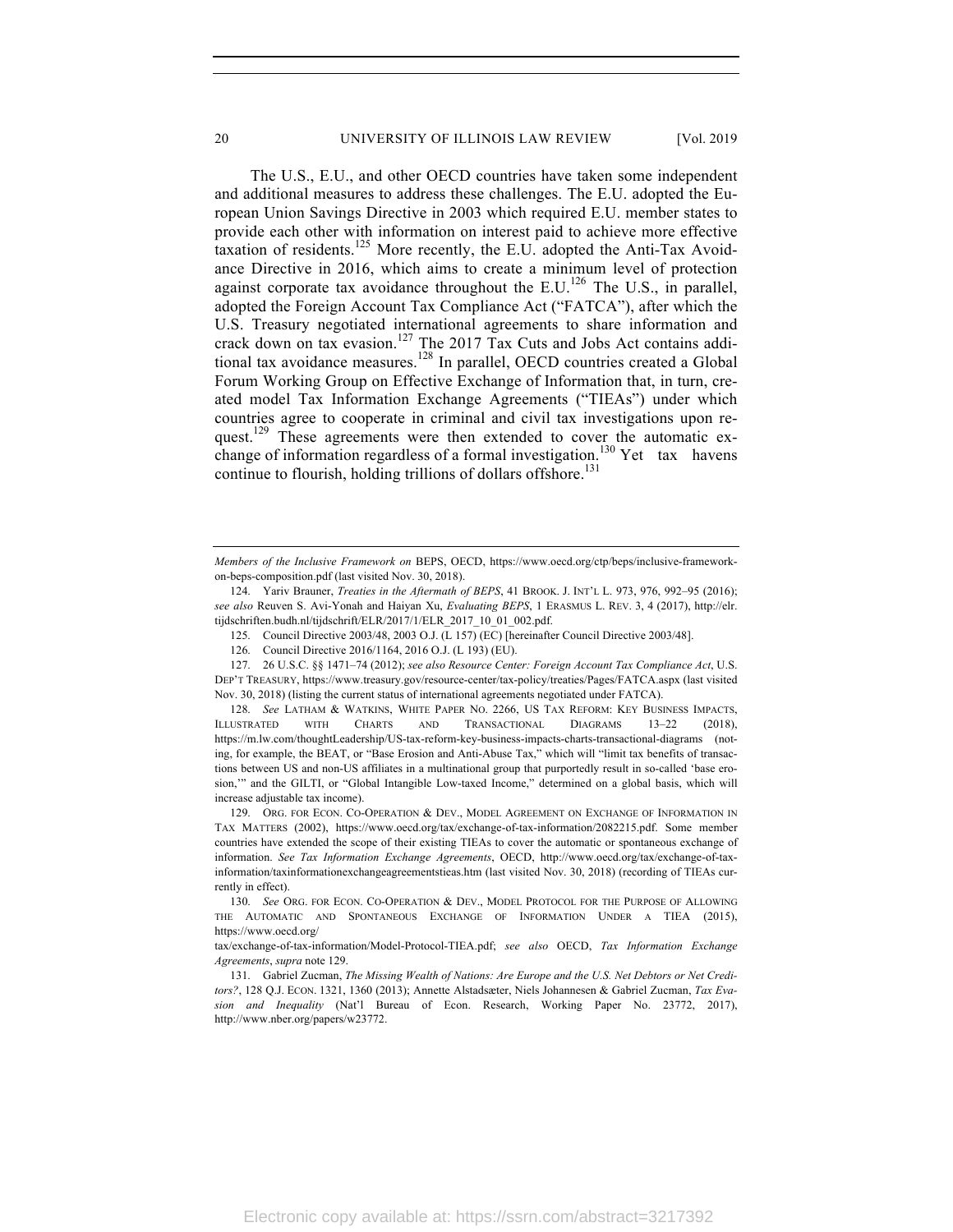The U.S., E.U., and other OECD countries have taken some independent and additional measures to address these challenges. The E.U. adopted the European Union Savings Directive in 2003 which required E.U. member states to provide each other with information on interest paid to achieve more effective taxation of residents.[125] More recently, the E.U. adopted the Anti-Tax Avoidance Directive in 2016, which aims to create a minimum level of protection against corporate tax avoidance throughout the E.U.[126] The U.S., in parallel, adopted the Foreign Account Tax Compliance Act ("FATCA"), after which the U.S. Treasury negotiated international agreements to share information and crack down on tax evasion.[127] The 2017 Tax Cuts and Jobs Act contains additional tax avoidance measures.[128] In parallel, OECD countries created a Global Forum Working Group on Effective Exchange of Information that, in turn, created model Tax Information Exchange Agreements ("TIEAs") under which countries agree to cooperate in criminal and civil tax investigations upon request.[129] These agreements were then extended to cover the automatic exchange of information regardless of a formal investigation.[130] Yet tax havens continue to flourish, holding trillions of dollars offshore.[131]

---

*Members of the Inclusive Framework on* BEPS, OECD, https://www.oecd.org/ctp/beps/inclusive-framework-on-beps-composition.pdf (last visited Nov. 30, 2018).

124. Yariv Brauner, *Treaties in the Aftermath of BEPS*, 41 BROOK. J. INT'L L. 973, 976, 992–95 (2016); *see also* Reuven S. Avi-Yonah and Haiyan Xu, *Evaluating BEPS*, 1 ERASMUS L. REV. 3, 4 (2017), http://elr.tijdschriften.budh.nl/tijdschrift/ELR/2017/1/ELR_2017_10_01_002.pdf.

125. Council Directive 2003/48, 2003 O.J. (L 157) (EC) [hereinafter Council Directive 2003/48].

126. Council Directive 2016/1164, 2016 O.J. (L 193) (EU).

127. 26 U.S.C. §§ 1471–74 (2012); *see also Resource Center: Foreign Account Tax Compliance Act*, U.S. DEP'T TREASURY, https://www.treasury.gov/resource-center/tax-policy/treaties/Pages/FATCA.aspx (last visited Nov. 30, 2018) (listing the current status of international agreements negotiated under FATCA).

128. *See* LATHAM & WATKINS, WHITE PAPER NO. 2266, US TAX REFORM: KEY BUSINESS IMPACTS, ILLUSTRATED WITH CHARTS AND TRANSACTIONAL DIAGRAMS 13–22 (2018), https://m.lw.com/thoughtLeadership/US-tax-reform-key-business-impacts-charts-transactional-diagrams (noting, for example, the BEAT, or "Base Erosion and Anti-Abuse Tax," which will "limit tax benefits of transactions between US and non-US affiliates in a multinational group that purportedly result in so-called 'base erosion,'" and the GILTI, or "Global Intangible Low-taxed Income," determined on a global basis, which will increase adjustable tax income).

129. ORG. FOR ECON. CO-OPERATION & DEV., MODEL AGREEMENT ON EXCHANGE OF INFORMATION IN TAX MATTERS (2002), https://www.oecd.org/tax/exchange-of-tax-information/2082215.pdf. Some member countries have extended the scope of their existing TIEAs to cover the automatic or spontaneous exchange of information. *See Tax Information Exchange Agreements*, OECD, http://www.oecd.org/tax/exchange-of-tax-information/taxinformationexchangeagreementstieas.htm (last visited Nov. 30, 2018) (recording of TIEAs currently in effect).

130. *See* ORG. FOR ECON. CO-OPERATION & DEV., MODEL PROTOCOL FOR THE PURPOSE OF ALLOWING THE AUTOMATIC AND SPONTANEOUS EXCHANGE OF INFORMATION UNDER A TIEA (2015), https://www.oecd.org/tax/exchange-of-tax-information/Model-Protocol-TIEA.pdf; *see also* OECD, *Tax Information Exchange Agreements*, *supra* note 129.

131. Gabriel Zucman, *The Missing Wealth of Nations: Are Europe and the U.S. Net Debtors or Net Creditors?*, 128 Q.J. ECON. 1321, 1360 (2013); Annette Alstadsæter, Niels Johannesen & Gabriel Zucman, *Tax Evasion and Inequality* (Nat'l Bureau of Econ. Research, Working Paper No. 23772, 2017), http://www.nber.org/papers/w23772.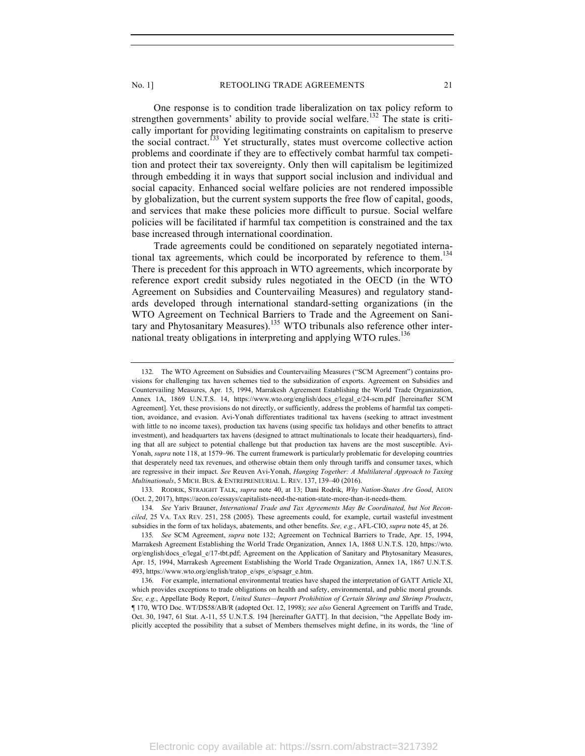One response is to condition trade liberalization on tax policy reform to strengthen governments' ability to provide social welfare.[132] The state is critically important for providing legitimating constraints on capitalism to preserve the social contract.[133] Yet structurally, states must overcome collective action problems and coordinate if they are to effectively combat harmful tax competition and protect their tax sovereignty. Only then will capitalism be legitimized through embedding it in ways that support social inclusion and individual and social capacity. Enhanced social welfare policies are not rendered impossible by globalization, but the current system supports the free flow of capital, goods, and services that make these policies more difficult to pursue. Social welfare policies will be facilitated if harmful tax competition is constrained and the tax base increased through international coordination.

Trade agreements could be conditioned on separately negotiated international tax agreements, which could be incorporated by reference to them.[134] There is precedent for this approach in WTO agreements, which incorporate by reference export credit subsidy rules negotiated in the OECD (in the WTO Agreement on Subsidies and Countervailing Measures) and regulatory standards developed through international standard-setting organizations (in the WTO Agreement on Technical Barriers to Trade and the Agreement on Sanitary and Phytosanitary Measures).[135] WTO tribunals also reference other international treaty obligations in interpreting and applying WTO rules.[136]

---

132. The WTO Agreement on Subsidies and Countervailing Measures ("SCM Agreement") contains provisions for challenging tax haven schemes tied to the subsidization of exports. Agreement on Subsidies and Countervailing Measures, Apr. 15, 1994, Marrakesh Agreement Establishing the World Trade Organization, Annex 1A, 1869 U.N.T.S. 14, https://www.wto.org/english/docs_e/legal_e/24-scm.pdf [hereinafter SCM Agreement]. Yet, these provisions do not directly, or sufficiently, address the problems of harmful tax competition, avoidance, and evasion. Avi-Yonah differentiates traditional tax havens (seeking to attract investment with little to no income taxes), production tax havens (using specific tax holidays and other benefits to attract investment), and headquarters tax havens (designed to attract multinationals to locate their headquarters), finding that all are subject to potential challenge but that production tax havens are the most susceptible. Avi-Yonah, *supra* note 118, at 1579–96. The current framework is particularly problematic for developing countries that desperately need tax revenues, and otherwise obtain them only through tariffs and consumer taxes, which are regressive in their impact. *See* Reuven Avi-Yonah, *Hanging Together: A Multilateral Approach to Taxing Multinationals*, 5 MICH. BUS. & ENTREPRENEURIAL L. REV. 137, 139–40 (2016).

133. RODRIK, STRAIGHT TALK, *supra* note 40, at 13; Dani Rodrik, *Why Nation-States Are Good*, AEON (Oct. 2, 2017), https://aeon.co/essays/capitalists-need-the-nation-state-more-than-it-needs-them.

134. *See* Yariv Brauner, *International Trade and Tax Agreements May Be Coordinated, but Not Reconciled*, 25 VA. TAX REV. 251, 258 (2005). These agreements could, for example, curtail wasteful investment subsidies in the form of tax holidays, abatements, and other benefits. *See, e.g.*, AFL-CIO, *supra* note 45, at 26.

135. *See* SCM Agreement, *supra* note 132; Agreement on Technical Barriers to Trade, Apr. 15, 1994, Marrakesh Agreement Establishing the World Trade Organization, Annex 1A, 1868 U.N.T.S. 120, https://wto.org/english/docs_e/legal_e/17-tbt.pdf; Agreement on the Application of Sanitary and Phytosanitary Measures, Apr. 15, 1994, Marrakesh Agreement Establishing the World Trade Organization, Annex 1A, 1867 U.N.T.S. 493, https://www.wto.org/english/tratop_e/sps_e/spsagr_e.htm.

136. For example, international environmental treaties have shaped the interpretation of GATT Article XI, which provides exceptions to trade obligations on health and safety, environmental, and public moral grounds. *See, e.g.*, Appellate Body Report, *United States—Import Prohibition of Certain Shrimp and Shrimp Products*, ¶ 170, WTO Doc. WT/DS58/AB/R (adopted Oct. 12, 1998); *see also* General Agreement on Tariffs and Trade, Oct. 30, 1947, 61 Stat. A-11, 55 U.N.T.S. 194 [hereinafter GATT]. In that decision, "the Appellate Body implicitly accepted the possibility that a subset of Members themselves might define, in its words, the 'line of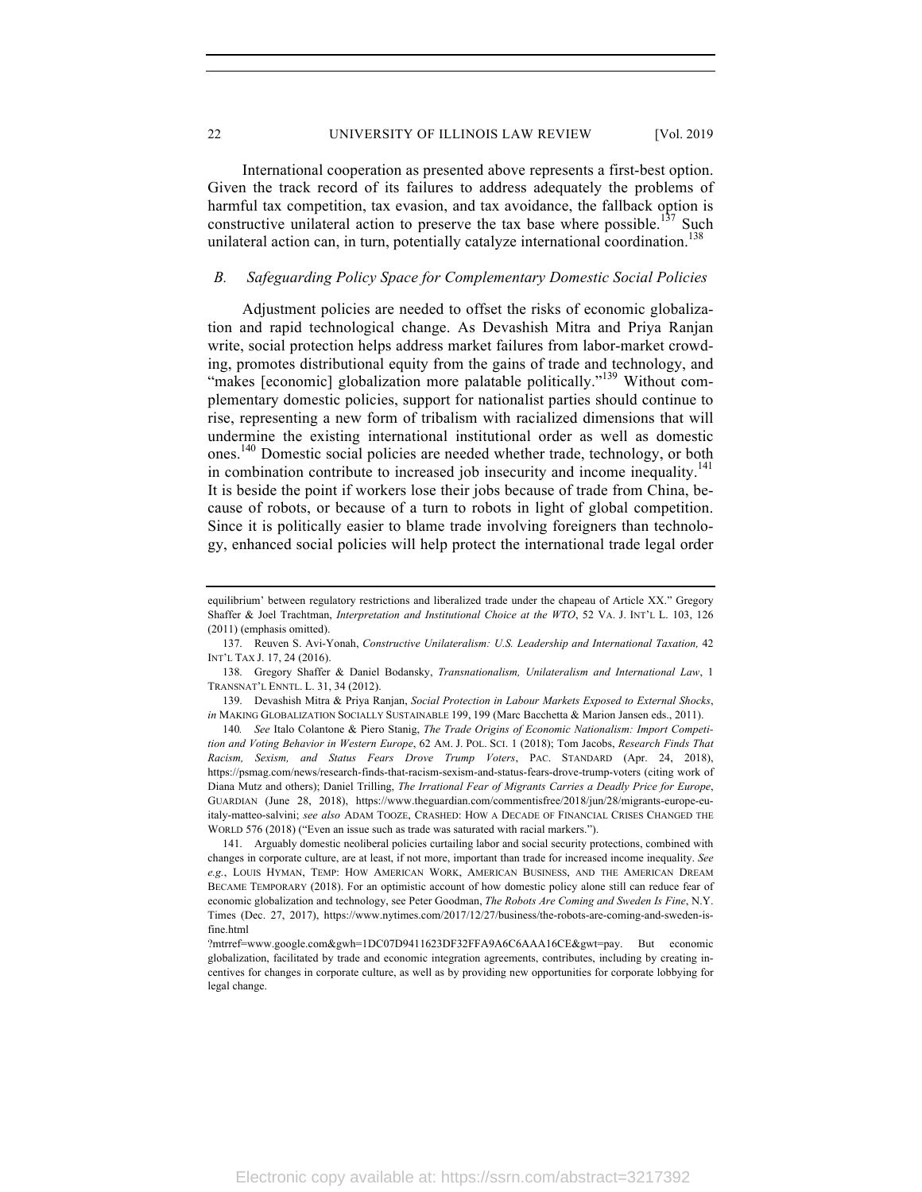International cooperation as presented above represents a first-best option. Given the track record of its failures to address adequately the problems of harmful tax competition, tax evasion, and tax avoidance, the fallback option is constructive unilateral action to preserve the tax base where possible.[137] Such unilateral action can, in turn, potentially catalyze international coordination.[138]

### *B. Safeguarding Policy Space for Complementary Domestic Social Policies*

Adjustment policies are needed to offset the risks of economic globalization and rapid technological change. As Devashish Mitra and Priya Ranjan write, social protection helps address market failures from labor-market crowding, promotes distributional equity from the gains of trade and technology, and "makes [economic] globalization more palatable politically."[139] Without complementary domestic policies, support for nationalist parties should continue to rise, representing a new form of tribalism with racialized dimensions that will undermine the existing international institutional order as well as domestic ones.[140] Domestic social policies are needed whether trade, technology, or both in combination contribute to increased job insecurity and income inequality.[141] It is beside the point if workers lose their jobs because of trade from China, because of robots, or because of a turn to robots in light of global competition. Since it is politically easier to blame trade involving foreigners than technology, enhanced social policies will help protect the international trade legal order

---

equilibrium' between regulatory restrictions and liberalized trade under the chapeau of Article XX." Gregory Shaffer & Joel Trachtman, *Interpretation and Institutional Choice at the WTO*, 52 VA. J. INT'L L. 103, 126 (2011) (emphasis omitted).

137. Reuven S. Avi-Yonah, *Constructive Unilateralism: U.S. Leadership and International Taxation,* 42 INT'L TAX J. 17, 24 (2016).

138. Gregory Shaffer & Daniel Bodansky, *Transnationalism, Unilateralism and International Law*, 1 TRANSNAT'L ENNTL. L. 31, 34 (2012).

139. Devashish Mitra & Priya Ranjan, *Social Protection in Labour Markets Exposed to External Shocks*, *in* MAKING GLOBALIZATION SOCIALLY SUSTAINABLE 199, 199 (Marc Bacchetta & Marion Jansen eds., 2011).

140. *See* Italo Colantone & Piero Stanig, *The Trade Origins of Economic Nationalism: Import Competition and Voting Behavior in Western Europe*, 62 AM. J. POL. SCI. 1 (2018); Tom Jacobs, *Research Finds That Racism, Sexism, and Status Fears Drove Trump Voters*, PAC. STANDARD (Apr. 24, 2018), https://psmag.com/news/research-finds-that-racism-sexism-and-status-fears-drove-trump-voters (citing work of Diana Mutz and others); Daniel Trilling, *The Irrational Fear of Migrants Carries a Deadly Price for Europe*, GUARDIAN (June 28, 2018), https://www.theguardian.com/commentisfree/2018/jun/28/migrants-europe-eu-italy-matteo-salvini; *see also* ADAM TOOZE, CRASHED: HOW A DECADE OF FINANCIAL CRISES CHANGED THE WORLD 576 (2018) ("Even an issue such as trade was saturated with racial markers.").

141. Arguably domestic neoliberal policies curtailing labor and social security protections, combined with changes in corporate culture, are at least, if not more, important than trade for increased income inequality. *See e.g.*, LOUIS HYMAN, TEMP: HOW AMERICAN WORK, AMERICAN BUSINESS, AND THE AMERICAN DREAM BECAME TEMPORARY (2018). For an optimistic account of how domestic policy alone still can reduce fear of economic globalization and technology, see Peter Goodman, *The Robots Are Coming and Sweden Is Fine*, N.Y. Times (Dec. 27, 2017), https://www.nytimes.com/2017/12/27/business/the-robots-are-coming-and-sweden-is-fine.html ?mtrref=www.google.com&gwh=1DC07D9411623DF32FFA9A6C6AAA16CE&gwt=pay. But economic globalization, facilitated by trade and economic integration agreements, contributes, including by creating incentives for changes in corporate culture, as well as by providing new opportunities for corporate lobbying for legal change.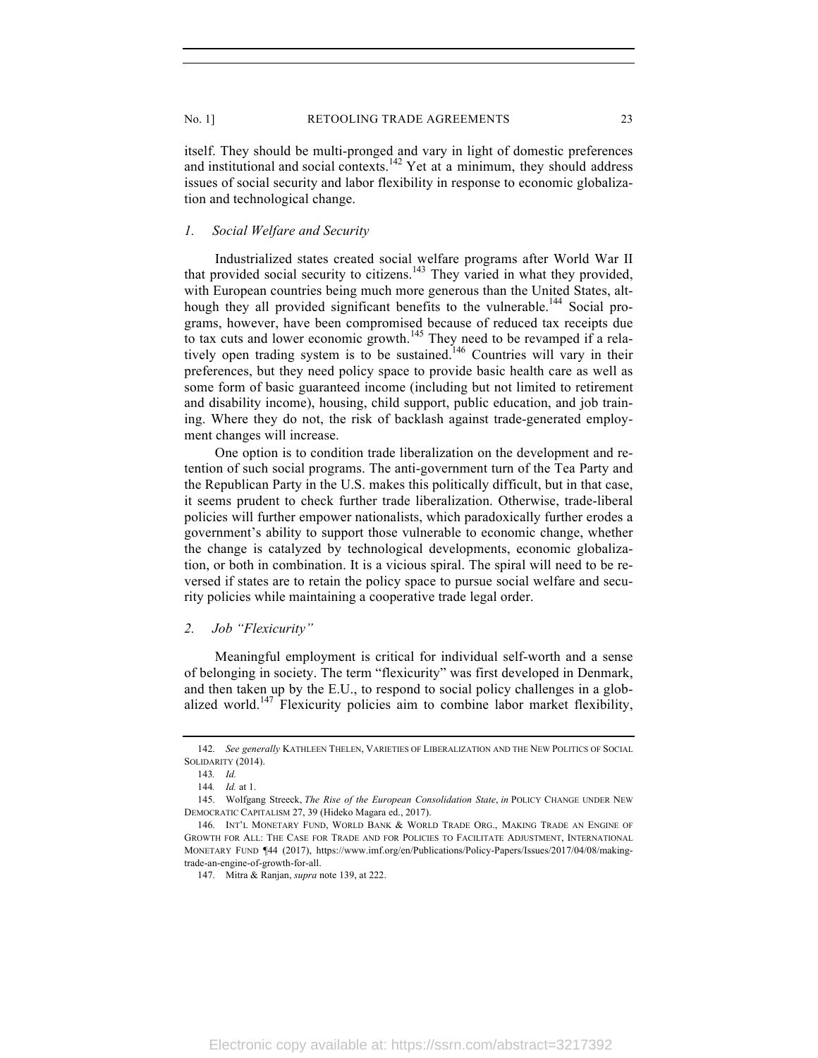itself. They should be multi-pronged and vary in light of domestic preferences and institutional and social contexts.[142] Yet at a minimum, they should address issues of social security and labor flexibility in response to economic globalization and technological change.

### *1. Social Welfare and Security*

Industrialized states created social welfare programs after World War II that provided social security to citizens.[143] They varied in what they provided, with European countries being much more generous than the United States, although they all provided significant benefits to the vulnerable.[144] Social programs, however, have been compromised because of reduced tax receipts due to tax cuts and lower economic growth.[145] They need to be revamped if a relatively open trading system is to be sustained.[146] Countries will vary in their preferences, but they need policy space to provide basic health care as well as some form of basic guaranteed income (including but not limited to retirement and disability income), housing, child support, public education, and job training. Where they do not, the risk of backlash against trade-generated employment changes will increase.

One option is to condition trade liberalization on the development and retention of such social programs. The anti-government turn of the Tea Party and the Republican Party in the U.S. makes this politically difficult, but in that case, it seems prudent to check further trade liberalization. Otherwise, trade-liberal policies will further empower nationalists, which paradoxically further erodes a government's ability to support those vulnerable to economic change, whether the change is catalyzed by technological developments, economic globalization, or both in combination. It is a vicious spiral. The spiral will need to be reversed if states are to retain the policy space to pursue social welfare and security policies while maintaining a cooperative trade legal order.

### *2. Job "Flexicurity"*

Meaningful employment is critical for individual self-worth and a sense of belonging in society. The term "flexicurity" was first developed in Denmark, and then taken up by the E.U., to respond to social policy challenges in a globalized world.[147] Flexicurity policies aim to combine labor market flexibility,

---

142. *See generally* KATHLEEN THELEN, VARIETIES OF LIBERALIZATION AND THE NEW POLITICS OF SOCIAL SOLIDARITY (2014).

143. *Id.*

144. *Id.* at 1.

145. Wolfgang Streeck, *The Rise of the European Consolidation State*, *in* POLICY CHANGE UNDER NEW DEMOCRATIC CAPITALISM 27, 39 (Hideko Magara ed., 2017).

146. INT'L MONETARY FUND, WORLD BANK & WORLD TRADE ORG., MAKING TRADE AN ENGINE OF GROWTH FOR ALL: THE CASE FOR TRADE AND FOR POLICIES TO FACILITATE ADJUSTMENT, INTERNATIONAL MONETARY FUND ¶44 (2017), https://www.imf.org/en/Publications/Policy-Papers/Issues/2017/04/08/making-trade-an-engine-of-growth-for-all.

147. Mitra & Ranjan, *supra* note 139, at 222.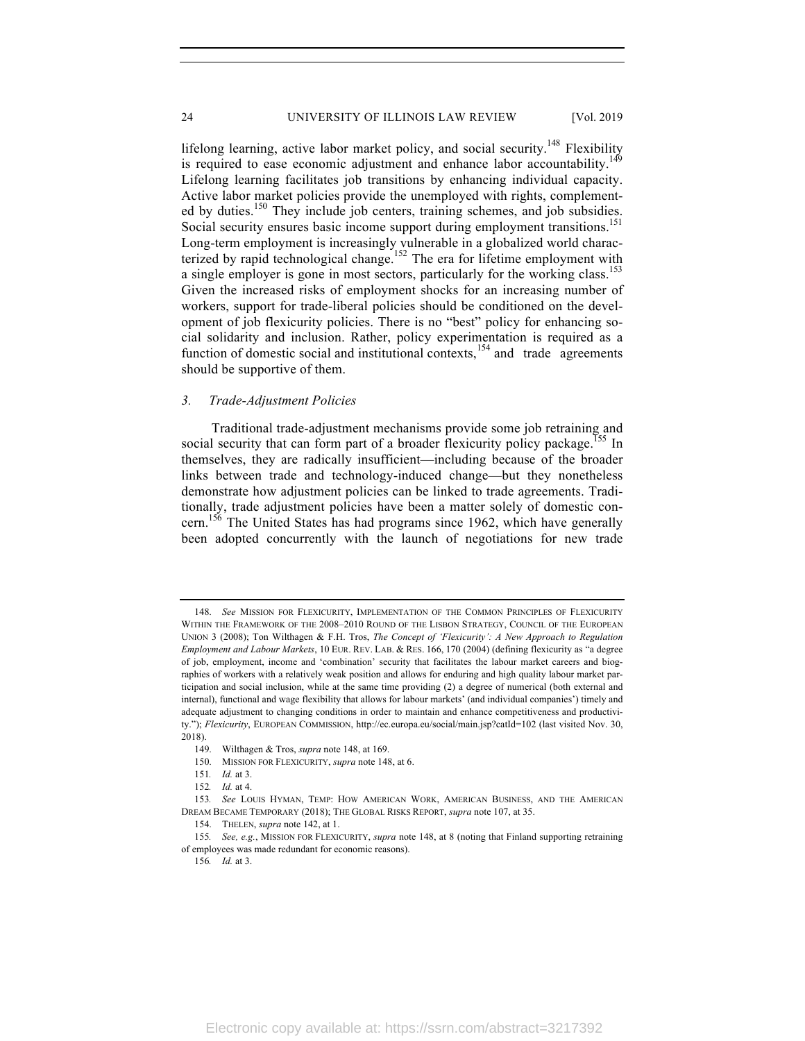lifelong learning, active labor market policy, and social security.[148] Flexibility is required to ease economic adjustment and enhance labor accountability.[149] Lifelong learning facilitates job transitions by enhancing individual capacity. Active labor market policies provide the unemployed with rights, complemented by duties.[150] They include job centers, training schemes, and job subsidies. Social security ensures basic income support during employment transitions.[151] Long-term employment is increasingly vulnerable in a globalized world characterized by rapid technological change.[152] The era for lifetime employment with a single employer is gone in most sectors, particularly for the working class.[153] Given the increased risks of employment shocks for an increasing number of workers, support for trade-liberal policies should be conditioned on the development of job flexicurity policies. There is no "best" policy for enhancing social solidarity and inclusion. Rather, policy experimentation is required as a function of domestic social and institutional contexts,[154] and trade agreements should be supportive of them.

### *3. Trade-Adjustment Policies*

Traditional trade-adjustment mechanisms provide some job retraining and social security that can form part of a broader flexicurity policy package.[155] In themselves, they are radically insufficient—including because of the broader links between trade and technology-induced change—but they nonetheless demonstrate how adjustment policies can be linked to trade agreements. Traditionally, trade adjustment policies have been a matter solely of domestic concern.[156] The United States has had programs since 1962, which have generally been adopted concurrently with the launch of negotiations for new trade

---

148. *See* MISSION FOR FLEXICURITY, IMPLEMENTATION OF THE COMMON PRINCIPLES OF FLEXICURITY WITHIN THE FRAMEWORK OF THE 2008–2010 ROUND OF THE LISBON STRATEGY, COUNCIL OF THE EUROPEAN UNION 3 (2008); Ton Wilthagen & F.H. Tros, *The Concept of 'Flexicurity': A New Approach to Regulation Employment and Labour Markets*, 10 EUR. REV. LAB. & RES. 166, 170 (2004) (defining flexicurity as "a degree of job, employment, income and 'combination' security that facilitates the labour market careers and biographies of workers with a relatively weak position and allows for enduring and high quality labour market participation and social inclusion, while at the same time providing (2) a degree of numerical (both external and internal), functional and wage flexibility that allows for labour markets' (and individual companies') timely and adequate adjustment to changing conditions in order to maintain and enhance competitiveness and productivity."); *Flexicurity*, EUROPEAN COMMISSION, http://ec.europa.eu/social/main.jsp?catId=102 (last visited Nov. 30, 2018).

149. Wilthagen & Tros, *supra* note 148, at 169.

150. MISSION FOR FLEXICURITY, *supra* note 148, at 6.

151. *Id.* at 3.

152. *Id.* at 4.

153. *See* LOUIS HYMAN, TEMP: HOW AMERICAN WORK, AMERICAN BUSINESS, AND THE AMERICAN DREAM BECAME TEMPORARY (2018); THE GLOBAL RISKS REPORT, *supra* note 107, at 35.

154. THELEN, *supra* note 142, at 1.

155. *See, e.g.*, MISSION FOR FLEXICURITY, *supra* note 148, at 8 (noting that Finland supporting retraining of employees was made redundant for economic reasons).

156. *Id.* at 3.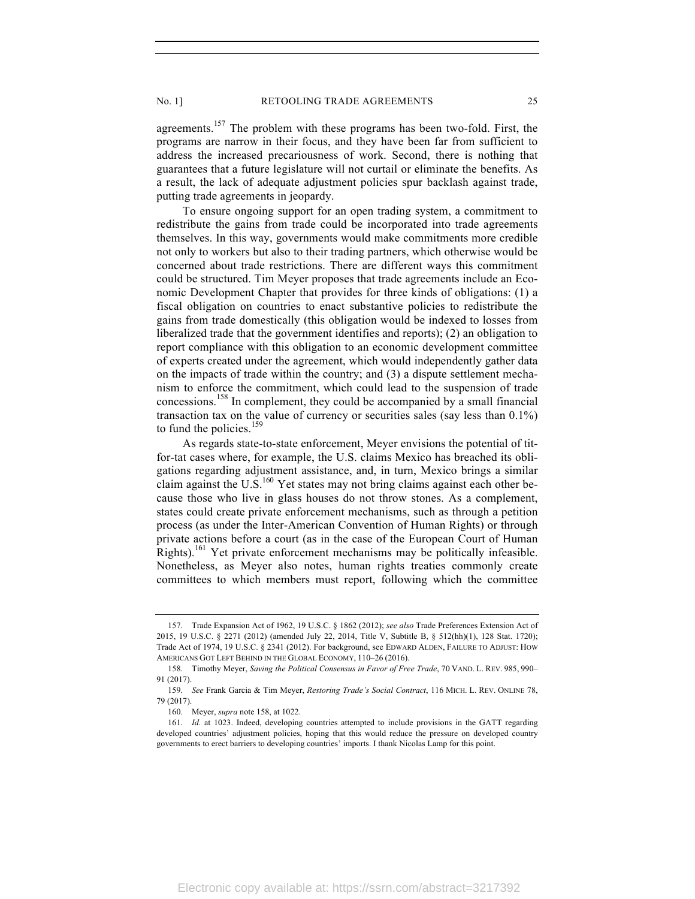agreements.[157] The problem with these programs has been two-fold. First, the programs are narrow in their focus, and they have been far from sufficient to address the increased precariousness of work. Second, there is nothing that guarantees that a future legislature will not curtail or eliminate the benefits. As a result, the lack of adequate adjustment policies spur backlash against trade, putting trade agreements in jeopardy.

To ensure ongoing support for an open trading system, a commitment to redistribute the gains from trade could be incorporated into trade agreements themselves. In this way, governments would make commitments more credible not only to workers but also to their trading partners, which otherwise would be concerned about trade restrictions. There are different ways this commitment could be structured. Tim Meyer proposes that trade agreements include an Economic Development Chapter that provides for three kinds of obligations: (1) a fiscal obligation on countries to enact substantive policies to redistribute the gains from trade domestically (this obligation would be indexed to losses from liberalized trade that the government identifies and reports); (2) an obligation to report compliance with this obligation to an economic development committee of experts created under the agreement, which would independently gather data on the impacts of trade within the country; and (3) a dispute settlement mechanism to enforce the commitment, which could lead to the suspension of trade concessions.[158] In complement, they could be accompanied by a small financial transaction tax on the value of currency or securities sales (say less than 0.1%) to fund the policies.[159]

As regards state-to-state enforcement, Meyer envisions the potential of tit-for-tat cases where, for example, the U.S. claims Mexico has breached its obligations regarding adjustment assistance, and, in turn, Mexico brings a similar claim against the U.S.[160] Yet states may not bring claims against each other because those who live in glass houses do not throw stones. As a complement, states could create private enforcement mechanisms, such as through a petition process (as under the Inter-American Convention of Human Rights) or through private actions before a court (as in the case of the European Court of Human Rights).[161] Yet private enforcement mechanisms may be politically infeasible. Nonetheless, as Meyer also notes, human rights treaties commonly create committees to which members must report, following which the committee

---

157. Trade Expansion Act of 1962, 19 U.S.C. § 1862 (2012); *see also* Trade Preferences Extension Act of 2015, 19 U.S.C. § 2271 (2012) (amended July 22, 2014, Title V, Subtitle B, § 512(hh)(1), 128 Stat. 1720); Trade Act of 1974, 19 U.S.C. § 2341 (2012). For background, see EDWARD ALDEN, FAILURE TO ADJUST: HOW AMERICANS GOT LEFT BEHIND IN THE GLOBAL ECONOMY, 110–26 (2016).

158. Timothy Meyer, *Saving the Political Consensus in Favor of Free Trade*, 70 VAND. L. REV. 985, 990–91 (2017).

159. *See* Frank Garcia & Tim Meyer, *Restoring Trade's Social Contract*, 116 MICH. L. REV. ONLINE 78, 79 (2017).

160. Meyer, *supra* note 158, at 1022.

161. *Id.* at 1023. Indeed, developing countries attempted to include provisions in the GATT regarding developed countries' adjustment policies, hoping that this would reduce the pressure on developed country governments to erect barriers to developing countries' imports. I thank Nicolas Lamp for this point.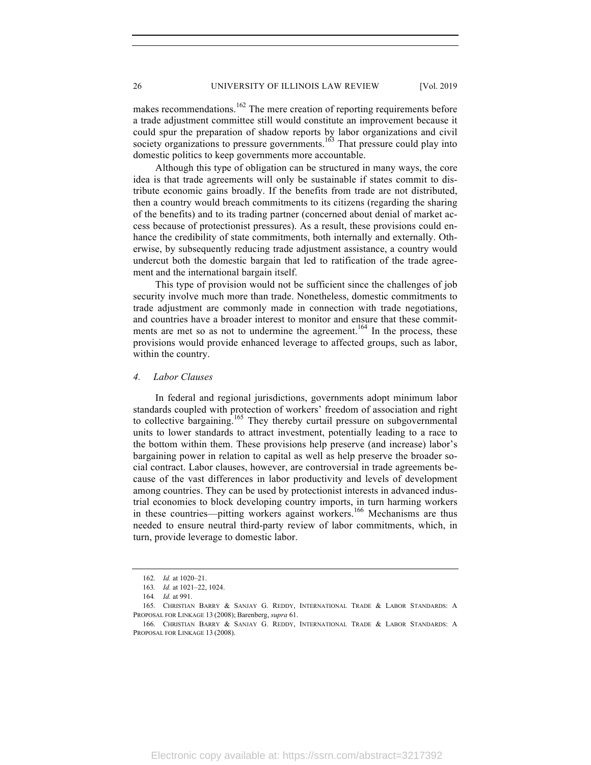makes recommendations.[162] The mere creation of reporting requirements before a trade adjustment committee still would constitute an improvement because it could spur the preparation of shadow reports by labor organizations and civil society organizations to pressure governments.[163] That pressure could play into domestic politics to keep governments more accountable.

Although this type of obligation can be structured in many ways, the core idea is that trade agreements will only be sustainable if states commit to distribute economic gains broadly. If the benefits from trade are not distributed, then a country would breach commitments to its citizens (regarding the sharing of the benefits) and to its trading partner (concerned about denial of market access because of protectionist pressures). As a result, these provisions could enhance the credibility of state commitments, both internally and externally. Otherwise, by subsequently reducing trade adjustment assistance, a country would undercut both the domestic bargain that led to ratification of the trade agreement and the international bargain itself.

This type of provision would not be sufficient since the challenges of job security involve much more than trade. Nonetheless, domestic commitments to trade adjustment are commonly made in connection with trade negotiations, and countries have a broader interest to monitor and ensure that these commitments are met so as not to undermine the agreement.[164] In the process, these provisions would provide enhanced leverage to affected groups, such as labor, within the country.

#### 4. *Labor Clauses*

In federal and regional jurisdictions, governments adopt minimum labor standards coupled with protection of workers' freedom of association and right to collective bargaining.[165] They thereby curtail pressure on subgovernmental units to lower standards to attract investment, potentially leading to a race to the bottom within them. These provisions help preserve (and increase) labor's bargaining power in relation to capital as well as help preserve the broader social contract. Labor clauses, however, are controversial in trade agreements because of the vast differences in labor productivity and levels of development among countries. They can be used by protectionist interests in advanced industrial economies to block developing country imports, in turn harming workers in these countries—pitting workers against workers.[166] Mechanisms are thus needed to ensure neutral third-party review of labor commitments, which, in turn, provide leverage to domestic labor.

---

162. *Id.* at 1020–21.

163. *Id.* at 1021–22, 1024.

164. *Id.* at 991.

165. CHRISTIAN BARRY & SANJAY G. REDDY, INTERNATIONAL TRADE & LABOR STANDARDS: A PROPOSAL FOR LINKAGE 13 (2008); Barenberg, *supra* 61.

166. CHRISTIAN BARRY & SANJAY G. REDDY, INTERNATIONAL TRADE & LABOR STANDARDS: A PROPOSAL FOR LINKAGE 13 (2008).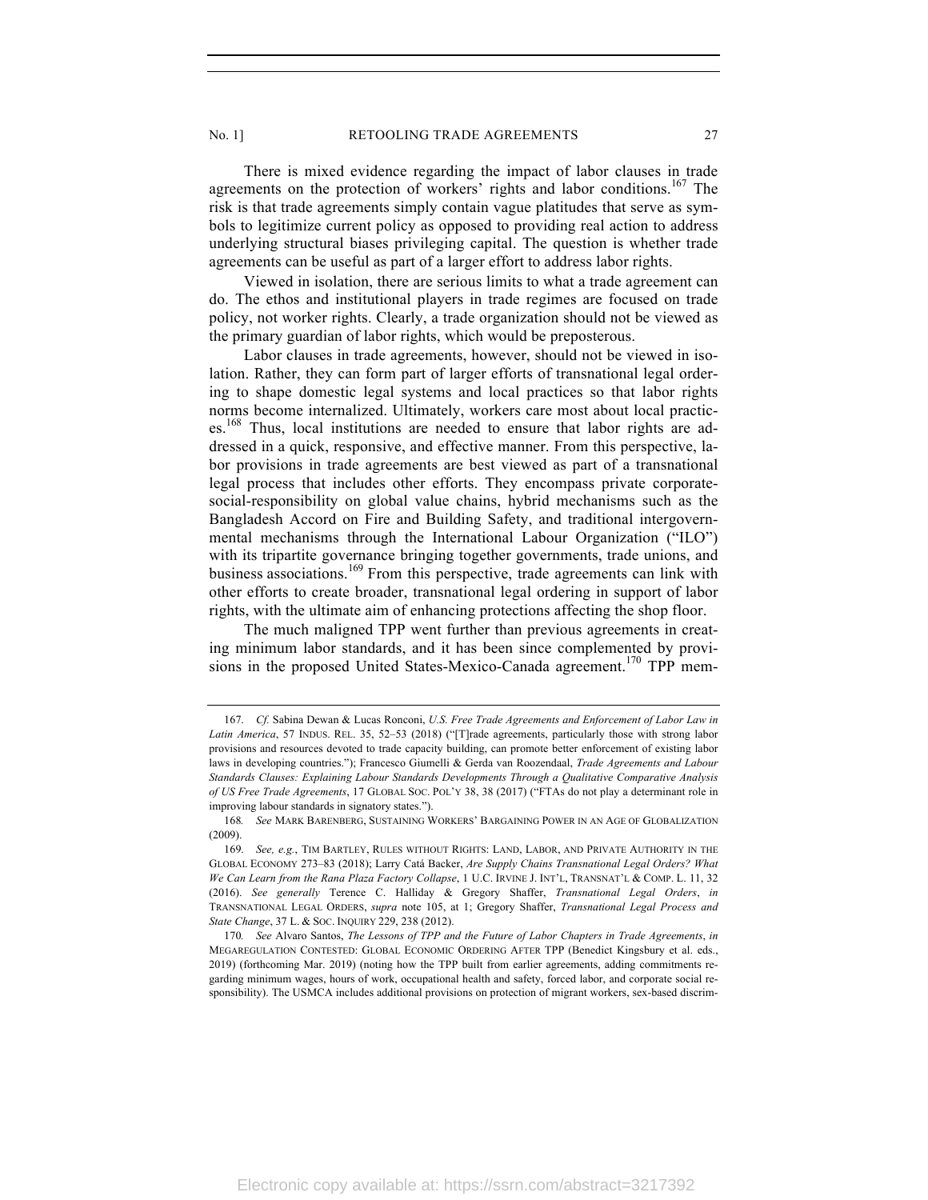There is mixed evidence regarding the impact of labor clauses in trade agreements on the protection of workers' rights and labor conditions.[167] The risk is that trade agreements simply contain vague platitudes that serve as symbols to legitimize current policy as opposed to providing real action to address underlying structural biases privileging capital. The question is whether trade agreements can be useful as part of a larger effort to address labor rights.

Viewed in isolation, there are serious limits to what a trade agreement can do. The ethos and institutional players in trade regimes are focused on trade policy, not worker rights. Clearly, a trade organization should not be viewed as the primary guardian of labor rights, which would be preposterous.

Labor clauses in trade agreements, however, should not be viewed in isolation. Rather, they can form part of larger efforts of transnational legal ordering to shape domestic legal systems and local practices so that labor rights norms become internalized. Ultimately, workers care most about local practices.[168] Thus, local institutions are needed to ensure that labor rights are addressed in a quick, responsive, and effective manner. From this perspective, labor provisions in trade agreements are best viewed as part of a transnational legal process that includes other efforts. They encompass private corporate-social-responsibility on global value chains, hybrid mechanisms such as the Bangladesh Accord on Fire and Building Safety, and traditional intergovernmental mechanisms through the International Labour Organization ("ILO") with its tripartite governance bringing together governments, trade unions, and business associations.[169] From this perspective, trade agreements can link with other efforts to create broader, transnational legal ordering in support of labor rights, with the ultimate aim of enhancing protections affecting the shop floor.

The much maligned TPP went further than previous agreements in creating minimum labor standards, and it has been since complemented by provisions in the proposed United States-Mexico-Canada agreement.[170] TPP mem-

---

167. *Cf.* Sabina Dewan & Lucas Ronconi, *U.S. Free Trade Agreements and Enforcement of Labor Law in Latin America*, 57 INDUS. REL. 35, 52–53 (2018) ("[T]rade agreements, particularly those with strong labor provisions and resources devoted to trade capacity building, can promote better enforcement of existing labor laws in developing countries."); Francesco Giumelli & Gerda van Roozendaal, *Trade Agreements and Labour Standards Clauses: Explaining Labour Standards Developments Through a Qualitative Comparative Analysis of US Free Trade Agreements*, 17 GLOBAL SOC. POL'Y 38, 38 (2017) ("FTAs do not play a determinant role in improving labour standards in signatory states.").

168. *See* MARK BARENBERG, SUSTAINING WORKERS' BARGAINING POWER IN AN AGE OF GLOBALIZATION (2009).

169. *See, e.g.*, TIM BARTLEY, RULES WITHOUT RIGHTS: LAND, LABOR, AND PRIVATE AUTHORITY IN THE GLOBAL ECONOMY 273–83 (2018); Larry Catá Backer, *Are Supply Chains Transnational Legal Orders? What We Can Learn from the Rana Plaza Factory Collapse*, 1 U.C. IRVINE J. INT'L, TRANSNAT'L & COMP. L. 11, 32 (2016). *See generally* Terence C. Halliday & Gregory Shaffer, *Transnational Legal Orders*, *in* TRANSNATIONAL LEGAL ORDERS, *supra* note 105, at 1; Gregory Shaffer, *Transnational Legal Process and State Change*, 37 L. & SOC. INQUIRY 229, 238 (2012).

170. *See* Alvaro Santos, *The Lessons of TPP and the Future of Labor Chapters in Trade Agreements*, *in* MEGAREGULATION CONTESTED: GLOBAL ECONOMIC ORDERING AFTER TPP (Benedict Kingsbury et al. eds., 2019) (forthcoming Mar. 2019) (noting how the TPP built from earlier agreements, adding commitments regarding minimum wages, hours of work, occupational health and safety, forced labor, and corporate social responsibility). The USMCA includes additional provisions on protection of migrant workers, sex-based discrim-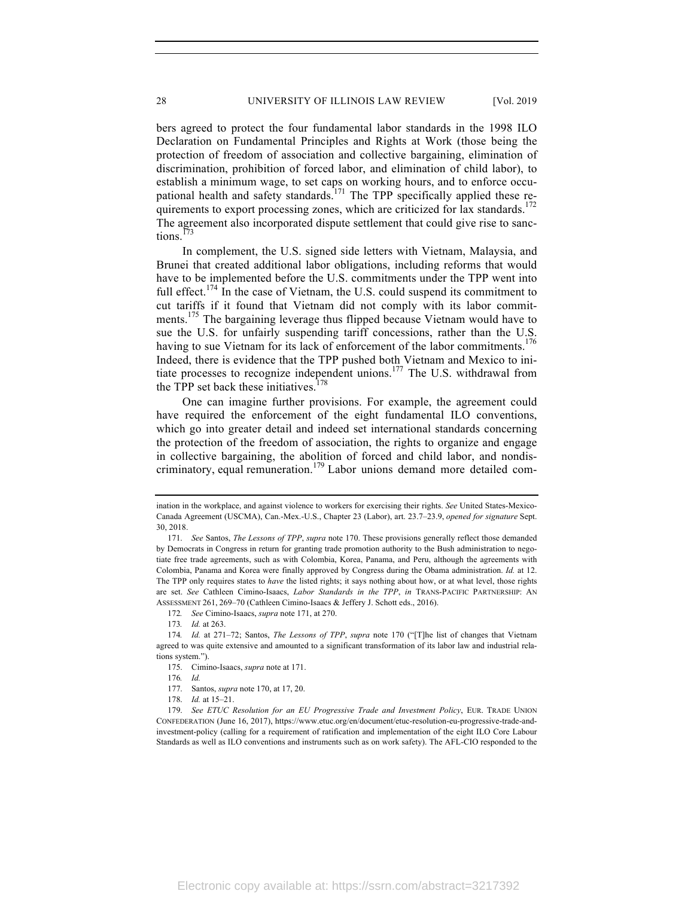bers agreed to protect the four fundamental labor standards in the 1998 ILO Declaration on Fundamental Principles and Rights at Work (those being the protection of freedom of association and collective bargaining, elimination of discrimination, prohibition of forced labor, and elimination of child labor), to establish a minimum wage, to set caps on working hours, and to enforce occupational health and safety standards.[171] The TPP specifically applied these requirements to export processing zones, which are criticized for lax standards.[172] The agreement also incorporated dispute settlement that could give rise to sanctions.[173]

In complement, the U.S. signed side letters with Vietnam, Malaysia, and Brunei that created additional labor obligations, including reforms that would have to be implemented before the U.S. commitments under the TPP went into full effect.[174] In the case of Vietnam, the U.S. could suspend its commitment to cut tariffs if it found that Vietnam did not comply with its labor commitments.[175] The bargaining leverage thus flipped because Vietnam would have to sue the U.S. for unfairly suspending tariff concessions, rather than the U.S. having to sue Vietnam for its lack of enforcement of the labor commitments.[176] Indeed, there is evidence that the TPP pushed both Vietnam and Mexico to initiate processes to recognize independent unions.[177] The U.S. withdrawal from the TPP set back these initiatives.[178]

One can imagine further provisions. For example, the agreement could have required the enforcement of the eight fundamental ILO conventions, which go into greater detail and indeed set international standards concerning the protection of the freedom of association, the rights to organize and engage in collective bargaining, the abolition of forced and child labor, and nondiscriminatory, equal remuneration.[179] Labor unions demand more detailed com-

---

ination in the workplace, and against violence to workers for exercising their rights. *See* United States-Mexico-Canada Agreement (USCMA), Can.-Mex.-U.S., Chapter 23 (Labor), art. 23.7–23.9, *opened for signature* Sept. 30, 2018.

171. *See* Santos, *The Lessons of TPP*, *supra* note 170. These provisions generally reflect those demanded by Democrats in Congress in return for granting trade promotion authority to the Bush administration to negotiate free trade agreements, such as with Colombia, Korea, Panama, and Peru, although the agreements with Colombia, Panama and Korea were finally approved by Congress during the Obama administration. *Id.* at 12. The TPP only requires states to *have* the listed rights; it says nothing about how, or at what level, those rights are set. *See* Cathleen Cimino-Isaacs, *Labor Standards in the TPP*, *in* TRANS-PACIFIC PARTNERSHIP: AN ASSESSMENT 261, 269–70 (Cathleen Cimino-Isaacs & Jeffery J. Schott eds., 2016).

172. *See* Cimino-Isaacs, *supra* note 171, at 270.

173. *Id.* at 263.

174. *Id.* at 271–72; Santos, *The Lessons of TPP*, *supra* note 170 ("[T]he list of changes that Vietnam agreed to was quite extensive and amounted to a significant transformation of its labor law and industrial relations system.").

175. Cimino-Isaacs, *supra* note at 171.

176. *Id.*

177. Santos, *supra* note 170, at 17, 20.

178. *Id.* at 15–21.

179. *See ETUC Resolution for an EU Progressive Trade and Investment Policy*, EUR. TRADE UNION CONFEDERATION (June 16, 2017), https://www.etuc.org/en/document/etuc-resolution-eu-progressive-trade-and-investment-policy (calling for a requirement of ratification and implementation of the eight ILO Core Labour Standards as well as ILO conventions and instruments such as on work safety). The AFL-CIO responded to the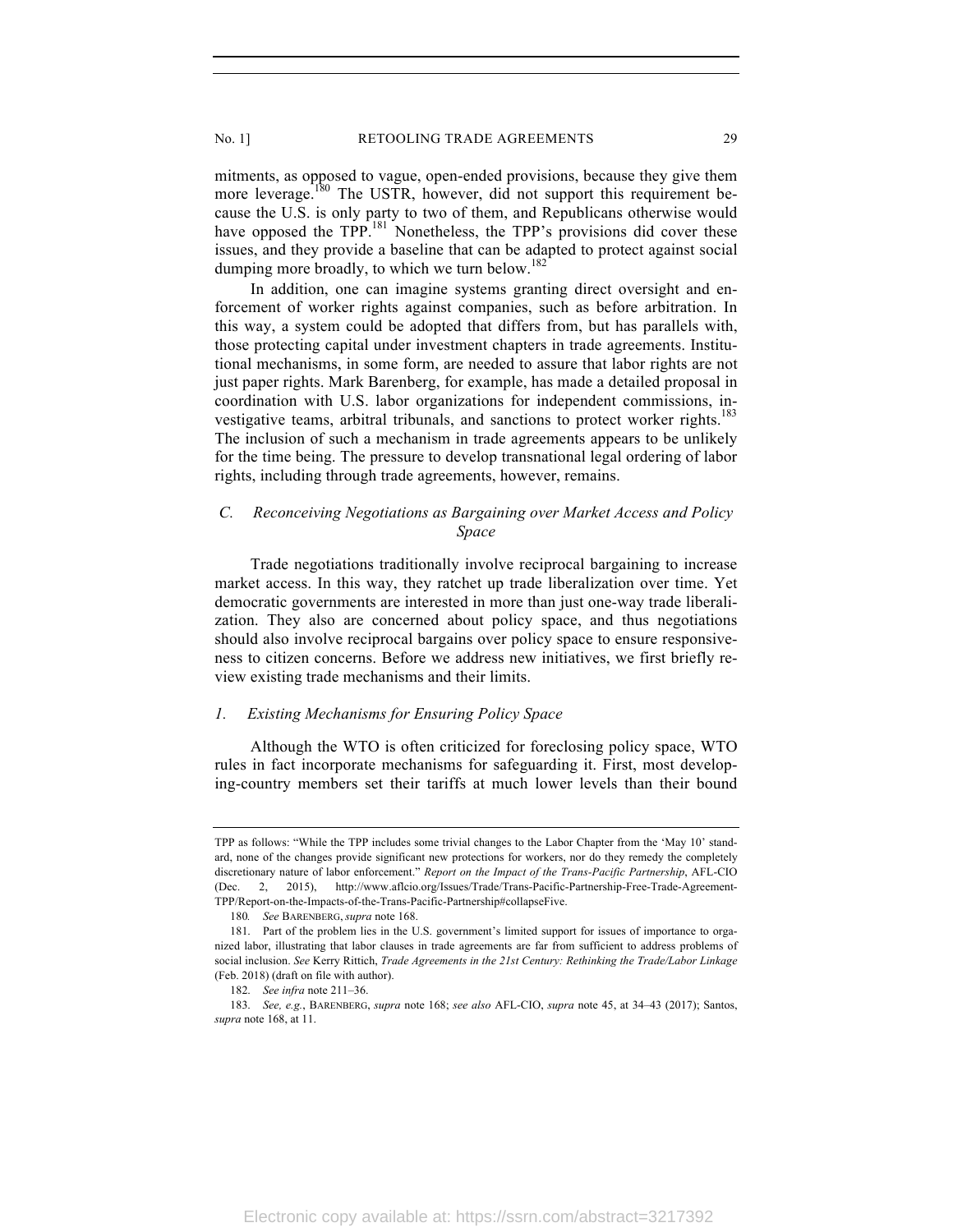mitments, as opposed to vague, open-ended provisions, because they give them more leverage.[180] The USTR, however, did not support this requirement because the U.S. is only party to two of them, and Republicans otherwise would have opposed the TPP.[181] Nonetheless, the TPP's provisions did cover these issues, and they provide a baseline that can be adapted to protect against social dumping more broadly, to which we turn below.[182]

In addition, one can imagine systems granting direct oversight and enforcement of worker rights against companies, such as before arbitration. In this way, a system could be adopted that differs from, but has parallels with, those protecting capital under investment chapters in trade agreements. Institutional mechanisms, in some form, are needed to assure that labor rights are not just paper rights. Mark Barenberg, for example, has made a detailed proposal in coordination with U.S. labor organizations for independent commissions, investigative teams, arbitral tribunals, and sanctions to protect worker rights.[183] The inclusion of such a mechanism in trade agreements appears to be unlikely for the time being. The pressure to develop transnational legal ordering of labor rights, including through trade agreements, however, remains.

### *C. Reconceiving Negotiations as Bargaining over Market Access and Policy Space*

Trade negotiations traditionally involve reciprocal bargaining to increase market access. In this way, they ratchet up trade liberalization over time. Yet democratic governments are interested in more than just one-way trade liberalization. They also are concerned about policy space, and thus negotiations should also involve reciprocal bargains over policy space to ensure responsiveness to citizen concerns. Before we address new initiatives, we first briefly review existing trade mechanisms and their limits.

#### *1. Existing Mechanisms for Ensuring Policy Space*

Although the WTO is often criticized for foreclosing policy space, WTO rules in fact incorporate mechanisms for safeguarding it. First, most developing-country members set their tariffs at much lower levels than their bound

---

TPP as follows: "While the TPP includes some trivial changes to the Labor Chapter from the 'May 10' standard, none of the changes provide significant new protections for workers, nor do they remedy the completely discretionary nature of labor enforcement." *Report on the Impact of the Trans-Pacific Partnership*, AFL-CIO (Dec. 2, 2015), http://www.aflcio.org/Issues/Trade/Trans-Pacific-Partnership-Free-Trade-Agreement-TPP/Report-on-the-Impacts-of-the-Trans-Pacific-Partnership#collapseFive.

180. *See* BARENBERG, *supra* note 168.

181. Part of the problem lies in the U.S. government's limited support for issues of importance to organized labor, illustrating that labor clauses in trade agreements are far from sufficient to address problems of social inclusion. *See* Kerry Rittich, *Trade Agreements in the 21st Century: Rethinking the Trade/Labor Linkage* (Feb. 2018) (draft on file with author).

182. *See infra* note 211–36.

183. *See, e.g.*, BARENBERG, *supra* note 168; *see also* AFL-CIO, *supra* note 45, at 34–43 (2017); Santos, *supra* note 168, at 11.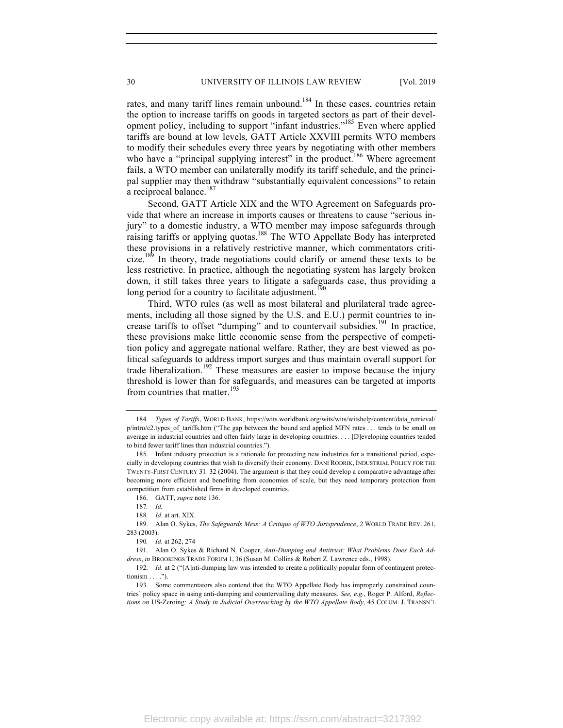rates, and many tariff lines remain unbound.[184] In these cases, countries retain the option to increase tariffs on goods in targeted sectors as part of their development policy, including to support "infant industries."[185] Even where applied tariffs are bound at low levels, GATT Article XXVIII permits WTO members to modify their schedules every three years by negotiating with other members who have a "principal supplying interest" in the product.[186] Where agreement fails, a WTO member can unilaterally modify its tariff schedule, and the principal supplier may then withdraw "substantially equivalent concessions" to retain a reciprocal balance.[187]

Second, GATT Article XIX and the WTO Agreement on Safeguards provide that where an increase in imports causes or threatens to cause "serious injury" to a domestic industry, a WTO member may impose safeguards through raising tariffs or applying quotas.[188] The WTO Appellate Body has interpreted these provisions in a relatively restrictive manner, which commentators criticize.[189] In theory, trade negotiations could clarify or amend these texts to be less restrictive. In practice, although the negotiating system has largely broken down, it still takes three years to litigate a safeguards case, thus providing a long period for a country to facilitate adjustment.[190]

Third, WTO rules (as well as most bilateral and plurilateral trade agreements, including all those signed by the U.S. and E.U.) permit countries to increase tariffs to offset "dumping" and to countervail subsidies.[191] In practice, these provisions make little economic sense from the perspective of competition policy and aggregate national welfare. Rather, they are best viewed as political safeguards to address import surges and thus maintain overall support for trade liberalization.[192] These measures are easier to impose because the injury threshold is lower than for safeguards, and measures can be targeted at imports from countries that matter.[193]

---

184. *Types of Tariffs*, WORLD BANK, https://wits.worldbank.org/wits/wits/witshelp/content/data_retrieval/p/intro/c2.types_of_tariffs.htm ("The gap between the bound and applied MFN rates . . . tends to be small on average in industrial countries and often fairly large in developing countries. . . . [D]eveloping countries tended to bind fewer tariff lines than industrial countries.").

185. Infant industry protection is a rationale for protecting new industries for a transitional period, especially in developing countries that wish to diversify their economy. DANI RODRIK, INDUSTRIAL POLICY FOR THE TWENTY-FIRST CENTURY 31–32 (2004). The argument is that they could develop a comparative advantage after becoming more efficient and benefiting from economies of scale, but they need temporary protection from competition from established firms in developed countries.

186. GATT, *supra* note 136.

187. *Id.*

188. *Id.* at art. XIX.

189. Alan O. Sykes, *The Safeguards Mess: A Critique of WTO Jurisprudence*, 2 WORLD TRADE REV. 261, 283 (2003).

190. *Id.* at 262, 274

191. Alan O. Sykes & Richard N. Cooper, *Anti-Dumping and Antitrust: What Problems Does Each Address*, *in* BROOKINGS TRADE FORUM 1, 36 (Susan M. Collins & Robert Z. Lawrence eds., 1998).

192. *Id.* at 2 ("[A]nti-dumping law was intended to create a politically popular form of contingent protectionism . . . .").

193. Some commentators also contend that the WTO Appellate Body has improperly constrained countries' policy space in using anti-dumping and countervailing duty measures. *See, e.g.*, Roger P. Alford, *Reflections on* US-Zeroing*: A Study in Judicial Overreaching by the WTO Appellate Body*, 45 COLUM. J. TRANSN'L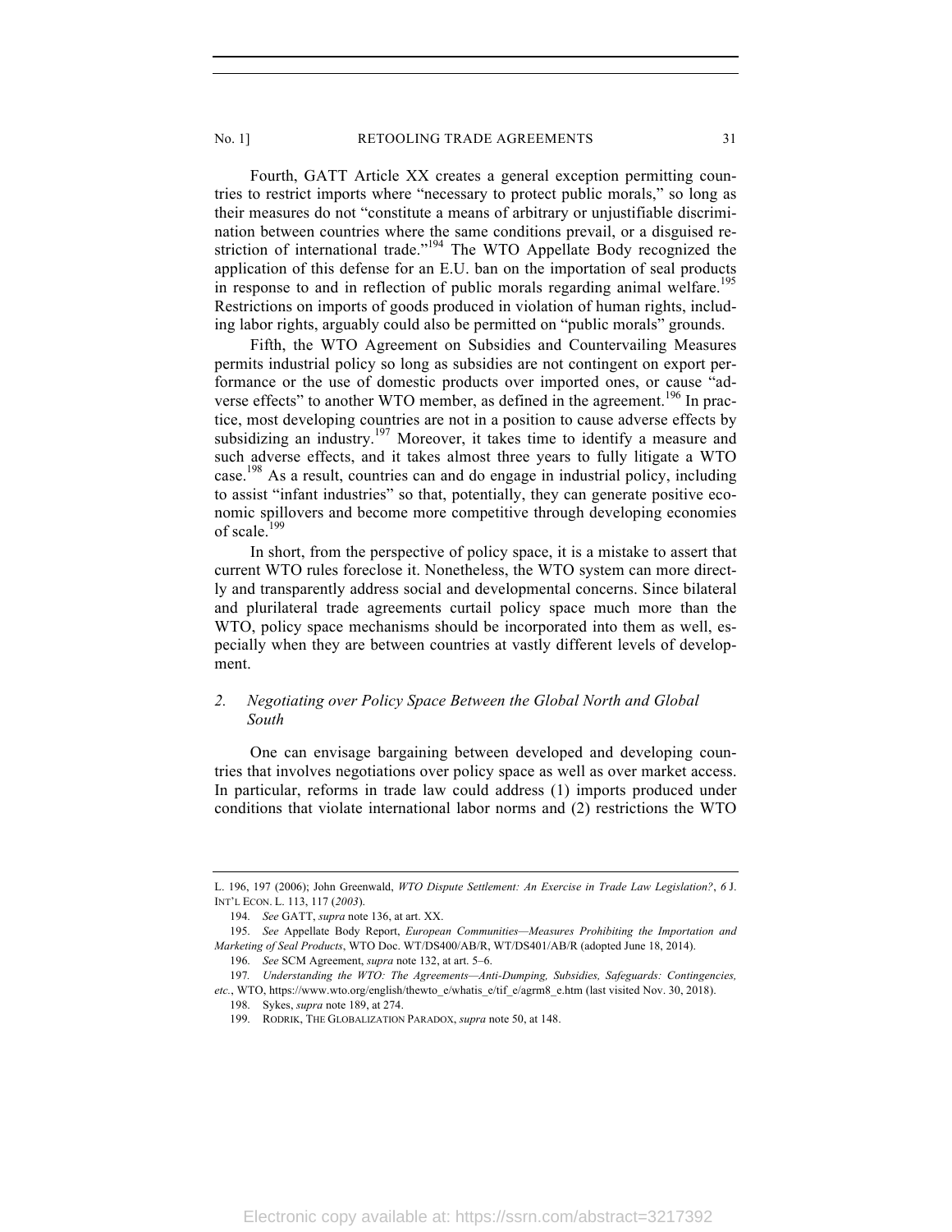Fourth, GATT Article XX creates a general exception permitting countries to restrict imports where "necessary to protect public morals," so long as their measures do not "constitute a means of arbitrary or unjustifiable discrimination between countries where the same conditions prevail, or a disguised restriction of international trade."[194] The WTO Appellate Body recognized the application of this defense for an E.U. ban on the importation of seal products in response to and in reflection of public morals regarding animal welfare.[195] Restrictions on imports of goods produced in violation of human rights, including labor rights, arguably could also be permitted on "public morals" grounds.

Fifth, the WTO Agreement on Subsidies and Countervailing Measures permits industrial policy so long as subsidies are not contingent on export performance or the use of domestic products over imported ones, or cause "adverse effects" to another WTO member, as defined in the agreement.[196] In practice, most developing countries are not in a position to cause adverse effects by subsidizing an industry.[197] Moreover, it takes time to identify a measure and such adverse effects, and it takes almost three years to fully litigate a WTO case.[198] As a result, countries can and do engage in industrial policy, including to assist "infant industries" so that, potentially, they can generate positive economic spillovers and become more competitive through developing economies of scale.[199]

In short, from the perspective of policy space, it is a mistake to assert that current WTO rules foreclose it. Nonetheless, the WTO system can more directly and transparently address social and developmental concerns. Since bilateral and plurilateral trade agreements curtail policy space much more than the WTO, policy space mechanisms should be incorporated into them as well, especially when they are between countries at vastly different levels of development.

### *2. Negotiating over Policy Space Between the Global North and Global South*

One can envisage bargaining between developed and developing countries that involves negotiations over policy space as well as over market access. In particular, reforms in trade law could address (1) imports produced under conditions that violate international labor norms and (2) restrictions the WTO

---

L. 196, 197 (2006); John Greenwald, *WTO Dispute Settlement: An Exercise in Trade Law Legislation?*, 6 J. INT'L ECON. L. 113, 117 (*2003*).

194. *See* GATT, *supra* note 136, at art. XX.

195. *See* Appellate Body Report, *European Communities—Measures Prohibiting the Importation and Marketing of Seal Products*, WTO Doc. WT/DS400/AB/R, WT/DS401/AB/R (adopted June 18, 2014).

196. *See* SCM Agreement, *supra* note 132, at art. 5–6.

197. *Understanding the WTO: The Agreements—Anti-Dumping, Subsidies, Safeguards: Contingencies, etc.*, WTO, https://www.wto.org/english/thewto_e/whatis_e/tif_e/agrm8_e.htm (last visited Nov. 30, 2018).

198. Sykes, *supra* note 189, at 274.

199. RODRIK, THE GLOBALIZATION PARADOX, *supra* note 50, at 148.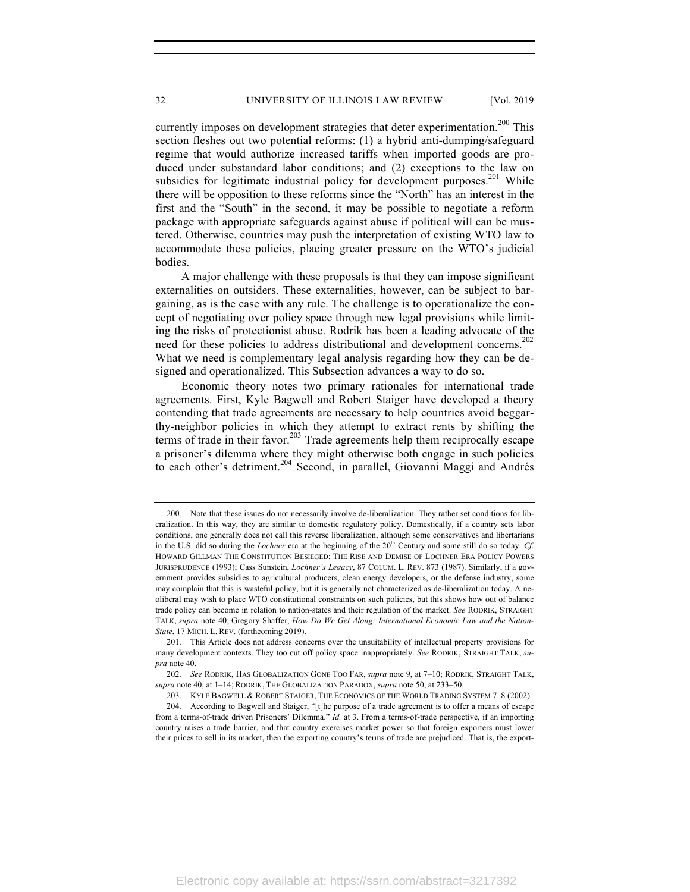currently imposes on development strategies that deter experimentation.[200] This section fleshes out two potential reforms: (1) a hybrid anti-dumping/safeguard regime that would authorize increased tariffs when imported goods are produced under substandard labor conditions; and (2) exceptions to the law on subsidies for legitimate industrial policy for development purposes.[201] While there will be opposition to these reforms since the "North" has an interest in the first and the "South" in the second, it may be possible to negotiate a reform package with appropriate safeguards against abuse if political will can be mustered. Otherwise, countries may push the interpretation of existing WTO law to accommodate these policies, placing greater pressure on the WTO's judicial bodies.

A major challenge with these proposals is that they can impose significant externalities on outsiders. These externalities, however, can be subject to bargaining, as is the case with any rule. The challenge is to operationalize the concept of negotiating over policy space through new legal provisions while limiting the risks of protectionist abuse. Rodrik has been a leading advocate of the need for these policies to address distributional and development concerns.[202] What we need is complementary legal analysis regarding how they can be designed and operationalized. This Subsection advances a way to do so.

Economic theory notes two primary rationales for international trade agreements. First, Kyle Bagwell and Robert Staiger have developed a theory contending that trade agreements are necessary to help countries avoid beggar-thy-neighbor policies in which they attempt to extract rents by shifting the terms of trade in their favor.[203] Trade agreements help them reciprocally escape a prisoner's dilemma where they might otherwise both engage in such policies to each other's detriment.[204] Second, in parallel, Giovanni Maggi and Andrés

---

200. Note that these issues do not necessarily involve de-liberalization. They rather set conditions for liberalization. In this way, they are similar to domestic regulatory policy. Domestically, if a country sets labor conditions, one generally does not call this reverse liberalization, although some conservatives and libertarians in the U.S. did so during the *Lochner* era at the beginning of the 20th Century and some still do so today. *Cf.* HOWARD GILLMAN THE CONSTITUTION BESIEGED: THE RISE AND DEMISE OF LOCHNER ERA POLICY POWERS JURISPRUDENCE (1993); Cass Sunstein, *Lochner's Legacy*, 87 COLUM. L. REV. 873 (1987). Similarly, if a government provides subsidies to agricultural producers, clean energy developers, or the defense industry, some may complain that this is wasteful policy, but it is generally not characterized as de-liberalization today. A neoliberal may wish to place WTO constitutional constraints on such policies, but this shows how out of balance trade policy can become in relation to nation-states and their regulation of the market. *See* RODRIK, STRAIGHT TALK, *supra* note 40; Gregory Shaffer, *How Do We Get Along: International Economic Law and the Nation-State*, 17 MICH. L. REV. (forthcoming 2019).

201. This Article does not address concerns over the unsuitability of intellectual property provisions for many development contexts. They too cut off policy space inappropriately. *See* RODRIK, STRAIGHT TALK, *supra* note 40.

202. *See* RODRIK, HAS GLOBALIZATION GONE TOO FAR, *supra* note 9, at 7–10; RODRIK, STRAIGHT TALK, *supra* note 40, at 1–14; RODRIK, THE GLOBALIZATION PARADOX, *supra* note 50, at 233–50.

203. KYLE BAGWELL & ROBERT STAIGER, THE ECONOMICS OF THE WORLD TRADING SYSTEM 7–8 (2002).

204. According to Bagwell and Staiger, "[t]he purpose of a trade agreement is to offer a means of escape from a terms-of-trade driven Prisoners' Dilemma." *Id.* at 3. From a terms-of-trade perspective, if an importing country raises a trade barrier, and that country exercises market power so that foreign exporters must lower their prices to sell in its market, then the exporting country's terms of trade are prejudiced. That is, the export-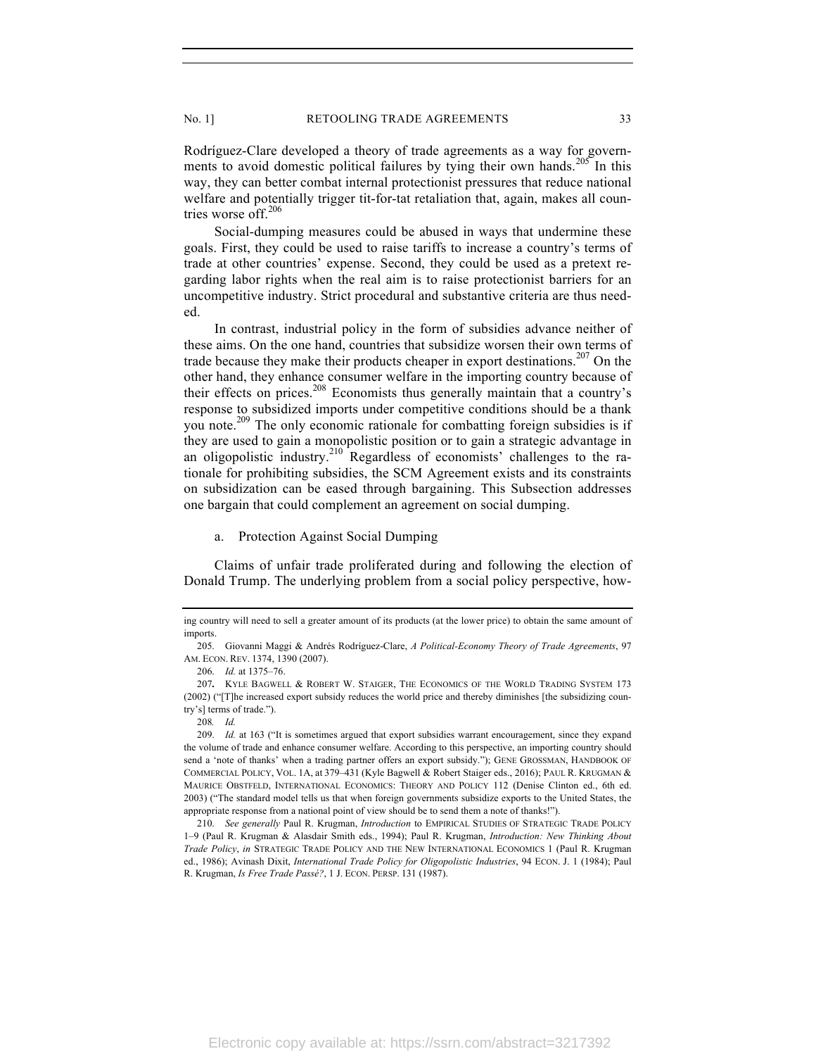Rodríguez-Clare developed a theory of trade agreements as a way for governments to avoid domestic political failures by tying their own hands.[205] In this way, they can better combat internal protectionist pressures that reduce national welfare and potentially trigger tit-for-tat retaliation that, again, makes all countries worse off.[206]

Social-dumping measures could be abused in ways that undermine these goals. First, they could be used to raise tariffs to increase a country's terms of trade at other countries' expense. Second, they could be used as a pretext regarding labor rights when the real aim is to raise protectionist barriers for an uncompetitive industry. Strict procedural and substantive criteria are thus needed.

In contrast, industrial policy in the form of subsidies advance neither of these aims. On the one hand, countries that subsidize worsen their own terms of trade because they make their products cheaper in export destinations.[207] On the other hand, they enhance consumer welfare in the importing country because of their effects on prices.[208] Economists thus generally maintain that a country's response to subsidized imports under competitive conditions should be a thank you note.[209] The only economic rationale for combatting foreign subsidies is if they are used to gain a monopolistic position or to gain a strategic advantage in an oligopolistic industry.[210] Regardless of economists' challenges to the rationale for prohibiting subsidies, the SCM Agreement exists and its constraints on subsidization can be eased through bargaining. This Subsection addresses one bargain that could complement an agreement on social dumping.

a. Protection Against Social Dumping

Claims of unfair trade proliferated during and following the election of Donald Trump. The underlying problem from a social policy perspective, how-

---

ing country will need to sell a greater amount of its products (at the lower price) to obtain the same amount of imports.

205. Giovanni Maggi & Andrés Rodríguez-Clare, *A Political-Economy Theory of Trade Agreements*, 97 AM. ECON. REV. 1374, 1390 (2007).

206. *Id.* at 1375–76.

207. KYLE BAGWELL & ROBERT W. STAIGER, THE ECONOMICS OF THE WORLD TRADING SYSTEM 173 (2002) ("[T]he increased export subsidy reduces the world price and thereby diminishes [the subsidizing country's] terms of trade.").

208. *Id.*

209. *Id.* at 163 ("It is sometimes argued that export subsidies warrant encouragement, since they expand the volume of trade and enhance consumer welfare. According to this perspective, an importing country should send a 'note of thanks' when a trading partner offers an export subsidy."); GENE GROSSMAN, HANDBOOK OF COMMERCIAL POLICY, VOL. 1A, at 379–431 (Kyle Bagwell & Robert Staiger eds., 2016); PAUL R. KRUGMAN & MAURICE OBSTFELD, INTERNATIONAL ECONOMICS: THEORY AND POLICY 112 (Denise Clinton ed., 6th ed. 2003) ("The standard model tells us that when foreign governments subsidize exports to the United States, the appropriate response from a national point of view should be to send them a note of thanks!").

210. *See generally* Paul R. Krugman, *Introduction* to EMPIRICAL STUDIES OF STRATEGIC TRADE POLICY 1–9 (Paul R. Krugman & Alasdair Smith eds., 1994); Paul R. Krugman, *Introduction: New Thinking About Trade Policy*, *in* STRATEGIC TRADE POLICY AND THE NEW INTERNATIONAL ECONOMICS 1 (Paul R. Krugman ed., 1986); Avinash Dixit, *International Trade Policy for Oligopolistic Industries*, 94 ECON. J. 1 (1984); Paul R. Krugman, *Is Free Trade Passé?*, 1 J. ECON. PERSP. 131 (1987).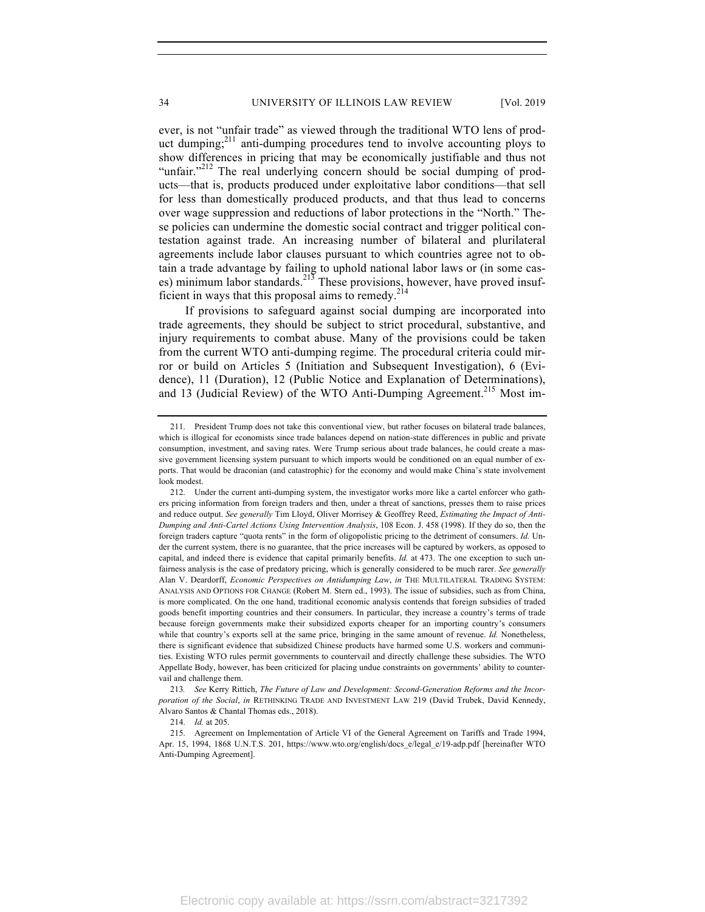ever, is not "unfair trade" as viewed through the traditional WTO lens of product dumping;[211] anti-dumping procedures tend to involve accounting ploys to show differences in pricing that may be economically justifiable and thus not "unfair."[212] The real underlying concern should be social dumping of products—that is, products produced under exploitative labor conditions—that sell for less than domestically produced products, and that thus lead to concerns over wage suppression and reductions of labor protections in the "North." These policies can undermine the domestic social contract and trigger political contestation against trade. An increasing number of bilateral and plurilateral agreements include labor clauses pursuant to which countries agree not to obtain a trade advantage by failing to uphold national labor laws or (in some cases) minimum labor standards.[213] These provisions, however, have proved insufficient in ways that this proposal aims to remedy.[214]

If provisions to safeguard against social dumping are incorporated into trade agreements, they should be subject to strict procedural, substantive, and injury requirements to combat abuse. Many of the provisions could be taken from the current WTO anti-dumping regime. The procedural criteria could mirror or build on Articles 5 (Initiation and Subsequent Investigation), 6 (Evidence), 11 (Duration), 12 (Public Notice and Explanation of Determinations), and 13 (Judicial Review) of the WTO Anti-Dumping Agreement.[215] Most im-

---

211. President Trump does not take this conventional view, but rather focuses on bilateral trade balances, which is illogical for economists since trade balances depend on nation-state differences in public and private consumption, investment, and saving rates. Were Trump serious about trade balances, he could create a massive government licensing system pursuant to which imports would be conditioned on an equal number of exports. That would be draconian (and catastrophic) for the economy and would make China's state involvement look modest.

212. Under the current anti-dumping system, the investigator works more like a cartel enforcer who gathers pricing information from foreign traders and then, under a threat of sanctions, presses them to raise prices and reduce output. *See generally* Tim Lloyd, Oliver Morrisey & Geoffrey Reed, *Estimating the Impact of Anti-Dumping and Anti-Cartel Actions Using Intervention Analysis*, 108 Econ. J. 458 (1998). If they do so, then the foreign traders capture "quota rents" in the form of oligopolistic pricing to the detriment of consumers. *Id.* Under the current system, there is no guarantee, that the price increases will be captured by workers, as opposed to capital, and indeed there is evidence that capital primarily benefits. *Id.* at 473. The one exception to such unfairness analysis is the case of predatory pricing, which is generally considered to be much rarer. *See generally* Alan V. Deardorff, *Economic Perspectives on Antidumping Law*, *in* THE MULTILATERAL TRADING SYSTEM: ANALYSIS AND OPTIONS FOR CHANGE (Robert M. Stern ed., 1993). The issue of subsidies, such as from China, is more complicated. On the one hand, traditional economic analysis contends that foreign subsidies of traded goods benefit importing countries and their consumers. In particular, they increase a country's terms of trade because foreign governments make their subsidized exports cheaper for an importing country's consumers while that country's exports sell at the same price, bringing in the same amount of revenue. *Id.* Nonetheless, there is significant evidence that subsidized Chinese products have harmed some U.S. workers and communities. Existing WTO rules permit governments to countervail and directly challenge these subsidies. The WTO Appellate Body, however, has been criticized for placing undue constraints on governments' ability to countervail and challenge them.

213. *See* Kerry Rittich, *The Future of Law and Development: Second-Generation Reforms and the Incorporation of the Social*, *in* RETHINKING TRADE AND INVESTMENT LAW 219 (David Trubek, David Kennedy, Alvaro Santos & Chantal Thomas eds., 2018).

214. *Id.* at 205.

215. Agreement on Implementation of Article VI of the General Agreement on Tariffs and Trade 1994, Apr. 15, 1994, 1868 U.N.T.S. 201, https://www.wto.org/english/docs_e/legal_e/19-adp.pdf [hereinafter WTO Anti-Dumping Agreement].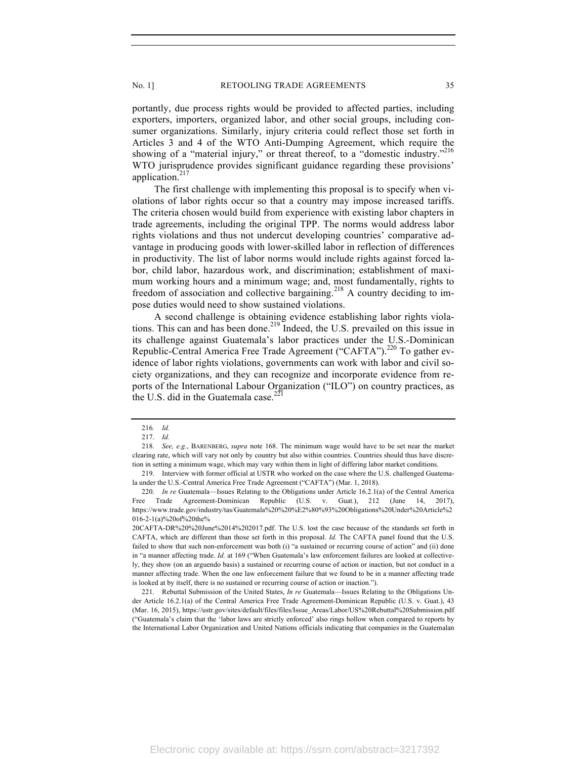portantly, due process rights would be provided to affected parties, including exporters, importers, organized labor, and other social groups, including consumer organizations. Similarly, injury criteria could reflect those set forth in Articles 3 and 4 of the WTO Anti-Dumping Agreement, which require the showing of a "material injury," or threat thereof, to a "domestic industry."[216] WTO jurisprudence provides significant guidance regarding these provisions' application.[217]

The first challenge with implementing this proposal is to specify when violations of labor rights occur so that a country may impose increased tariffs. The criteria chosen would build from experience with existing labor chapters in trade agreements, including the original TPP. The norms would address labor rights violations and thus not undercut developing countries' comparative advantage in producing goods with lower-skilled labor in reflection of differences in productivity. The list of labor norms would include rights against forced labor, child labor, hazardous work, and discrimination; establishment of maximum working hours and a minimum wage; and, most fundamentally, rights to freedom of association and collective bargaining.[218] A country deciding to impose duties would need to show sustained violations.

A second challenge is obtaining evidence establishing labor rights violations. This can and has been done.[219] Indeed, the U.S. prevailed on this issue in its challenge against Guatemala's labor practices under the U.S.-Dominican Republic-Central America Free Trade Agreement ("CAFTA").[220] To gather evidence of labor rights violations, governments can work with labor and civil society organizations, and they can recognize and incorporate evidence from reports of the International Labour Organization ("ILO") on country practices, as the U.S. did in the Guatemala case.[221]

---

216. *Id.*

217. *Id.*

218. *See, e.g.*, BARENBERG, *supra* note 168. The minimum wage would have to be set near the market clearing rate, which will vary not only by country but also within countries. Countries should thus have discretion in setting a minimum wage, which may vary within them in light of differing labor market conditions.

219. Interview with former official at USTR who worked on the case where the U.S. challenged Guatemala under the U.S.-Central America Free Trade Agreement ("CAFTA") (Mar. 1, 2018).

220. *In re* Guatemala—Issues Relating to the Obligations under Article 16.2.1(a) of the Central America Free Trade Agreement-Dominican Republic (U.S. v. Guat.), 212 (June 14, 2017), https://www.trade.gov/industry/tas/Guatemala%20%20%E2%80%93%20Obligations%20Under%20Article%2016-2-1(a)%20of%20the%20CAFTA-DR%20%20June%2014%202017.pdf. The U.S. lost the case because of the standards set forth in CAFTA, which are different than those set forth in this proposal. *Id.* The CAFTA panel found that the U.S. failed to show that such non-enforcement was both (i) "a sustained or recurring course of action" and (ii) done in "a manner affecting trade. *Id.* at 169 ("When Guatemala's law enforcement failures are looked at collectively, they show (on an arguendo basis) a sustained or recurring course of action or inaction, but not conduct in a manner affecting trade. When the one law enforcement failure that we found to be in a manner affecting trade is looked at by itself, there is no sustained or recurring course of action or inaction.").

221. Rebuttal Submission of the United States, *In re* Guatemala—Issues Relating to the Obligations Under Article 16.2.1(a) of the Central America Free Trade Agreement-Dominican Republic (U.S. v. Guat.), 43 (Mar. 16, 2015), https://ustr.gov/sites/default/files/files/Issue_Areas/Labor/US%20Rebuttal%20Submission.pdf ("Guatemala's claim that the 'labor laws are strictly enforced' also rings hollow when compared to reports by the International Labor Organization and United Nations officials indicating that companies in the Guatemalan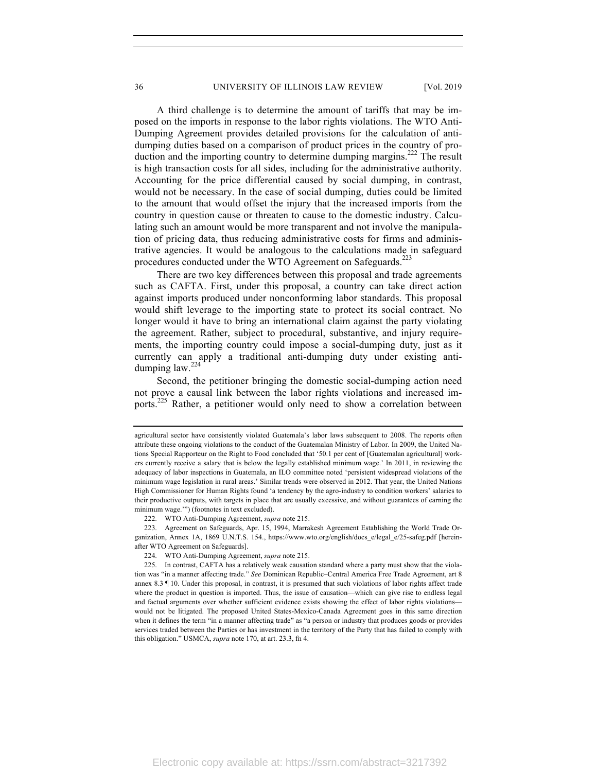A third challenge is to determine the amount of tariffs that may be imposed on the imports in response to the labor rights violations. The WTO Anti-Dumping Agreement provides detailed provisions for the calculation of anti-dumping duties based on a comparison of product prices in the country of production and the importing country to determine dumping margins.[222] The result is high transaction costs for all sides, including for the administrative authority. Accounting for the price differential caused by social dumping, in contrast, would not be necessary. In the case of social dumping, duties could be limited to the amount that would offset the injury that the increased imports from the country in question cause or threaten to cause to the domestic industry. Calculating such an amount would be more transparent and not involve the manipulation of pricing data, thus reducing administrative costs for firms and administrative agencies. It would be analogous to the calculations made in safeguard procedures conducted under the WTO Agreement on Safeguards.[223]

There are two key differences between this proposal and trade agreements such as CAFTA. First, under this proposal, a country can take direct action against imports produced under nonconforming labor standards. This proposal would shift leverage to the importing state to protect its social contract. No longer would it have to bring an international claim against the party violating the agreement. Rather, subject to procedural, substantive, and injury requirements, the importing country could impose a social-dumping duty, just as it currently can apply a traditional anti-dumping duty under existing anti-dumping law.[224]

Second, the petitioner bringing the domestic social-dumping action need not prove a causal link between the labor rights violations and increased imports.[225] Rather, a petitioner would only need to show a correlation between

---

agricultural sector have consistently violated Guatemala's labor laws subsequent to 2008. The reports often attribute these ongoing violations to the conduct of the Guatemalan Ministry of Labor. In 2009, the United Nations Special Rapporteur on the Right to Food concluded that '50.1 per cent of [Guatemalan agricultural] workers currently receive a salary that is below the legally established minimum wage.' In 2011, in reviewing the adequacy of labor inspections in Guatemala, an ILO committee noted 'persistent widespread violations of the minimum wage legislation in rural areas.' Similar trends were observed in 2012. That year, the United Nations High Commissioner for Human Rights found 'a tendency by the agro-industry to condition workers' salaries to their productive outputs, with targets in place that are usually excessive, and without guarantees of earning the minimum wage.'") (footnotes in text excluded).

222. WTO Anti-Dumping Agreement, *supra* note 215.

223. Agreement on Safeguards, Apr. 15, 1994, Marrakesh Agreement Establishing the World Trade Organization, Annex 1A, 1869 U.N.T.S. 154., https://www.wto.org/english/docs_e/legal_e/25-safeg.pdf [hereinafter WTO Agreement on Safeguards].

224. WTO Anti-Dumping Agreement, *supra* note 215.

225. In contrast, CAFTA has a relatively weak causation standard where a party must show that the violation was "in a manner affecting trade." *See* Dominican Republic–Central America Free Trade Agreement, art 8 annex 8.3 ¶ 10. Under this proposal, in contrast, it is presumed that such violations of labor rights affect trade where the product in question is imported. Thus, the issue of causation—which can give rise to endless legal and factual arguments over whether sufficient evidence exists showing the effect of labor rights violations—would not be litigated. The proposed United States-Mexico-Canada Agreement goes in this same direction when it defines the term "in a manner affecting trade" as "a person or industry that produces goods or provides services traded between the Parties or has investment in the territory of the Party that has failed to comply with this obligation." USMCA, *supra* note 170, at art. 23.3, fn 4.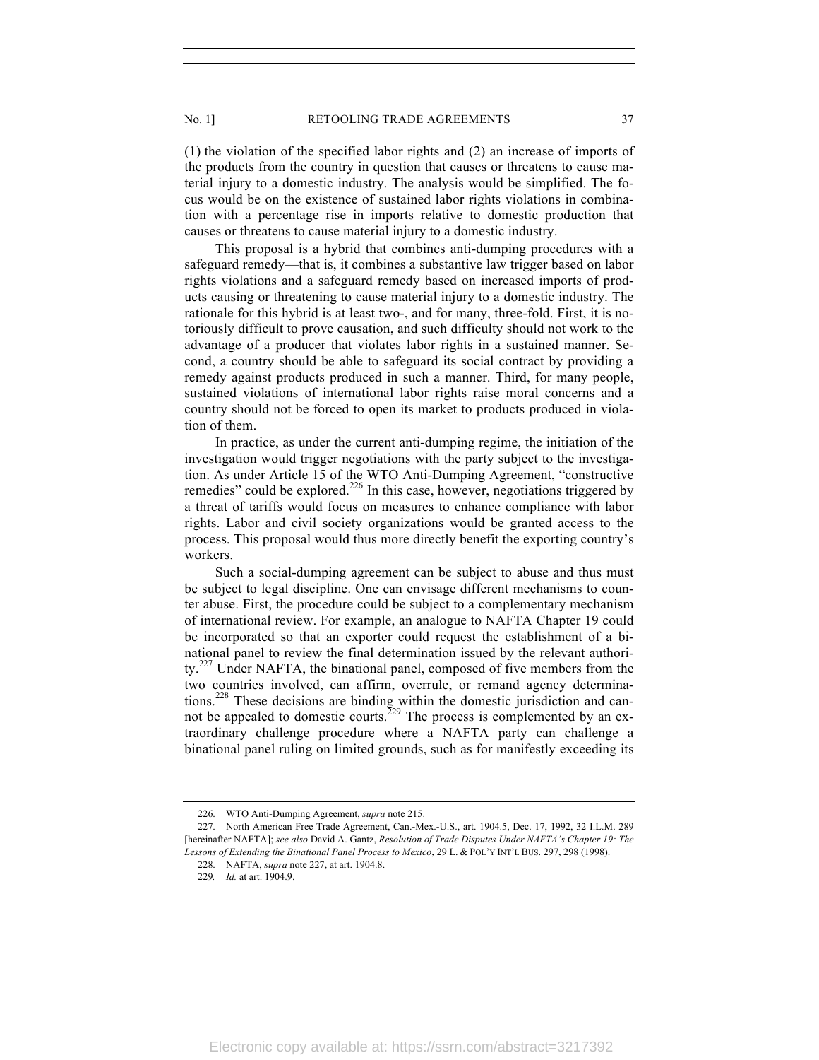(1) the violation of the specified labor rights and (2) an increase of imports of the products from the country in question that causes or threatens to cause material injury to a domestic industry. The analysis would be simplified. The focus would be on the existence of sustained labor rights violations in combination with a percentage rise in imports relative to domestic production that causes or threatens to cause material injury to a domestic industry.

This proposal is a hybrid that combines anti-dumping procedures with a safeguard remedy—that is, it combines a substantive law trigger based on labor rights violations and a safeguard remedy based on increased imports of products causing or threatening to cause material injury to a domestic industry. The rationale for this hybrid is at least two-, and for many, three-fold. First, it is notoriously difficult to prove causation, and such difficulty should not work to the advantage of a producer that violates labor rights in a sustained manner. Second, a country should be able to safeguard its social contract by providing a remedy against products produced in such a manner. Third, for many people, sustained violations of international labor rights raise moral concerns and a country should not be forced to open its market to products produced in violation of them.

In practice, as under the current anti-dumping regime, the initiation of the investigation would trigger negotiations with the party subject to the investigation. As under Article 15 of the WTO Anti-Dumping Agreement, "constructive remedies" could be explored.[226] In this case, however, negotiations triggered by a threat of tariffs would focus on measures to enhance compliance with labor rights. Labor and civil society organizations would be granted access to the process. This proposal would thus more directly benefit the exporting country's workers.

Such a social-dumping agreement can be subject to abuse and thus must be subject to legal discipline. One can envisage different mechanisms to counter abuse. First, the procedure could be subject to a complementary mechanism of international review. For example, an analogue to NAFTA Chapter 19 could be incorporated so that an exporter could request the establishment of a binational panel to review the final determination issued by the relevant authority.[227] Under NAFTA, the binational panel, composed of five members from the two countries involved, can affirm, overrule, or remand agency determinations.[228] These decisions are binding within the domestic jurisdiction and cannot be appealed to domestic courts.[229] The process is complemented by an extraordinary challenge procedure where a NAFTA party can challenge a binational panel ruling on limited grounds, such as for manifestly exceeding its

---

226. WTO Anti-Dumping Agreement, *supra* note 215.

227. North American Free Trade Agreement, Can.-Mex.-U.S., art. 1904.5, Dec. 17, 1992, 32 I.L.M. 289 [hereinafter NAFTA]; *see also* David A. Gantz, *Resolution of Trade Disputes Under NAFTA's Chapter 19: The Lessons of Extending the Binational Panel Process to Mexico*, 29 L. & POL'Y INT'L BUS. 297, 298 (1998).

228. NAFTA, *supra* note 227, at art. 1904.8.

229. *Id.* at art. 1904.9.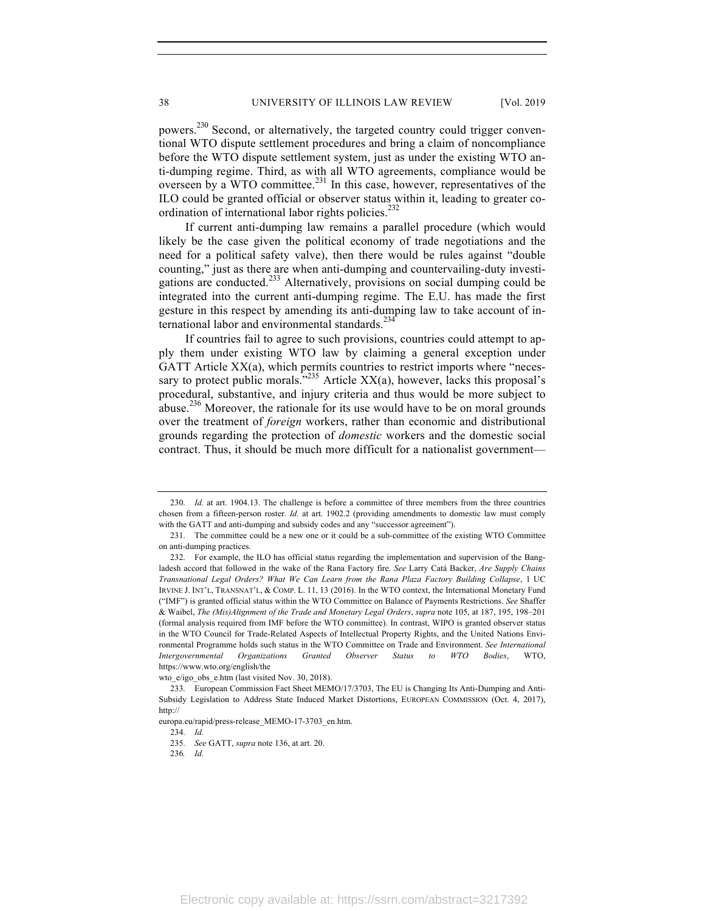powers.[230] Second, or alternatively, the targeted country could trigger conventional WTO dispute settlement procedures and bring a claim of noncompliance before the WTO dispute settlement system, just as under the existing WTO anti-dumping regime. Third, as with all WTO agreements, compliance would be overseen by a WTO committee.[231] In this case, however, representatives of the ILO could be granted official or observer status within it, leading to greater coordination of international labor rights policies.[232]

If current anti-dumping law remains a parallel procedure (which would likely be the case given the political economy of trade negotiations and the need for a political safety valve), then there would be rules against "double counting," just as there are when anti-dumping and countervailing-duty investigations are conducted.[233] Alternatively, provisions on social dumping could be integrated into the current anti-dumping regime. The E.U. has made the first gesture in this respect by amending its anti-dumping law to take account of international labor and environmental standards.[234]

If countries fail to agree to such provisions, countries could attempt to apply them under existing WTO law by claiming a general exception under GATT Article XX(a), which permits countries to restrict imports where "necessary to protect public morals."[235] Article XX(a), however, lacks this proposal's procedural, substantive, and injury criteria and thus would be more subject to abuse.[236] Moreover, the rationale for its use would have to be on moral grounds over the treatment of *foreign* workers, rather than economic and distributional grounds regarding the protection of *domestic* workers and the domestic social contract. Thus, it should be much more difficult for a nationalist government—

---

230. *Id.* at art. 1904.13. The challenge is before a committee of three members from the three countries chosen from a fifteen-person roster. *Id.* at art. 1902.2 (providing amendments to domestic law must comply with the GATT and anti-dumping and subsidy codes and any "successor agreement").

231. The committee could be a new one or it could be a sub-committee of the existing WTO Committee on anti-dumping practices.

232. For example, the ILO has official status regarding the implementation and supervision of the Bangladesh accord that followed in the wake of the Rana Factory fire. *See* Larry Catá Backer, *Are Supply Chains Transnational Legal Orders? What We Can Learn from the Rana Plaza Factory Building Collapse*, 1 UC IRVINE J. INT'L, TRANSNAT'L, & COMP. L. 11, 13 (2016). In the WTO context, the International Monetary Fund ("IMF") is granted official status within the WTO Committee on Balance of Payments Restrictions. *See* Shaffer & Waibel, *The (Mis)Alignment of the Trade and Monetary Legal Orders*, *supra* note 105, at 187, 195, 198–201 (formal analysis required from IMF before the WTO committee). In contrast, WIPO is granted observer status in the WTO Council for Trade-Related Aspects of Intellectual Property Rights, and the United Nations Environmental Programme holds such status in the WTO Committee on Trade and Environment. *See International Intergovernmental Organizations Granted Observer Status to WTO Bodies*, WTO, https://www.wto.org/english/the wto_e/igo_obs_e.htm (last visited Nov. 30, 2018).

233. European Commission Fact Sheet MEMO/17/3703, The EU is Changing Its Anti-Dumping and Anti-Subsidy Legislation to Address State Induced Market Distortions, EUROPEAN COMMISSION (Oct. 4, 2017), http:// europa.eu/rapid/press-release_MEMO-17-3703_en.htm.

234. *Id.*

235. *See* GATT, *supra* note 136, at art. 20.

236. *Id.*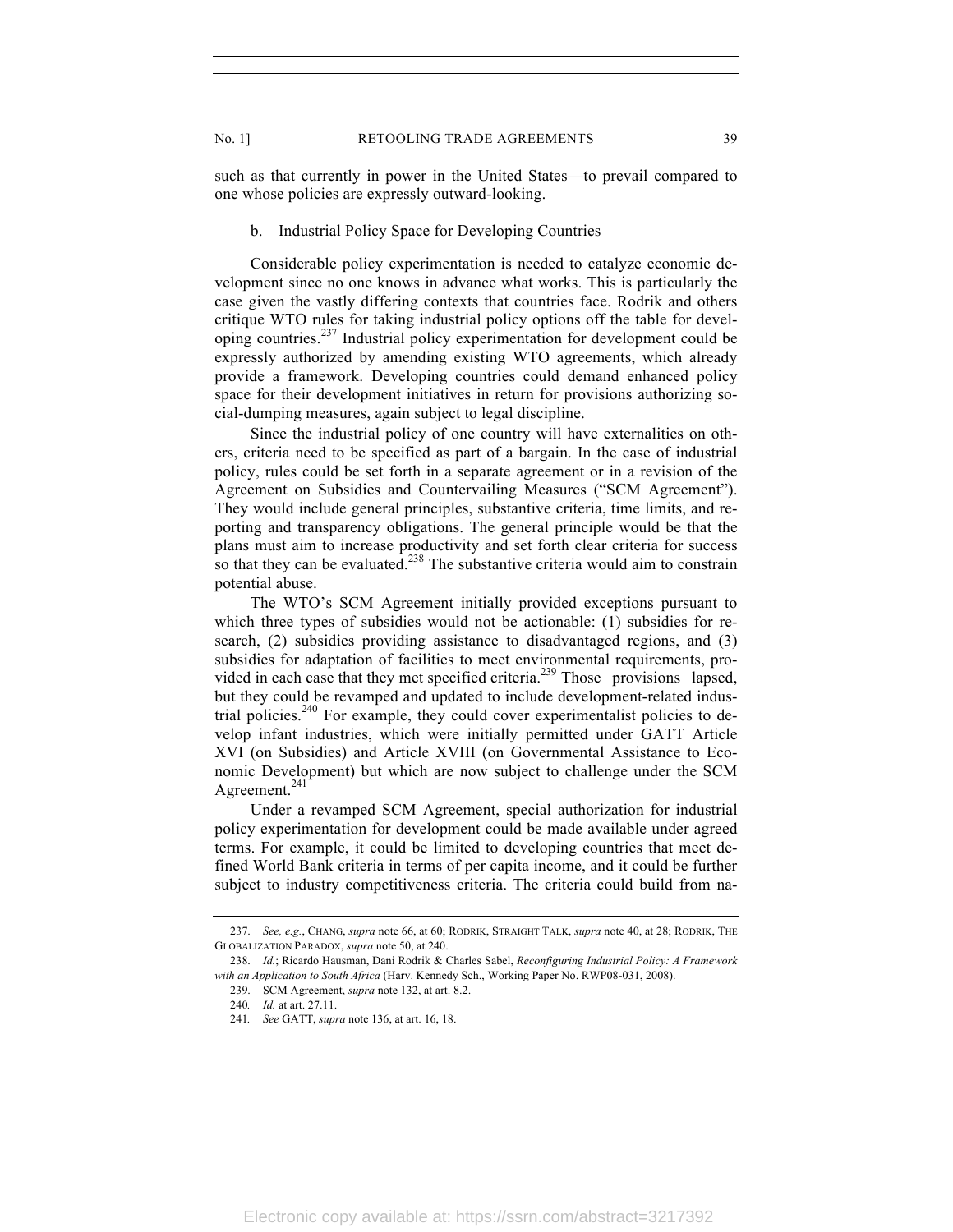such as that currently in power in the United States—to prevail compared to one whose policies are expressly outward-looking.

### b. Industrial Policy Space for Developing Countries

Considerable policy experimentation is needed to catalyze economic development since no one knows in advance what works. This is particularly the case given the vastly differing contexts that countries face. Rodrik and others critique WTO rules for taking industrial policy options off the table for developing countries.[237] Industrial policy experimentation for development could be expressly authorized by amending existing WTO agreements, which already provide a framework. Developing countries could demand enhanced policy space for their development initiatives in return for provisions authorizing social-dumping measures, again subject to legal discipline.

Since the industrial policy of one country will have externalities on others, criteria need to be specified as part of a bargain. In the case of industrial policy, rules could be set forth in a separate agreement or in a revision of the Agreement on Subsidies and Countervailing Measures ("SCM Agreement"). They would include general principles, substantive criteria, time limits, and reporting and transparency obligations. The general principle would be that the plans must aim to increase productivity and set forth clear criteria for success so that they can be evaluated.[238] The substantive criteria would aim to constrain potential abuse.

The WTO's SCM Agreement initially provided exceptions pursuant to which three types of subsidies would not be actionable: (1) subsidies for research, (2) subsidies providing assistance to disadvantaged regions, and (3) subsidies for adaptation of facilities to meet environmental requirements, provided in each case that they met specified criteria.[239] Those provisions lapsed, but they could be revamped and updated to include development-related industrial policies.[240] For example, they could cover experimentalist policies to develop infant industries, which were initially permitted under GATT Article XVI (on Subsidies) and Article XVIII (on Governmental Assistance to Economic Development) but which are now subject to challenge under the SCM Agreement.[241]

Under a revamped SCM Agreement, special authorization for industrial policy experimentation for development could be made available under agreed terms. For example, it could be limited to developing countries that meet defined World Bank criteria in terms of per capita income, and it could be further subject to industry competitiveness criteria. The criteria could build from na-

---

237. *See, e.g.*, CHANG, *supra* note 66, at 60; RODRIK, STRAIGHT TALK, *supra* note 40, at 28; RODRIK, THE GLOBALIZATION PARADOX, *supra* note 50, at 240.

238. *Id.*; Ricardo Hausman, Dani Rodrik & Charles Sabel, *Reconfiguring Industrial Policy: A Framework with an Application to South Africa* (Harv. Kennedy Sch., Working Paper No. RWP08-031, 2008).

239. SCM Agreement, *supra* note 132, at art. 8.2.

240. *Id.* at art. 27.11.

241. *See* GATT, *supra* note 136, at art. 16, 18.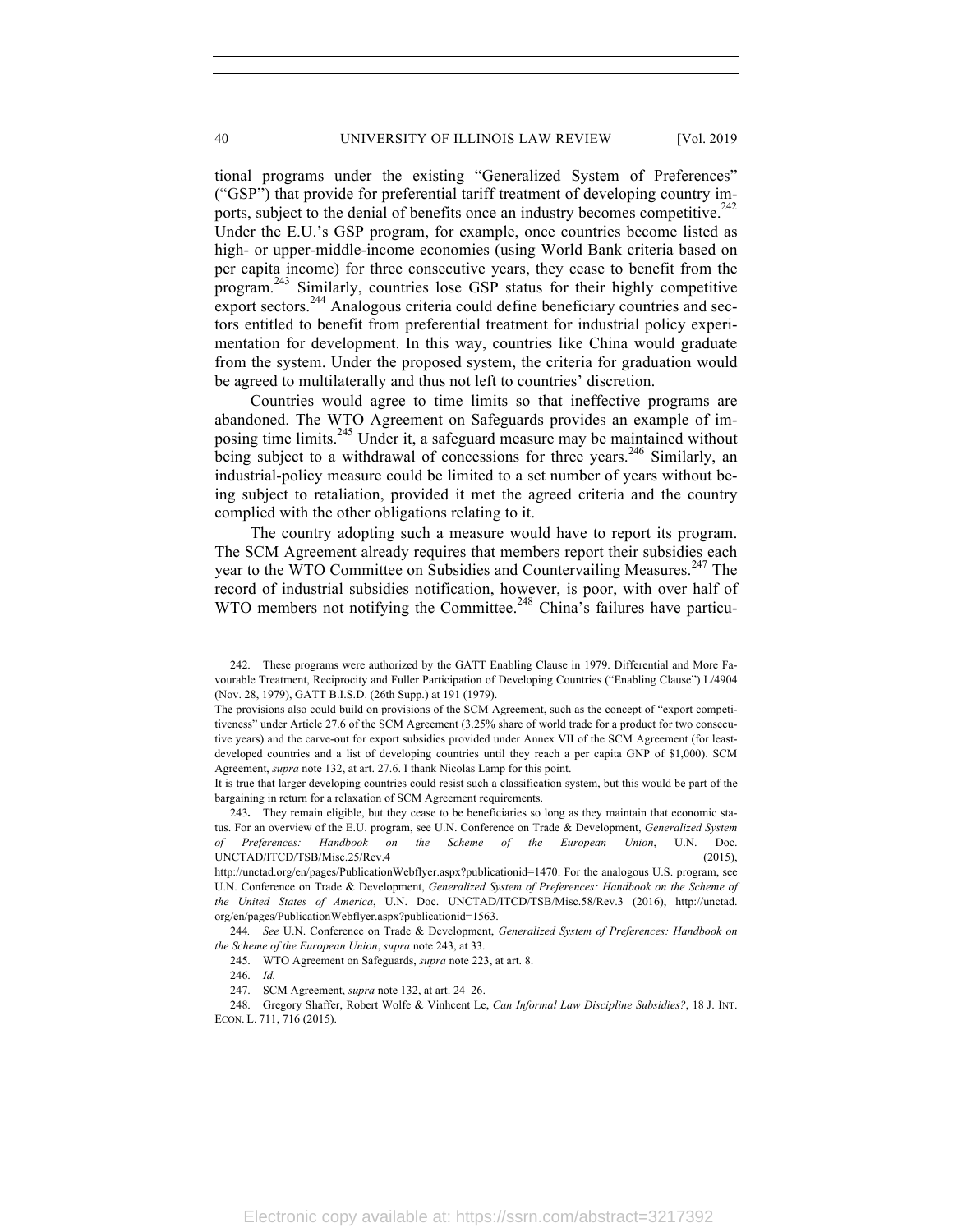tional programs under the existing "Generalized System of Preferences" ("GSP") that provide for preferential tariff treatment of developing country imports, subject to the denial of benefits once an industry becomes competitive.[242] Under the E.U.'s GSP program, for example, once countries become listed as high- or upper-middle-income economies (using World Bank criteria based on per capita income) for three consecutive years, they cease to benefit from the program.[243] Similarly, countries lose GSP status for their highly competitive export sectors.[244] Analogous criteria could define beneficiary countries and sectors entitled to benefit from preferential treatment for industrial policy experimentation for development. In this way, countries like China would graduate from the system. Under the proposed system, the criteria for graduation would be agreed to multilaterally and thus not left to countries' discretion.

Countries would agree to time limits so that ineffective programs are abandoned. The WTO Agreement on Safeguards provides an example of imposing time limits.[245] Under it, a safeguard measure may be maintained without being subject to a withdrawal of concessions for three years.[246] Similarly, an industrial-policy measure could be limited to a set number of years without being subject to retaliation, provided it met the agreed criteria and the country complied with the other obligations relating to it.

The country adopting such a measure would have to report its program. The SCM Agreement already requires that members report their subsidies each year to the WTO Committee on Subsidies and Countervailing Measures.[247] The record of industrial subsidies notification, however, is poor, with over half of WTO members not notifying the Committee.[248] China's failures have particu-

---

242. These programs were authorized by the GATT Enabling Clause in 1979. Differential and More Favourable Treatment, Reciprocity and Fuller Participation of Developing Countries ("Enabling Clause") L/4904 (Nov. 28, 1979), GATT B.I.S.D. (26th Supp.) at 191 (1979).

The provisions also could build on provisions of the SCM Agreement, such as the concept of "export competitiveness" under Article 27.6 of the SCM Agreement (3.25% share of world trade for a product for two consecutive years) and the carve-out for export subsidies provided under Annex VII of the SCM Agreement (for least-developed countries and a list of developing countries until they reach a per capita GNP of $1,000). SCM Agreement, *supra* note 132, at art. 27.6. I thank Nicolas Lamp for this point.

It is true that larger developing countries could resist such a classification system, but this would be part of the bargaining in return for a relaxation of SCM Agreement requirements.

243. They remain eligible, but they cease to be beneficiaries so long as they maintain that economic status. For an overview of the E.U. program, see U.N. Conference on Trade & Development, *Generalized System of Preferences: Handbook on the Scheme of the European Union*, U.N. Doc. UNCTAD/ITCD/TSB/Misc.25/Rev.4 (2015), http://unctad.org/en/pages/PublicationWebflyer.aspx?publicationid=1470. For the analogous U.S. program, see U.N. Conference on Trade & Development, *Generalized System of Preferences: Handbook on the Scheme of the United States of America*, U.N. Doc. UNCTAD/ITCD/TSB/Misc.58/Rev.3 (2016), http://unctad.org/en/pages/PublicationWebflyer.aspx?publicationid=1563.

244. *See* U.N. Conference on Trade & Development, *Generalized System of Preferences: Handbook on the Scheme of the European Union*, *supra* note 243, at 33.

245. WTO Agreement on Safeguards, *supra* note 223, at art. 8.

246. *Id.*

247. SCM Agreement, *supra* note 132, at art. 24–26.

248. Gregory Shaffer, Robert Wolfe & Vinhcent Le, *Can Informal Law Discipline Subsidies?*, 18 J. INT. ECON. L. 711, 716 (2015).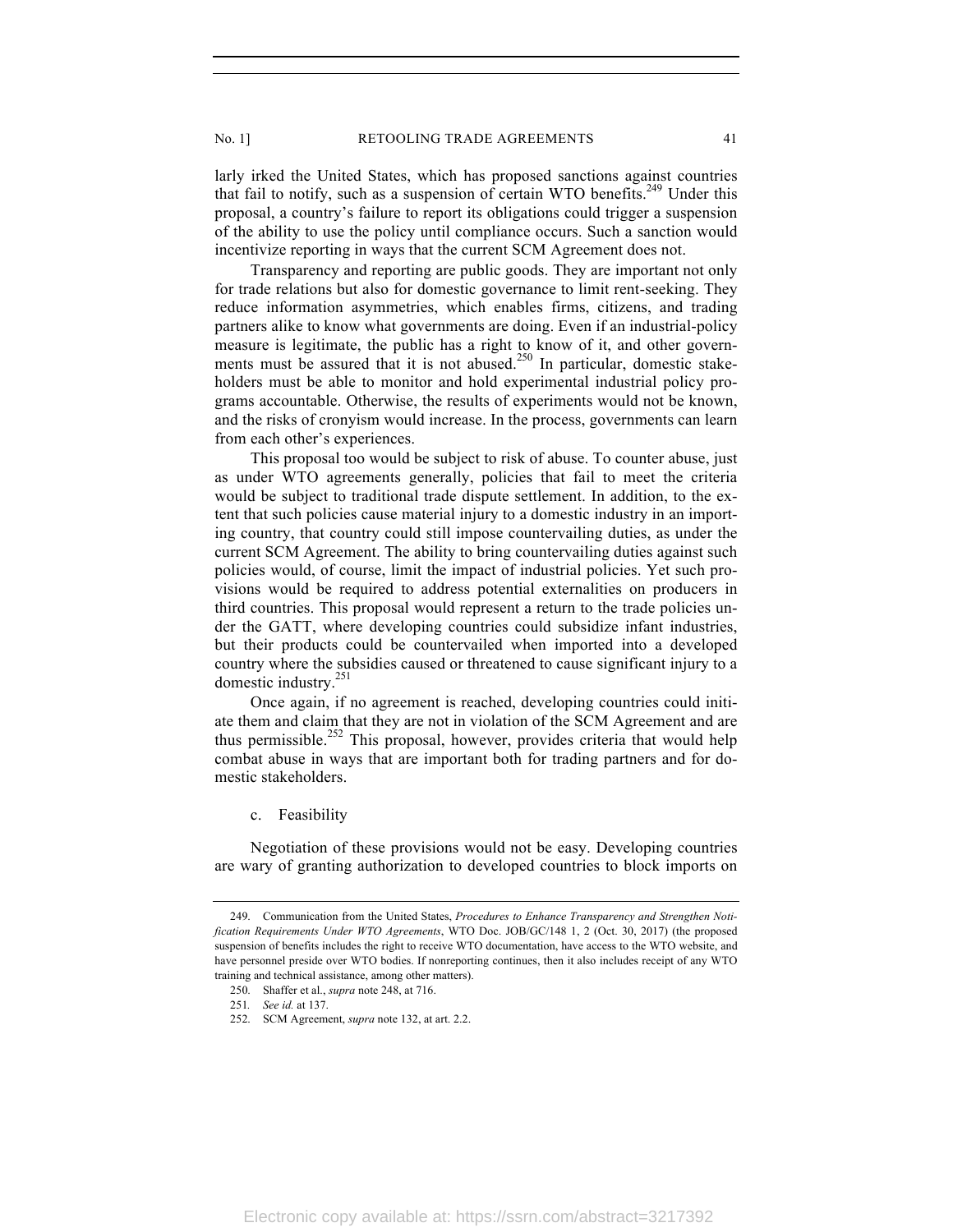larly irked the United States, which has proposed sanctions against countries that fail to notify, such as a suspension of certain WTO benefits.[249] Under this proposal, a country's failure to report its obligations could trigger a suspension of the ability to use the policy until compliance occurs. Such a sanction would incentivize reporting in ways that the current SCM Agreement does not.

Transparency and reporting are public goods. They are important not only for trade relations but also for domestic governance to limit rent-seeking. They reduce information asymmetries, which enables firms, citizens, and trading partners alike to know what governments are doing. Even if an industrial-policy measure is legitimate, the public has a right to know of it, and other governments must be assured that it is not abused.[250] In particular, domestic stakeholders must be able to monitor and hold experimental industrial policy programs accountable. Otherwise, the results of experiments would not be known, and the risks of cronyism would increase. In the process, governments can learn from each other's experiences.

This proposal too would be subject to risk of abuse. To counter abuse, just as under WTO agreements generally, policies that fail to meet the criteria would be subject to traditional trade dispute settlement. In addition, to the extent that such policies cause material injury to a domestic industry in an importing country, that country could still impose countervailing duties, as under the current SCM Agreement. The ability to bring countervailing duties against such policies would, of course, limit the impact of industrial policies. Yet such provisions would be required to address potential externalities on producers in third countries. This proposal would represent a return to the trade policies under the GATT, where developing countries could subsidize infant industries, but their products could be countervailed when imported into a developed country where the subsidies caused or threatened to cause significant injury to a domestic industry.[251]

Once again, if no agreement is reached, developing countries could initiate them and claim that they are not in violation of the SCM Agreement and are thus permissible.[252] This proposal, however, provides criteria that would help combat abuse in ways that are important both for trading partners and for domestic stakeholders.

c. Feasibility

Negotiation of these provisions would not be easy. Developing countries are wary of granting authorization to developed countries to block imports on

249. Communication from the United States, *Procedures to Enhance Transparency and Strengthen Notification Requirements Under WTO Agreements*, WTO Doc. JOB/GC/148 1, 2 (Oct. 30, 2017) (the proposed suspension of benefits includes the right to receive WTO documentation, have access to the WTO website, and have personnel preside over WTO bodies. If nonreporting continues, then it also includes receipt of any WTO training and technical assistance, among other matters).

250. Shaffer et al., *supra* note 248, at 716.

251. *See id.* at 137.

252. SCM Agreement, *supra* note 132, at art. 2.2.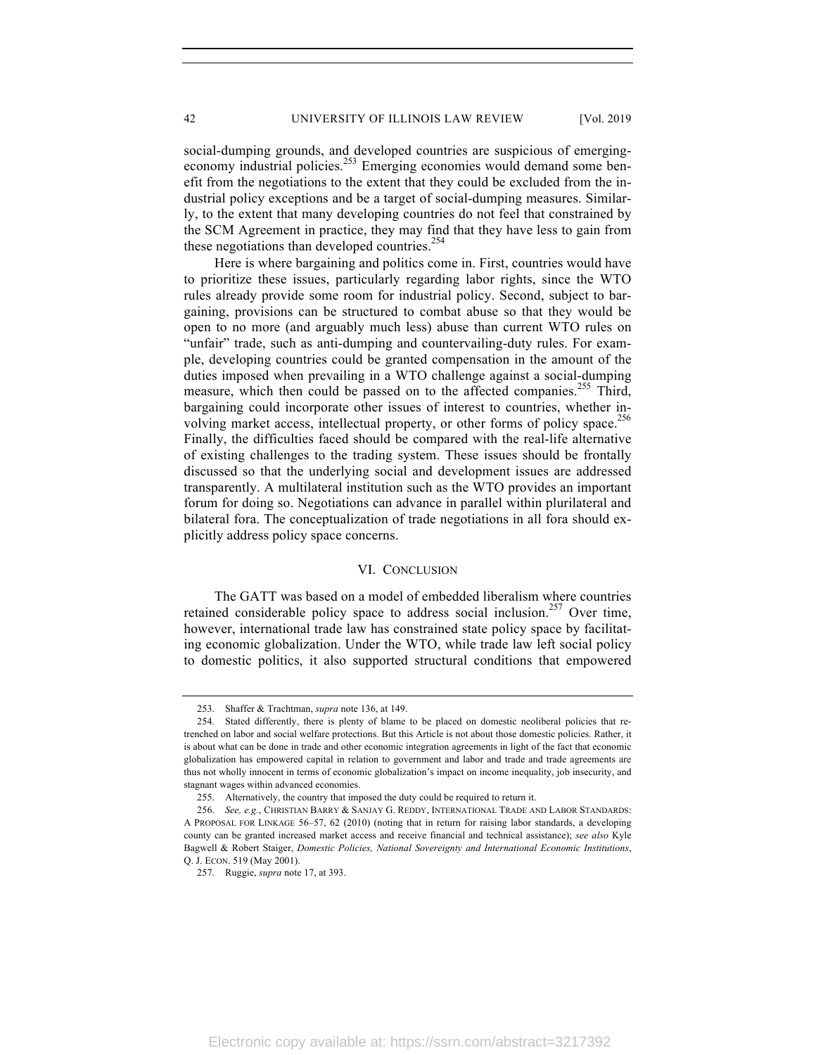social-dumping grounds, and developed countries are suspicious of emerging-economy industrial policies.[253] Emerging economies would demand some benefit from the negotiations to the extent that they could be excluded from the industrial policy exceptions and be a target of social-dumping measures. Similarly, to the extent that many developing countries do not feel that constrained by the SCM Agreement in practice, they may find that they have less to gain from these negotiations than developed countries.[254]

Here is where bargaining and politics come in. First, countries would have to prioritize these issues, particularly regarding labor rights, since the WTO rules already provide some room for industrial policy. Second, subject to bargaining, provisions can be structured to combat abuse so that they would be open to no more (and arguably much less) abuse than current WTO rules on "unfair" trade, such as anti-dumping and countervailing-duty rules. For example, developing countries could be granted compensation in the amount of the duties imposed when prevailing in a WTO challenge against a social-dumping measure, which then could be passed on to the affected companies.[255] Third, bargaining could incorporate other issues of interest to countries, whether involving market access, intellectual property, or other forms of policy space.[256] Finally, the difficulties faced should be compared with the real-life alternative of existing challenges to the trading system. These issues should be frontally discussed so that the underlying social and development issues are addressed transparently. A multilateral institution such as the WTO provides an important forum for doing so. Negotiations can advance in parallel within plurilateral and bilateral fora. The conceptualization of trade negotiations in all fora should explicitly address policy space concerns.

## VI. Conclusion

The GATT was based on a model of embedded liberalism where countries retained considerable policy space to address social inclusion.[257] Over time, however, international trade law has constrained state policy space by facilitating economic globalization. Under the WTO, while trade law left social policy to domestic politics, it also supported structural conditions that empowered

---

253. Shaffer & Trachtman, *supra* note 136, at 149.

254. Stated differently, there is plenty of blame to be placed on domestic neoliberal policies that retrenched on labor and social welfare protections. But this Article is not about those domestic policies. Rather, it is about what can be done in trade and other economic integration agreements in light of the fact that economic globalization has empowered capital in relation to government and labor and trade and trade agreements are thus not wholly innocent in terms of economic globalization's impact on income inequality, job insecurity, and stagnant wages within advanced economies.

255. Alternatively, the country that imposed the duty could be required to return it.

256. *See, e.g.*, Christian Barry & Sanjay G. Reddy, International Trade and Labor Standards: A Proposal for Linkage 56–57, 62 (2010) (noting that in return for raising labor standards, a developing county can be granted increased market access and receive financial and technical assistance); *see also* Kyle Bagwell & Robert Staiger, *Domestic Policies, National Sovereignty and International Economic Institutions*, Q. J. Econ. 519 (May 2001).

257. Ruggie, *supra* note 17, at 393.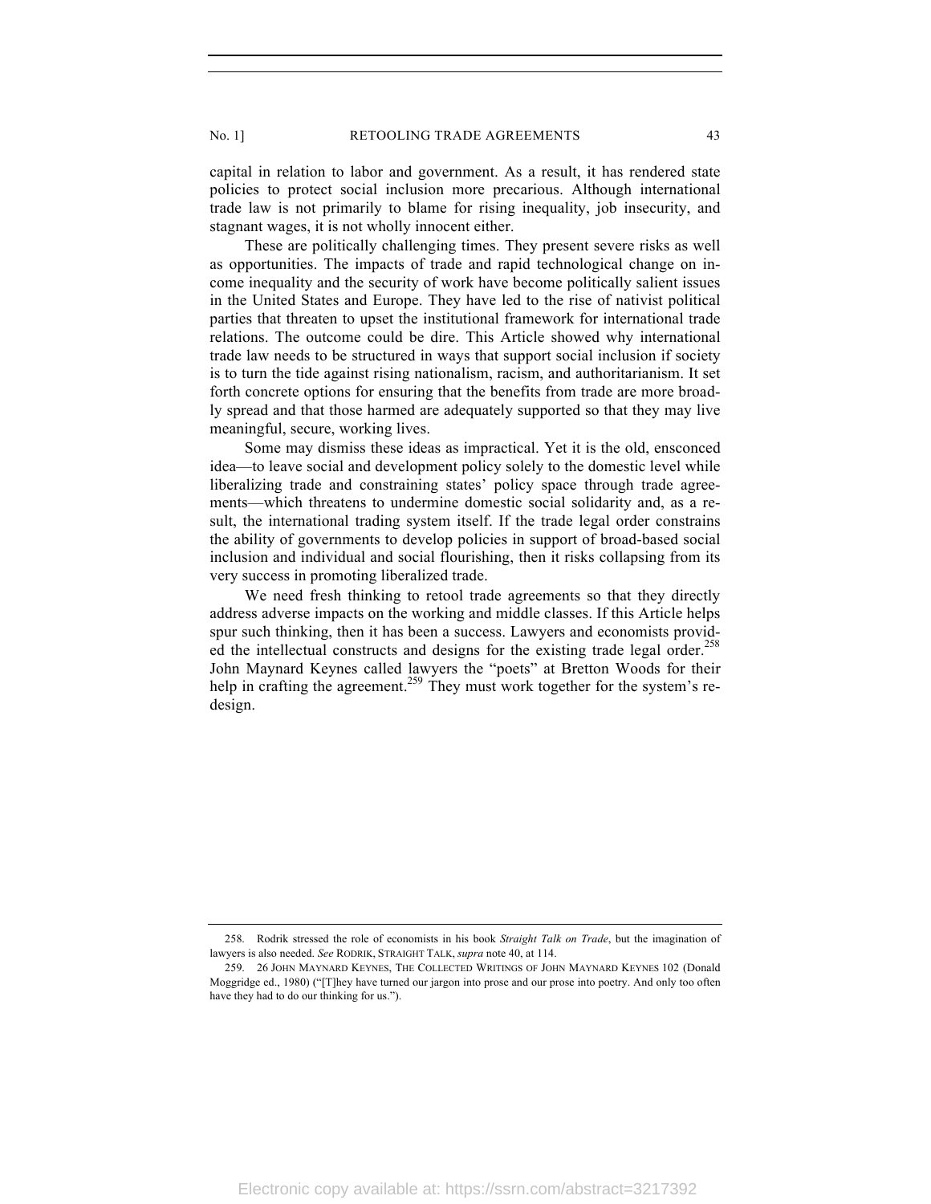capital in relation to labor and government. As a result, it has rendered state policies to protect social inclusion more precarious. Although international trade law is not primarily to blame for rising inequality, job insecurity, and stagnant wages, it is not wholly innocent either.

These are politically challenging times. They present severe risks as well as opportunities. The impacts of trade and rapid technological change on income inequality and the security of work have become politically salient issues in the United States and Europe. They have led to the rise of nativist political parties that threaten to upset the institutional framework for international trade relations. The outcome could be dire. This Article showed why international trade law needs to be structured in ways that support social inclusion if society is to turn the tide against rising nationalism, racism, and authoritarianism. It set forth concrete options for ensuring that the benefits from trade are more broadly spread and that those harmed are adequately supported so that they may live meaningful, secure, working lives.

Some may dismiss these ideas as impractical. Yet it is the old, ensconced idea—to leave social and development policy solely to the domestic level while liberalizing trade and constraining states' policy space through trade agreements—which threatens to undermine domestic social solidarity and, as a result, the international trading system itself. If the trade legal order constrains the ability of governments to develop policies in support of broad-based social inclusion and individual and social flourishing, then it risks collapsing from its very success in promoting liberalized trade.

We need fresh thinking to retool trade agreements so that they directly address adverse impacts on the working and middle classes. If this Article helps spur such thinking, then it has been a success. Lawyers and economists provided the intellectual constructs and designs for the existing trade legal order.[258] John Maynard Keynes called lawyers the "poets" at Bretton Woods for their help in crafting the agreement.[259] They must work together for the system's redesign.

---

258. Rodrik stressed the role of economists in his book *Straight Talk on Trade*, but the imagination of lawyers is also needed. *See* RODRIK, STRAIGHT TALK, *supra* note 40, at 114.

259. 26 JOHN MAYNARD KEYNES, THE COLLECTED WRITINGS OF JOHN MAYNARD KEYNES 102 (Donald Moggridge ed., 1980) ("[T]hey have turned our jargon into prose and our prose into poetry. And only too often have they had to do our thinking for us.").